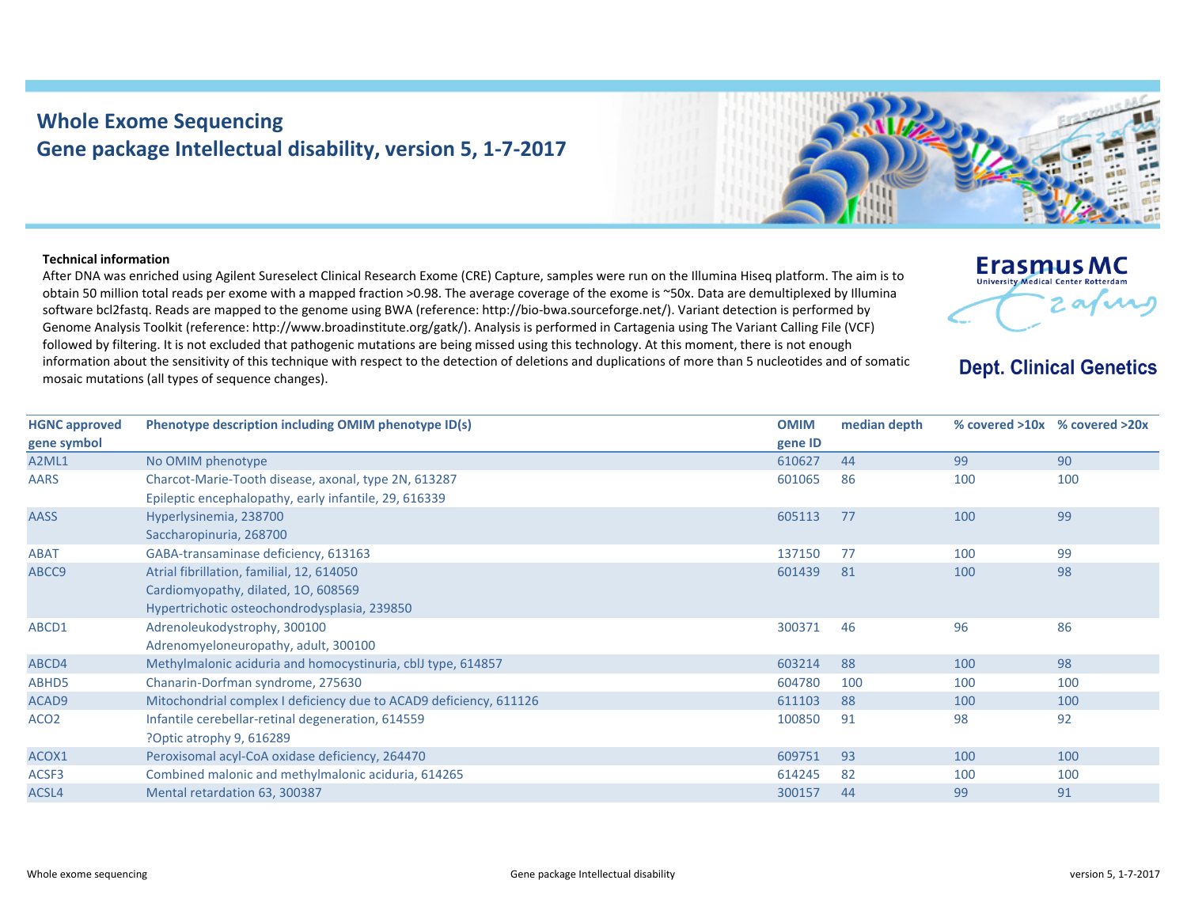# Whole Exome Sequencing
## Gene package Intellectual disability, version 5, 1-7-2017

**Erasmus MC**
University Medical Center Rotterdam

**Dept. Clinical Genetics**

**Technical information**

After DNA was enriched using Agilent Sureselect Clinical Research Exome (CRE) Capture, samples were run on the Illumina Hiseq platform. The aim is to obtain 50 million total reads per exome with a mapped fraction >0.98. The average coverage of the exome is ~50x. Data are demultiplexed by Illumina software bcl2fastq. Reads are mapped to the genome using BWA (reference: http://bio-bwa.sourceforge.net/). Variant detection is performed by Genome Analysis Toolkit (reference: http://www.broadinstitute.org/gatk/). Analysis is performed in Cartagenia using The Variant Calling File (VCF) followed by filtering. It is not excluded that pathogenic mutations are being missed using this technology. At this moment, there is not enough information about the sensitivity of this technique with respect to the detection of deletions and duplications of more than 5 nucleotides and of somatic mosaic mutations (all types of sequence changes).

| HGNC approved gene symbol | Phenotype description including OMIM phenotype ID(s) | OMIM gene ID | median depth | % covered >10x | % covered >20x |
|---|---|---|---|---|---|
| A2ML1 | No OMIM phenotype | 610627 | 44 | 99 | 90 |
| AARS | Charcot-Marie-Tooth disease, axonal, type 2N, 613287<br>Epileptic encephalopathy, early infantile, 29, 616339 | 601065 | 86 | 100 | 100 |
| AASS | Hyperlysinemia, 238700<br>Saccharopinuria, 268700 | 605113 | 77 | 100 | 99 |
| ABAT | GABA-transaminase deficiency, 613163 | 137150 | 77 | 100 | 99 |
| ABCC9 | Atrial fibrillation, familial, 12, 614050<br>Cardiomyopathy, dilated, 1O, 608569<br>Hypertrichotic osteochondrodysplasia, 239850 | 601439 | 81 | 100 | 98 |
| ABCD1 | Adrenoleukodystrophy, 300100<br>Adrenomyeloneuropathy, adult, 300100 | 300371 | 46 | 96 | 86 |
| ABCD4 | Methylmalonic aciduria and homocystinuria, cblJ type, 614857 | 603214 | 88 | 100 | 98 |
| ABHD5 | Chanarin-Dorfman syndrome, 275630 | 604780 | 100 | 100 | 100 |
| ACAD9 | Mitochondrial complex I deficiency due to ACAD9 deficiency, 611126 | 611103 | 88 | 100 | 100 |
| ACO2 | Infantile cerebellar-retinal degeneration, 614559<br>?Optic atrophy 9, 616289 | 100850 | 91 | 98 | 92 |
| ACOX1 | Peroxisomal acyl-CoA oxidase deficiency, 264470 | 609751 | 93 | 100 | 100 |
| ACSF3 | Combined malonic and methylmalonic aciduria, 614265 | 614245 | 82 | 100 | 100 |
| ACSL4 | Mental retardation 63, 300387 | 300157 | 44 | 99 | 91 |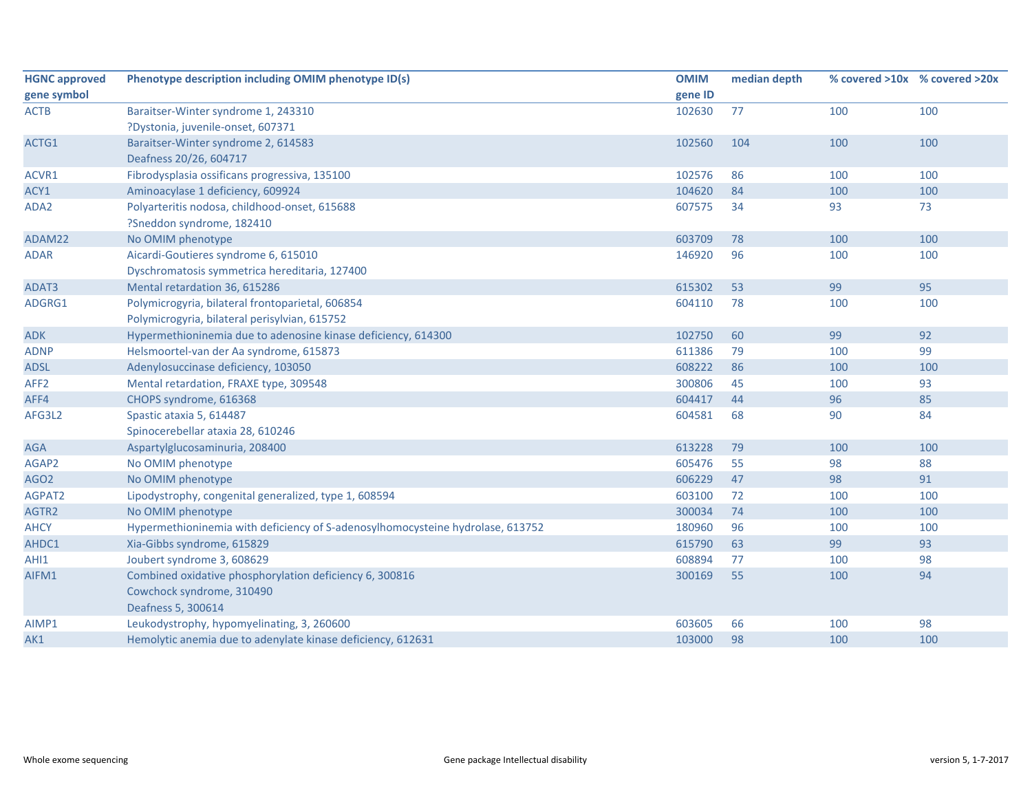| HGNC approved gene symbol | Phenotype description including OMIM phenotype ID(s) | OMIM gene ID | median depth | % covered >10x | % covered >20x |
|---|---|---|---|---|---|
| ACTB | Baraitser-Winter syndrome 1, 243310<br>?Dystonia, juvenile-onset, 607371 | 102630 | 77 | 100 | 100 |
| ACTG1 | Baraitser-Winter syndrome 2, 614583<br>Deafness 20/26, 604717 | 102560 | 104 | 100 | 100 |
| ACVR1 | Fibrodysplasia ossificans progressiva, 135100 | 102576 | 86 | 100 | 100 |
| ACY1 | Aminoacylase 1 deficiency, 609924 | 104620 | 84 | 100 | 100 |
| ADA2 | Polyarteritis nodosa, childhood-onset, 615688<br>?Sneddon syndrome, 182410 | 607575 | 34 | 93 | 73 |
| ADAM22 | No OMIM phenotype | 603709 | 78 | 100 | 100 |
| ADAR | Aicardi-Goutieres syndrome 6, 615010<br>Dyschromatosis symmetrica hereditaria, 127400 | 146920 | 96 | 100 | 100 |
| ADAT3 | Mental retardation 36, 615286 | 615302 | 53 | 99 | 95 |
| ADGRG1 | Polymicrogyria, bilateral frontoparietal, 606854<br>Polymicrogyria, bilateral perisylvian, 615752 | 604110 | 78 | 100 | 100 |
| ADK | Hypermethioninemia due to adenosine kinase deficiency, 614300 | 102750 | 60 | 99 | 92 |
| ADNP | Helsmoortel-van der Aa syndrome, 615873 | 611386 | 79 | 100 | 99 |
| ADSL | Adenylosuccinase deficiency, 103050 | 608222 | 86 | 100 | 100 |
| AFF2 | Mental retardation, FRAXE type, 309548 | 300806 | 45 | 100 | 93 |
| AFF4 | CHOPS syndrome, 616368 | 604417 | 44 | 96 | 85 |
| AFG3L2 | Spastic ataxia 5, 614487<br>Spinocerebellar ataxia 28, 610246 | 604581 | 68 | 90 | 84 |
| AGA | Aspartylglucosaminuria, 208400 | 613228 | 79 | 100 | 100 |
| AGAP2 | No OMIM phenotype | 605476 | 55 | 98 | 88 |
| AGO2 | No OMIM phenotype | 606229 | 47 | 98 | 91 |
| AGPAT2 | Lipodystrophy, congenital generalized, type 1, 608594 | 603100 | 72 | 100 | 100 |
| AGTR2 | No OMIM phenotype | 300034 | 74 | 100 | 100 |
| AHCY | Hypermethioninemia with deficiency of S-adenosylhomocysteine hydrolase, 613752 | 180960 | 96 | 100 | 100 |
| AHDC1 | Xia-Gibbs syndrome, 615829 | 615790 | 63 | 99 | 93 |
| AHI1 | Joubert syndrome 3, 608629 | 608894 | 77 | 100 | 98 |
| AIFM1 | Combined oxidative phosphorylation deficiency 6, 300816<br>Cowchock syndrome, 310490<br>Deafness 5, 300614 | 300169 | 55 | 100 | 94 |
| AIMP1 | Leukodystrophy, hypomyelinating, 3, 260600 | 603605 | 66 | 100 | 98 |
| AK1 | Hemolytic anemia due to adenylate kinase deficiency, 612631 | 103000 | 98 | 100 | 100 |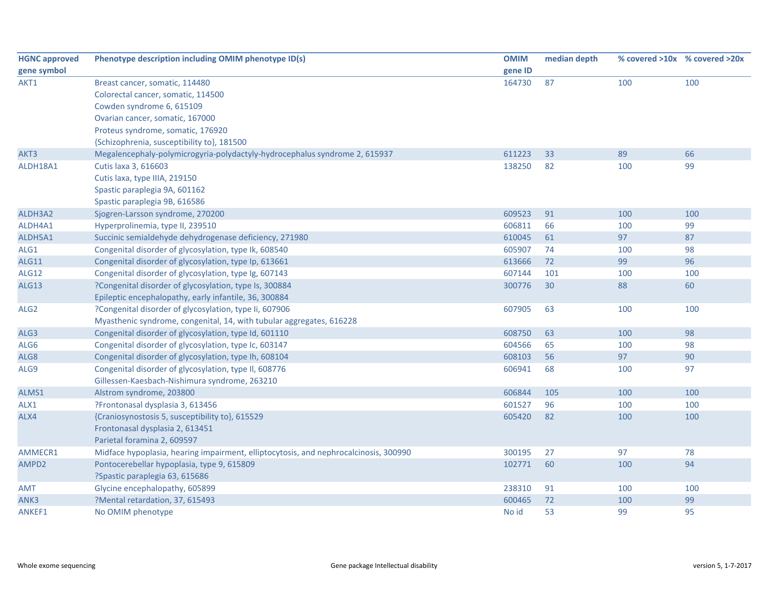| HGNC approved gene symbol | Phenotype description including OMIM phenotype ID(s) | OMIM gene ID | median depth | % covered >10x | % covered >20x |
|---|---|---|---|---|---|
| AKT1 | Breast cancer, somatic, 114480<br>Colorectal cancer, somatic, 114500<br>Cowden syndrome 6, 615109<br>Ovarian cancer, somatic, 167000<br>Proteus syndrome, somatic, 176920<br>{Schizophrenia, susceptibility to}, 181500 | 164730 | 87 | 100 | 100 |
| AKT3 | Megalencephaly-polymicrogyria-polydactyly-hydrocephalus syndrome 2, 615937 | 611223 | 33 | 89 | 66 |
| ALDH18A1 | Cutis laxa 3, 616603<br>Cutis laxa, type IIIA, 219150<br>Spastic paraplegia 9A, 601162<br>Spastic paraplegia 9B, 616586 | 138250 | 82 | 100 | 99 |
| ALDH3A2 | Sjogren-Larsson syndrome, 270200 | 609523 | 91 | 100 | 100 |
| ALDH4A1 | Hyperprolinemia, type II, 239510 | 606811 | 66 | 100 | 99 |
| ALDH5A1 | Succinic semialdehyde dehydrogenase deficiency, 271980 | 610045 | 61 | 97 | 87 |
| ALG1 | Congenital disorder of glycosylation, type Ik, 608540 | 605907 | 74 | 100 | 98 |
| ALG11 | Congenital disorder of glycosylation, type Ip, 613661 | 613666 | 72 | 99 | 96 |
| ALG12 | Congenital disorder of glycosylation, type Ig, 607143 | 607144 | 101 | 100 | 100 |
| ALG13 | ?Congenital disorder of glycosylation, type Is, 300884<br>Epileptic encephalopathy, early infantile, 36, 300884 | 300776 | 30 | 88 | 60 |
| ALG2 | ?Congenital disorder of glycosylation, type Ii, 607906<br>Myasthenic syndrome, congenital, 14, with tubular aggregates, 616228 | 607905 | 63 | 100 | 100 |
| ALG3 | Congenital disorder of glycosylation, type Id, 601110 | 608750 | 63 | 100 | 98 |
| ALG6 | Congenital disorder of glycosylation, type Ic, 603147 | 604566 | 65 | 100 | 98 |
| ALG8 | Congenital disorder of glycosylation, type Ih, 608104 | 608103 | 56 | 97 | 90 |
| ALG9 | Congenital disorder of glycosylation, type Il, 608776<br>Gillessen-Kaesbach-Nishimura syndrome, 263210 | 606941 | 68 | 100 | 97 |
| ALMS1 | Alstrom syndrome, 203800 | 606844 | 105 | 100 | 100 |
| ALX1 | ?Frontonasal dysplasia 3, 613456 | 601527 | 96 | 100 | 100 |
| ALX4 | {Craniosynostosis 5, susceptibility to}, 615529<br>Frontonasal dysplasia 2, 613451<br>Parietal foramina 2, 609597 | 605420 | 82 | 100 | 100 |
| AMMECR1 | Midface hypoplasia, hearing impairment, elliptocytosis, and nephrocalcinosis, 300990 | 300195 | 27 | 97 | 78 |
| AMPD2 | Pontocerebellar hypoplasia, type 9, 615809<br>?Spastic paraplegia 63, 615686 | 102771 | 60 | 100 | 94 |
| AMT | Glycine encephalopathy, 605899 | 238310 | 91 | 100 | 100 |
| ANK3 | ?Mental retardation, 37, 615493 | 600465 | 72 | 100 | 99 |
| ANKEF1 | No OMIM phenotype | No id | 53 | 99 | 95 |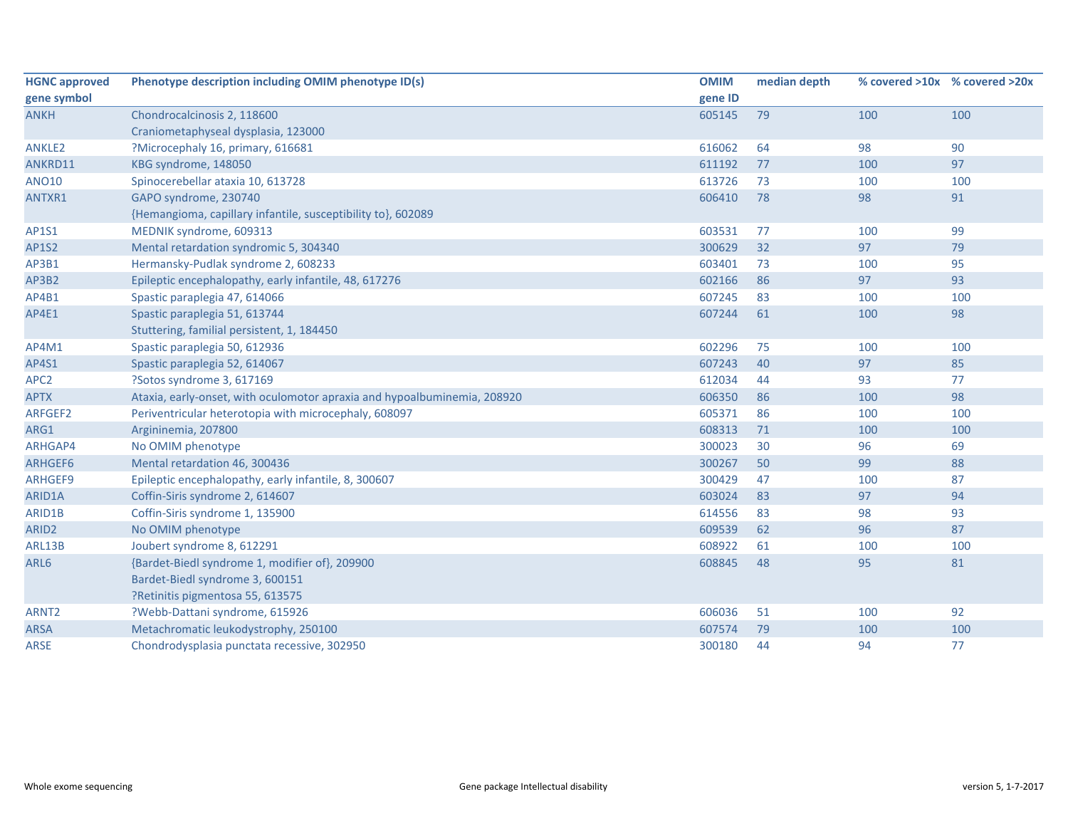| HGNC approved gene symbol | Phenotype description including OMIM phenotype ID(s) | OMIM gene ID | median depth | % covered >10x | % covered >20x |
|---|---|---|---|---|---|
| ANKH | Chondrocalcinosis 2, 118600<br>Craniometaphyseal dysplasia, 123000 | 605145 | 79 | 100 | 100 |
| ANKLE2 | ?Microcephaly 16, primary, 616681 | 616062 | 64 | 98 | 90 |
| ANKRD11 | KBG syndrome, 148050 | 611192 | 77 | 100 | 97 |
| ANO10 | Spinocerebellar ataxia 10, 613728 | 613726 | 73 | 100 | 100 |
| ANTXR1 | GAPO syndrome, 230740<br>{Hemangioma, capillary infantile, susceptibility to}, 602089 | 606410 | 78 | 98 | 91 |
| AP1S1 | MEDNIK syndrome, 609313 | 603531 | 77 | 100 | 99 |
| AP1S2 | Mental retardation syndromic 5, 304340 | 300629 | 32 | 97 | 79 |
| AP3B1 | Hermansky-Pudlak syndrome 2, 608233 | 603401 | 73 | 100 | 95 |
| AP3B2 | Epileptic encephalopathy, early infantile, 48, 617276 | 602166 | 86 | 97 | 93 |
| AP4B1 | Spastic paraplegia 47, 614066 | 607245 | 83 | 100 | 100 |
| AP4E1 | Spastic paraplegia 51, 613744<br>Stuttering, familial persistent, 1, 184450 | 607244 | 61 | 100 | 98 |
| AP4M1 | Spastic paraplegia 50, 612936 | 602296 | 75 | 100 | 100 |
| AP4S1 | Spastic paraplegia 52, 614067 | 607243 | 40 | 97 | 85 |
| APC2 | ?Sotos syndrome 3, 617169 | 612034 | 44 | 93 | 77 |
| APTX | Ataxia, early-onset, with oculomotor apraxia and hypoalbuminemia, 208920 | 606350 | 86 | 100 | 98 |
| ARFGEF2 | Periventricular heterotopia with microcephaly, 608097 | 605371 | 86 | 100 | 100 |
| ARG1 | Argininemia, 207800 | 608313 | 71 | 100 | 100 |
| ARHGAP4 | No OMIM phenotype | 300023 | 30 | 96 | 69 |
| ARHGEF6 | Mental retardation 46, 300436 | 300267 | 50 | 99 | 88 |
| ARHGEF9 | Epileptic encephalopathy, early infantile, 8, 300607 | 300429 | 47 | 100 | 87 |
| ARID1A | Coffin-Siris syndrome 2, 614607 | 603024 | 83 | 97 | 94 |
| ARID1B | Coffin-Siris syndrome 1, 135900 | 614556 | 83 | 98 | 93 |
| ARID2 | No OMIM phenotype | 609539 | 62 | 96 | 87 |
| ARL13B | Joubert syndrome 8, 612291 | 608922 | 61 | 100 | 100 |
| ARL6 | {Bardet-Biedl syndrome 1, modifier of}, 209900<br>Bardet-Biedl syndrome 3, 600151<br>?Retinitis pigmentosa 55, 613575 | 608845 | 48 | 95 | 81 |
| ARNT2 | ?Webb-Dattani syndrome, 615926 | 606036 | 51 | 100 | 92 |
| ARSA | Metachromatic leukodystrophy, 250100 | 607574 | 79 | 100 | 100 |
| ARSE | Chondrodysplasia punctata recessive, 302950 | 300180 | 44 | 94 | 77 |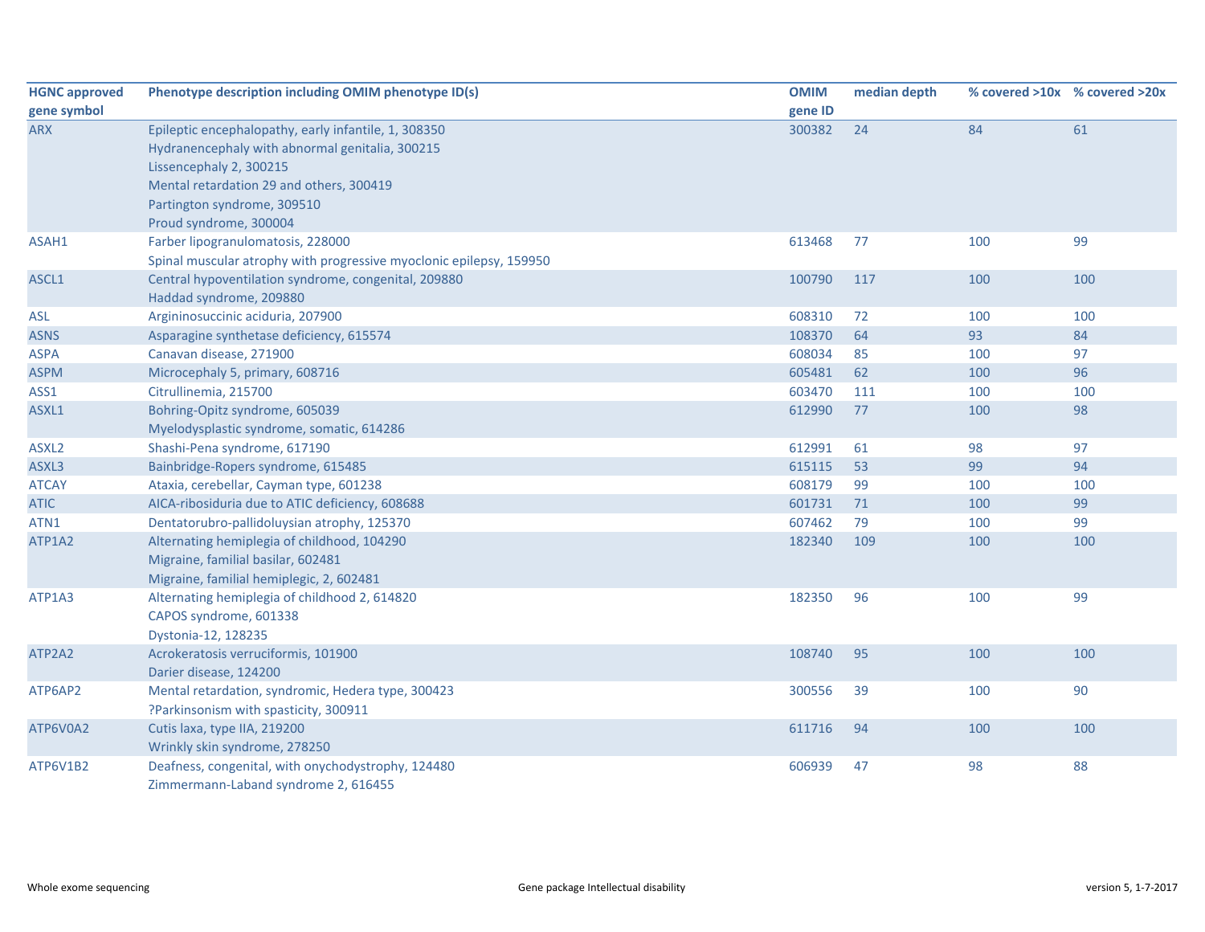| HGNC approved gene symbol | Phenotype description including OMIM phenotype ID(s) | OMIM gene ID | median depth | % covered >10x | % covered >20x |
|---|---|---|---|---|---|
| ARX | Epileptic encephalopathy, early infantile, 1, 308350<br>Hydranencephaly with abnormal genitalia, 300215<br>Lissencephaly 2, 300215<br>Mental retardation 29 and others, 300419<br>Partington syndrome, 309510<br>Proud syndrome, 300004 | 300382 | 24 | 84 | 61 |
| ASAH1 | Farber lipogranulomatosis, 228000<br>Spinal muscular atrophy with progressive myoclonic epilepsy, 159950 | 613468 | 77 | 100 | 99 |
| ASCL1 | Central hypoventilation syndrome, congenital, 209880<br>Haddad syndrome, 209880 | 100790 | 117 | 100 | 100 |
| ASL | Argininosuccinic aciduria, 207900 | 608310 | 72 | 100 | 100 |
| ASNS | Asparagine synthetase deficiency, 615574 | 108370 | 64 | 93 | 84 |
| ASPA | Canavan disease, 271900 | 608034 | 85 | 100 | 97 |
| ASPM | Microcephaly 5, primary, 608716 | 605481 | 62 | 100 | 96 |
| ASS1 | Citrullinemia, 215700 | 603470 | 111 | 100 | 100 |
| ASXL1 | Bohring-Opitz syndrome, 605039<br>Myelodysplastic syndrome, somatic, 614286 | 612990 | 77 | 100 | 98 |
| ASXL2 | Shashi-Pena syndrome, 617190 | 612991 | 61 | 98 | 97 |
| ASXL3 | Bainbridge-Ropers syndrome, 615485 | 615115 | 53 | 99 | 94 |
| ATCAY | Ataxia, cerebellar, Cayman type, 601238 | 608179 | 99 | 100 | 100 |
| ATIC | AICA-ribosiduria due to ATIC deficiency, 608688 | 601731 | 71 | 100 | 99 |
| ATN1 | Dentatorubro-pallidoluysian atrophy, 125370 | 607462 | 79 | 100 | 99 |
| ATP1A2 | Alternating hemiplegia of childhood, 104290<br>Migraine, familial basilar, 602481<br>Migraine, familial hemiplegic, 2, 602481 | 182340 | 109 | 100 | 100 |
| ATP1A3 | Alternating hemiplegia of childhood 2, 614820<br>CAPOS syndrome, 601338<br>Dystonia-12, 128235 | 182350 | 96 | 100 | 99 |
| ATP2A2 | Acrokeratosis verruciformis, 101900<br>Darier disease, 124200 | 108740 | 95 | 100 | 100 |
| ATP6AP2 | Mental retardation, syndromic, Hedera type, 300423<br>?Parkinsonism with spasticity, 300911 | 300556 | 39 | 100 | 90 |
| ATP6V0A2 | Cutis laxa, type IIA, 219200<br>Wrinkly skin syndrome, 278250 | 611716 | 94 | 100 | 100 |
| ATP6V1B2 | Deafness, congenital, with onychodystrophy, 124480<br>Zimmermann-Laband syndrome 2, 616455 | 606939 | 47 | 98 | 88 |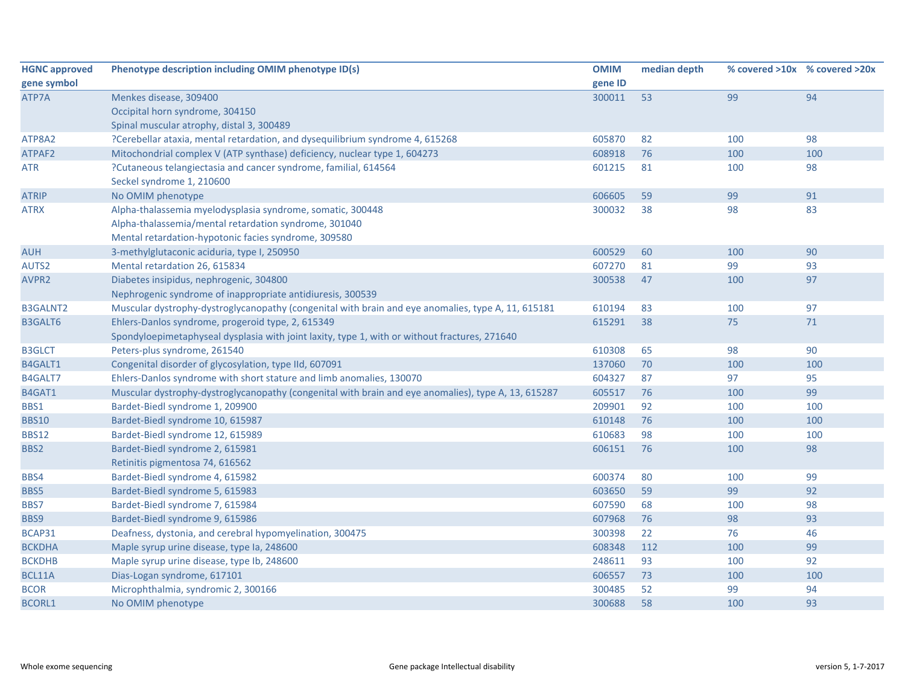| HGNC approved gene symbol | Phenotype description including OMIM phenotype ID(s) | OMIM gene ID | median depth | % covered >10x | % covered >20x |
|---|---|---|---|---|---|
| ATP7A | Menkes disease, 309400<br>Occipital horn syndrome, 304150<br>Spinal muscular atrophy, distal 3, 300489 | 300011 | 53 | 99 | 94 |
| ATP8A2 | ?Cerebellar ataxia, mental retardation, and dysequilibrium syndrome 4, 615268 | 605870 | 82 | 100 | 98 |
| ATPAF2 | Mitochondrial complex V (ATP synthase) deficiency, nuclear type 1, 604273 | 608918 | 76 | 100 | 100 |
| ATR | ?Cutaneous telangiectasia and cancer syndrome, familial, 614564<br>Seckel syndrome 1, 210600 | 601215 | 81 | 100 | 98 |
| ATRIP | No OMIM phenotype | 606605 | 59 | 99 | 91 |
| ATRX | Alpha-thalassemia myelodysplasia syndrome, somatic, 300448<br>Alpha-thalassemia/mental retardation syndrome, 301040<br>Mental retardation-hypotonic facies syndrome, 309580 | 300032 | 38 | 98 | 83 |
| AUH | 3-methylglutaconic aciduria, type I, 250950 | 600529 | 60 | 100 | 90 |
| AUTS2 | Mental retardation 26, 615834 | 607270 | 81 | 99 | 93 |
| AVPR2 | Diabetes insipidus, nephrogenic, 304800<br>Nephrogenic syndrome of inappropriate antidiuresis, 300539 | 300538 | 47 | 100 | 97 |
| B3GALNT2 | Muscular dystrophy-dystroglycanopathy (congenital with brain and eye anomalies, type A, 11, 615181 | 610194 | 83 | 100 | 97 |
| B3GALT6 | Ehlers-Danlos syndrome, progeroid type, 2, 615349<br>Spondyloepimetaphyseal dysplasia with joint laxity, type 1, with or without fractures, 271640 | 615291 | 38 | 75 | 71 |
| B3GLCT | Peters-plus syndrome, 261540 | 610308 | 65 | 98 | 90 |
| B4GALT1 | Congenital disorder of glycosylation, type IId, 607091 | 137060 | 70 | 100 | 100 |
| B4GALT7 | Ehlers-Danlos syndrome with short stature and limb anomalies, 130070 | 604327 | 87 | 97 | 95 |
| B4GAT1 | Muscular dystrophy-dystroglycanopathy (congenital with brain and eye anomalies), type A, 13, 615287 | 605517 | 76 | 100 | 99 |
| BBS1 | Bardet-Biedl syndrome 1, 209900 | 209901 | 92 | 100 | 100 |
| BBS10 | Bardet-Biedl syndrome 10, 615987 | 610148 | 76 | 100 | 100 |
| BBS12 | Bardet-Biedl syndrome 12, 615989 | 610683 | 98 | 100 | 100 |
| BBS2 | Bardet-Biedl syndrome 2, 615981<br>Retinitis pigmentosa 74, 616562 | 606151 | 76 | 100 | 98 |
| BBS4 | Bardet-Biedl syndrome 4, 615982 | 600374 | 80 | 100 | 99 |
| BBS5 | Bardet-Biedl syndrome 5, 615983 | 603650 | 59 | 99 | 92 |
| BBS7 | Bardet-Biedl syndrome 7, 615984 | 607590 | 68 | 100 | 98 |
| BBS9 | Bardet-Biedl syndrome 9, 615986 | 607968 | 76 | 98 | 93 |
| BCAP31 | Deafness, dystonia, and cerebral hypomyelination, 300475 | 300398 | 22 | 76 | 46 |
| BCKDHA | Maple syrup urine disease, type Ia, 248600 | 608348 | 112 | 100 | 99 |
| BCKDHB | Maple syrup urine disease, type Ib, 248600 | 248611 | 93 | 100 | 92 |
| BCL11A | Dias-Logan syndrome, 617101 | 606557 | 73 | 100 | 100 |
| BCOR | Microphthalmia, syndromic 2, 300166 | 300485 | 52 | 99 | 94 |
| BCORL1 | No OMIM phenotype | 300688 | 58 | 100 | 93 |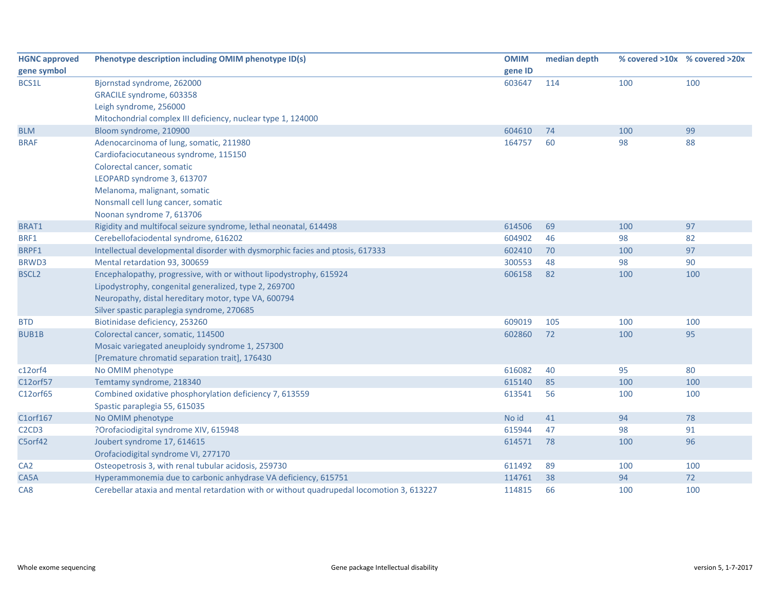| HGNC approved gene symbol | Phenotype description including OMIM phenotype ID(s) | OMIM gene ID | median depth | % covered >10x | % covered >20x |
|---|---|---|---|---|---|
| BCS1L | Bjornstad syndrome, 262000<br>GRACILE syndrome, 603358<br>Leigh syndrome, 256000<br>Mitochondrial complex III deficiency, nuclear type 1, 124000 | 603647 | 114 | 100 | 100 |
| BLM | Bloom syndrome, 210900 | 604610 | 74 | 100 | 99 |
| BRAF | Adenocarcinoma of lung, somatic, 211980<br>Cardiofaciocutaneous syndrome, 115150<br>Colorectal cancer, somatic<br>LEOPARD syndrome 3, 613707<br>Melanoma, malignant, somatic<br>Nonsmall cell lung cancer, somatic<br>Noonan syndrome 7, 613706 | 164757 | 60 | 98 | 88 |
| BRAT1 | Rigidity and multifocal seizure syndrome, lethal neonatal, 614498 | 614506 | 69 | 100 | 97 |
| BRF1 | Cerebellofaciodental syndrome, 616202 | 604902 | 46 | 98 | 82 |
| BRPF1 | Intellectual developmental disorder with dysmorphic facies and ptosis, 617333 | 602410 | 70 | 100 | 97 |
| BRWD3 | Mental retardation 93, 300659 | 300553 | 48 | 98 | 90 |
| BSCL2 | Encephalopathy, progressive, with or without lipodystrophy, 615924<br>Lipodystrophy, congenital generalized, type 2, 269700<br>Neuropathy, distal hereditary motor, type VA, 600794<br>Silver spastic paraplegia syndrome, 270685 | 606158 | 82 | 100 | 100 |
| BTD | Biotinidase deficiency, 253260 | 609019 | 105 | 100 | 100 |
| BUB1B | Colorectal cancer, somatic, 114500<br>Mosaic variegated aneuploidy syndrome 1, 257300<br>[Premature chromatid separation trait], 176430 | 602860 | 72 | 100 | 95 |
| c12orf4 | No OMIM phenotype | 616082 | 40 | 95 | 80 |
| C12orf57 | Temtamy syndrome, 218340 | 615140 | 85 | 100 | 100 |
| C12orf65 | Combined oxidative phosphorylation deficiency 7, 613559<br>Spastic paraplegia 55, 615035 | 613541 | 56 | 100 | 100 |
| C1orf167 | No OMIM phenotype | No id | 41 | 94 | 78 |
| C2CD3 | ?Orofaciodigital syndrome XIV, 615948 | 615944 | 47 | 98 | 91 |
| C5orf42 | Joubert syndrome 17, 614615<br>Orofaciodigital syndrome VI, 277170 | 614571 | 78 | 100 | 96 |
| CA2 | Osteopetrosis 3, with renal tubular acidosis, 259730 | 611492 | 89 | 100 | 100 |
| CA5A | Hyperammonemia due to carbonic anhydrase VA deficiency, 615751 | 114761 | 38 | 94 | 72 |
| CA8 | Cerebellar ataxia and mental retardation with or without quadrupedal locomotion 3, 613227 | 114815 | 66 | 100 | 100 |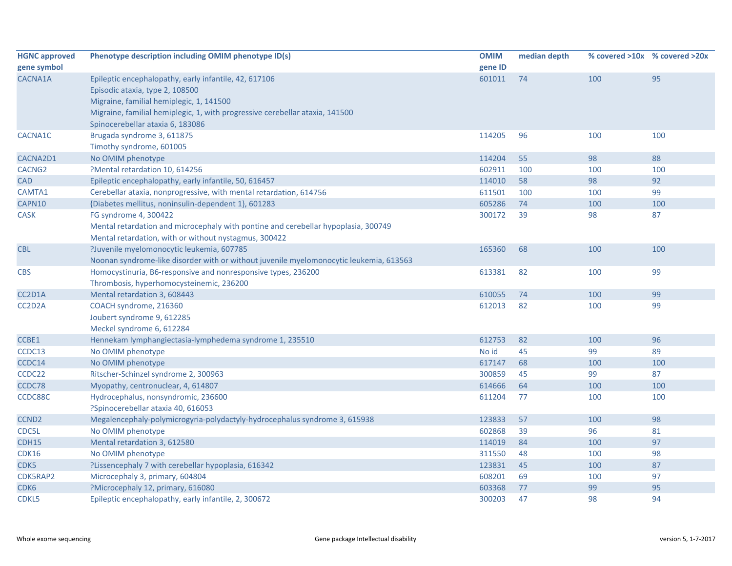| HGNC approved gene symbol | Phenotype description including OMIM phenotype ID(s) | OMIM gene ID | median depth | % covered >10x | % covered >20x |
|---|---|---|---|---|---|
| CACNA1A | Epileptic encephalopathy, early infantile, 42, 617106<br>Episodic ataxia, type 2, 108500<br>Migraine, familial hemiplegic, 1, 141500<br>Migraine, familial hemiplegic, 1, with progressive cerebellar ataxia, 141500<br>Spinocerebellar ataxia 6, 183086 | 601011 | 74 | 100 | 95 |
| CACNA1C | Brugada syndrome 3, 611875<br>Timothy syndrome, 601005 | 114205 | 96 | 100 | 100 |
| CACNA2D1 | No OMIM phenotype | 114204 | 55 | 98 | 88 |
| CACNG2 | ?Mental retardation 10, 614256 | 602911 | 100 | 100 | 100 |
| CAD | Epileptic encephalopathy, early infantile, 50, 616457 | 114010 | 58 | 98 | 92 |
| CAMTA1 | Cerebellar ataxia, nonprogressive, with mental retardation, 614756 | 611501 | 100 | 100 | 99 |
| CAPN10 | {Diabetes mellitus, noninsulin-dependent 1}, 601283 | 605286 | 74 | 100 | 100 |
| CASK | FG syndrome 4, 300422<br>Mental retardation and microcephaly with pontine and cerebellar hypoplasia, 300749<br>Mental retardation, with or without nystagmus, 300422 | 300172 | 39 | 98 | 87 |
| CBL | ?Juvenile myelomonocytic leukemia, 607785<br>Noonan syndrome-like disorder with or without juvenile myelomonocytic leukemia, 613563 | 165360 | 68 | 100 | 100 |
| CBS | Homocystinuria, B6-responsive and nonresponsive types, 236200<br>Thrombosis, hyperhomocysteinemic, 236200 | 613381 | 82 | 100 | 99 |
| CC2D1A | Mental retardation 3, 608443 | 610055 | 74 | 100 | 99 |
| CC2D2A | COACH syndrome, 216360<br>Joubert syndrome 9, 612285<br>Meckel syndrome 6, 612284 | 612013 | 82 | 100 | 99 |
| CCBE1 | Hennekam lymphangiectasia-lymphedema syndrome 1, 235510 | 612753 | 82 | 100 | 96 |
| CCDC13 | No OMIM phenotype | No id | 45 | 99 | 89 |
| CCDC14 | No OMIM phenotype | 617147 | 68 | 100 | 100 |
| CCDC22 | Ritscher-Schinzel syndrome 2, 300963 | 300859 | 45 | 99 | 87 |
| CCDC78 | Myopathy, centronuclear, 4, 614807 | 614666 | 64 | 100 | 100 |
| CCDC88C | Hydrocephalus, nonsyndromic, 236600<br>?Spinocerebellar ataxia 40, 616053 | 611204 | 77 | 100 | 100 |
| CCND2 | Megalencephaly-polymicrogyria-polydactyly-hydrocephalus syndrome 3, 615938 | 123833 | 57 | 100 | 98 |
| CDC5L | No OMIM phenotype | 602868 | 39 | 96 | 81 |
| CDH15 | Mental retardation 3, 612580 | 114019 | 84 | 100 | 97 |
| CDK16 | No OMIM phenotype | 311550 | 48 | 100 | 98 |
| CDK5 | ?Lissencephaly 7 with cerebellar hypoplasia, 616342 | 123831 | 45 | 100 | 87 |
| CDK5RAP2 | Microcephaly 3, primary, 604804 | 608201 | 69 | 100 | 97 |
| CDK6 | ?Microcephaly 12, primary, 616080 | 603368 | 77 | 99 | 95 |
| CDKL5 | Epileptic encephalopathy, early infantile, 2, 300672 | 300203 | 47 | 98 | 94 |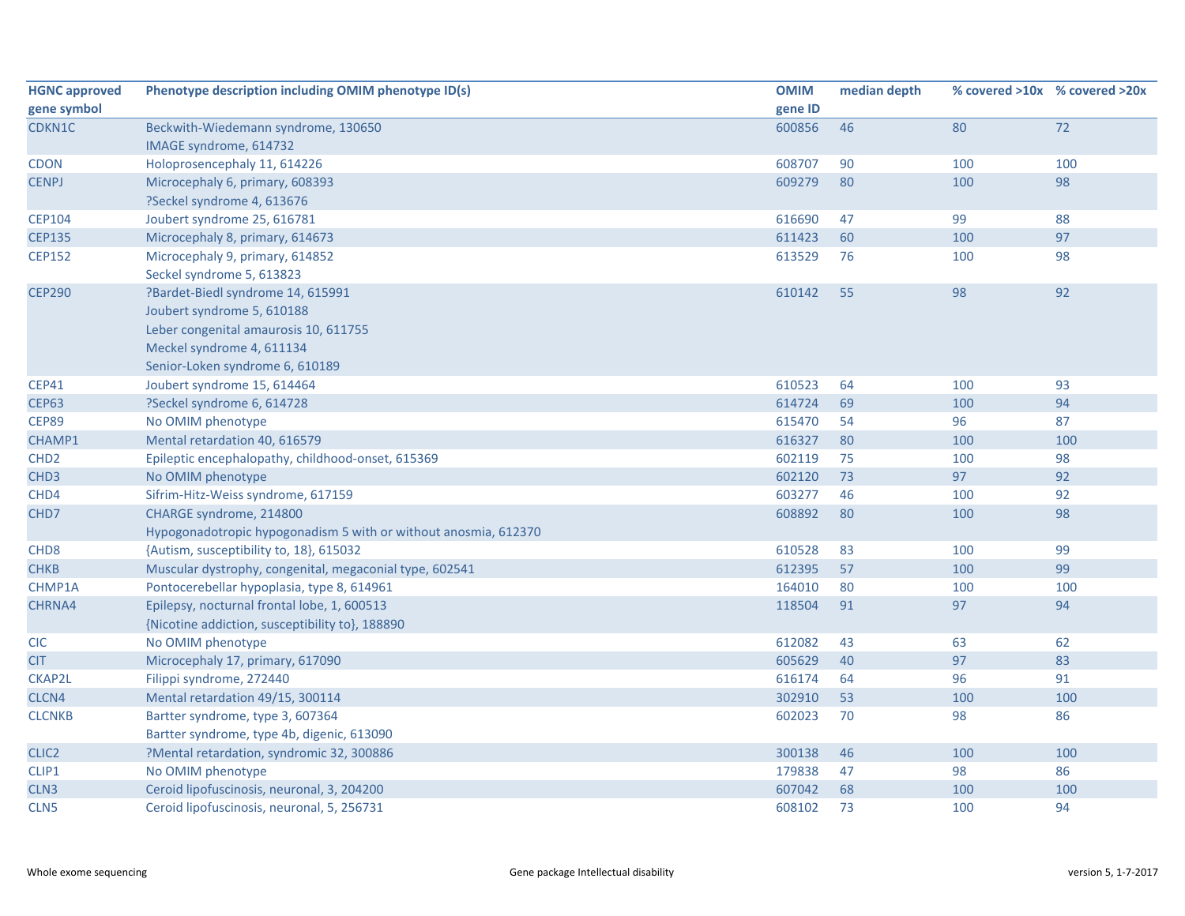| HGNC approved gene symbol | Phenotype description including OMIM phenotype ID(s) | OMIM gene ID | median depth | % covered >10x | % covered >20x |
|---|---|---|---|---|---|
| CDKN1C | Beckwith-Wiedemann syndrome, 130650<br>IMAGE syndrome, 614732 | 600856 | 46 | 80 | 72 |
| CDON | Holoprosencephaly 11, 614226 | 608707 | 90 | 100 | 100 |
| CENPJ | Microcephaly 6, primary, 608393<br>?Seckel syndrome 4, 613676 | 609279 | 80 | 100 | 98 |
| CEP104 | Joubert syndrome 25, 616781 | 616690 | 47 | 99 | 88 |
| CEP135 | Microcephaly 8, primary, 614673 | 611423 | 60 | 100 | 97 |
| CEP152 | Microcephaly 9, primary, 614852<br>Seckel syndrome 5, 613823 | 613529 | 76 | 100 | 98 |
| CEP290 | ?Bardet-Biedl syndrome 14, 615991<br>Joubert syndrome 5, 610188<br>Leber congenital amaurosis 10, 611755<br>Meckel syndrome 4, 611134<br>Senior-Loken syndrome 6, 610189 | 610142 | 55 | 98 | 92 |
| CEP41 | Joubert syndrome 15, 614464 | 610523 | 64 | 100 | 93 |
| CEP63 | ?Seckel syndrome 6, 614728 | 614724 | 69 | 100 | 94 |
| CEP89 | No OMIM phenotype | 615470 | 54 | 96 | 87 |
| CHAMP1 | Mental retardation 40, 616579 | 616327 | 80 | 100 | 100 |
| CHD2 | Epileptic encephalopathy, childhood-onset, 615369 | 602119 | 75 | 100 | 98 |
| CHD3 | No OMIM phenotype | 602120 | 73 | 97 | 92 |
| CHD4 | Sifrim-Hitz-Weiss syndrome, 617159 | 603277 | 46 | 100 | 92 |
| CHD7 | CHARGE syndrome, 214800<br>Hypogonadotropic hypogonadism 5 with or without anosmia, 612370 | 608892 | 80 | 100 | 98 |
| CHD8 | {Autism, susceptibility to, 18}, 615032 | 610528 | 83 | 100 | 99 |
| CHKB | Muscular dystrophy, congenital, megaconial type, 602541 | 612395 | 57 | 100 | 99 |
| CHMP1A | Pontocerebellar hypoplasia, type 8, 614961 | 164010 | 80 | 100 | 100 |
| CHRNA4 | Epilepsy, nocturnal frontal lobe, 1, 600513<br>{Nicotine addiction, susceptibility to}, 188890 | 118504 | 91 | 97 | 94 |
| CIC | No OMIM phenotype | 612082 | 43 | 63 | 62 |
| CIT | Microcephaly 17, primary, 617090 | 605629 | 40 | 97 | 83 |
| CKAP2L | Filippi syndrome, 272440 | 616174 | 64 | 96 | 91 |
| CLCN4 | Mental retardation 49/15, 300114 | 302910 | 53 | 100 | 100 |
| CLCNKB | Bartter syndrome, type 3, 607364<br>Bartter syndrome, type 4b, digenic, 613090 | 602023 | 70 | 98 | 86 |
| CLIC2 | ?Mental retardation, syndromic 32, 300886 | 300138 | 46 | 100 | 100 |
| CLIP1 | No OMIM phenotype | 179838 | 47 | 98 | 86 |
| CLN3 | Ceroid lipofuscinosis, neuronal, 3, 204200 | 607042 | 68 | 100 | 100 |
| CLN5 | Ceroid lipofuscinosis, neuronal, 5, 256731 | 608102 | 73 | 100 | 94 |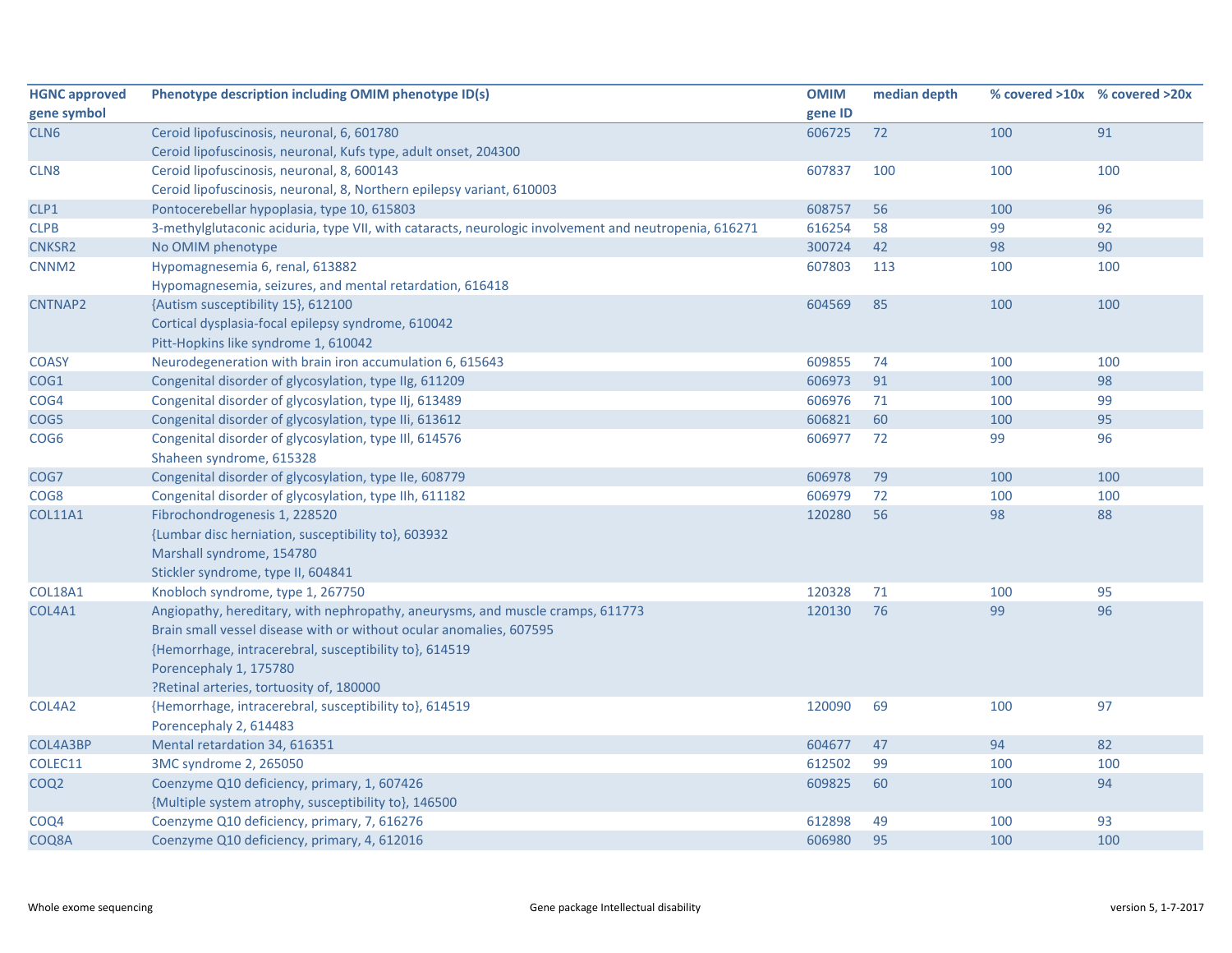| HGNC approved gene symbol | Phenotype description including OMIM phenotype ID(s) | OMIM gene ID | median depth | % covered >10x | % covered >20x |
|---|---|---|---|---|---|
| CLN6 | Ceroid lipofuscinosis, neuronal, 6, 601780<br>Ceroid lipofuscinosis, neuronal, Kufs type, adult onset, 204300 | 606725 | 72 | 100 | 91 |
| CLN8 | Ceroid lipofuscinosis, neuronal, 8, 600143<br>Ceroid lipofuscinosis, neuronal, 8, Northern epilepsy variant, 610003 | 607837 | 100 | 100 | 100 |
| CLP1 | Pontocerebellar hypoplasia, type 10, 615803 | 608757 | 56 | 100 | 96 |
| CLPB | 3-methylglutaconic aciduria, type VII, with cataracts, neurologic involvement and neutropenia, 616271 | 616254 | 58 | 99 | 92 |
| CNKSR2 | No OMIM phenotype | 300724 | 42 | 98 | 90 |
| CNNM2 | Hypomagnesemia 6, renal, 613882<br>Hypomagnesemia, seizures, and mental retardation, 616418 | 607803 | 113 | 100 | 100 |
| CNTNAP2 | {Autism susceptibility 15}, 612100<br>Cortical dysplasia-focal epilepsy syndrome, 610042<br>Pitt-Hopkins like syndrome 1, 610042 | 604569 | 85 | 100 | 100 |
| COASY | Neurodegeneration with brain iron accumulation 6, 615643 | 609855 | 74 | 100 | 100 |
| COG1 | Congenital disorder of glycosylation, type IIg, 611209 | 606973 | 91 | 100 | 98 |
| COG4 | Congenital disorder of glycosylation, type IIj, 613489 | 606976 | 71 | 100 | 99 |
| COG5 | Congenital disorder of glycosylation, type IIi, 613612 | 606821 | 60 | 100 | 95 |
| COG6 | Congenital disorder of glycosylation, type III, 614576<br>Shaheen syndrome, 615328 | 606977 | 72 | 99 | 96 |
| COG7 | Congenital disorder of glycosylation, type IIe, 608779 | 606978 | 79 | 100 | 100 |
| COG8 | Congenital disorder of glycosylation, type IIh, 611182 | 606979 | 72 | 100 | 100 |
| COL11A1 | Fibrochondrogenesis 1, 228520<br>{Lumbar disc herniation, susceptibility to}, 603932<br>Marshall syndrome, 154780<br>Stickler syndrome, type II, 604841 | 120280 | 56 | 98 | 88 |
| COL18A1 | Knobloch syndrome, type 1, 267750 | 120328 | 71 | 100 | 95 |
| COL4A1 | Angiopathy, hereditary, with nephropathy, aneurysms, and muscle cramps, 611773<br>Brain small vessel disease with or without ocular anomalies, 607595<br>{Hemorrhage, intracerebral, susceptibility to}, 614519<br>Porencephaly 1, 175780<br>?Retinal arteries, tortuosity of, 180000 | 120130 | 76 | 99 | 96 |
| COL4A2 | {Hemorrhage, intracerebral, susceptibility to}, 614519<br>Porencephaly 2, 614483 | 120090 | 69 | 100 | 97 |
| COL4A3BP | Mental retardation 34, 616351 | 604677 | 47 | 94 | 82 |
| COLEC11 | 3MC syndrome 2, 265050 | 612502 | 99 | 100 | 100 |
| COQ2 | Coenzyme Q10 deficiency, primary, 1, 607426<br>{Multiple system atrophy, susceptibility to}, 146500 | 609825 | 60 | 100 | 94 |
| COQ4 | Coenzyme Q10 deficiency, primary, 7, 616276 | 612898 | 49 | 100 | 93 |
| COQ8A | Coenzyme Q10 deficiency, primary, 4, 612016 | 606980 | 95 | 100 | 100 |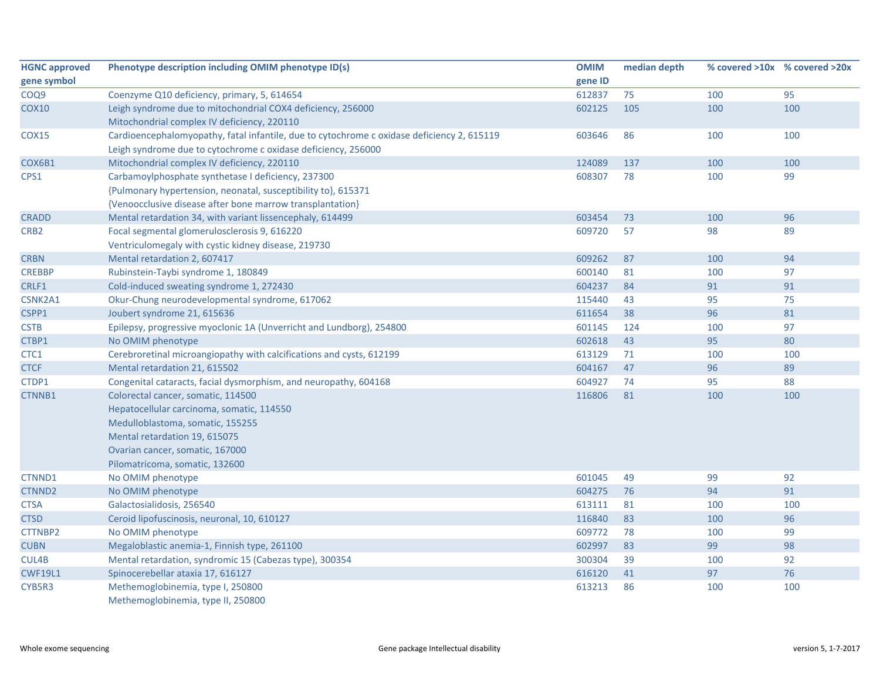| HGNC approved gene symbol | Phenotype description including OMIM phenotype ID(s) | OMIM gene ID | median depth | % covered >10x | % covered >20x |
|---|---|---|---|---|---|
| COQ9 | Coenzyme Q10 deficiency, primary, 5, 614654 | 612837 | 75 | 100 | 95 |
| COX10 | Leigh syndrome due to mitochondrial COX4 deficiency, 256000<br>Mitochondrial complex IV deficiency, 220110 | 602125 | 105 | 100 | 100 |
| COX15 | Cardioencephalomyopathy, fatal infantile, due to cytochrome c oxidase deficiency 2, 615119<br>Leigh syndrome due to cytochrome c oxidase deficiency, 256000 | 603646 | 86 | 100 | 100 |
| COX6B1 | Mitochondrial complex IV deficiency, 220110 | 124089 | 137 | 100 | 100 |
| CPS1 | Carbamoylphosphate synthetase I deficiency, 237300<br>{Pulmonary hypertension, neonatal, susceptibility to}, 615371<br>{Venoocclusive disease after bone marrow transplantation} | 608307 | 78 | 100 | 99 |
| CRADD | Mental retardation 34, with variant lissencephaly, 614499 | 603454 | 73 | 100 | 96 |
| CRB2 | Focal segmental glomerulosclerosis 9, 616220<br>Ventriculomegaly with cystic kidney disease, 219730 | 609720 | 57 | 98 | 89 |
| CRBN | Mental retardation 2, 607417 | 609262 | 87 | 100 | 94 |
| CREBBP | Rubinstein-Taybi syndrome 1, 180849 | 600140 | 81 | 100 | 97 |
| CRLF1 | Cold-induced sweating syndrome 1, 272430 | 604237 | 84 | 91 | 91 |
| CSNK2A1 | Okur-Chung neurodevelopmental syndrome, 617062 | 115440 | 43 | 95 | 75 |
| CSPP1 | Joubert syndrome 21, 615636 | 611654 | 38 | 96 | 81 |
| CSTB | Epilepsy, progressive myoclonic 1A (Unverricht and Lundborg), 254800 | 601145 | 124 | 100 | 97 |
| CTBP1 | No OMIM phenotype | 602618 | 43 | 95 | 80 |
| CTC1 | Cerebroretinal microangiopathy with calcifications and cysts, 612199 | 613129 | 71 | 100 | 100 |
| CTCF | Mental retardation 21, 615502 | 604167 | 47 | 96 | 89 |
| CTDP1 | Congenital cataracts, facial dysmorphism, and neuropathy, 604168 | 604927 | 74 | 95 | 88 |
| CTNNB1 | Colorectal cancer, somatic, 114500<br>Hepatocellular carcinoma, somatic, 114550<br>Medulloblastoma, somatic, 155255<br>Mental retardation 19, 615075<br>Ovarian cancer, somatic, 167000<br>Pilomatricoma, somatic, 132600 | 116806 | 81 | 100 | 100 |
| CTNND1 | No OMIM phenotype | 601045 | 49 | 99 | 92 |
| CTNND2 | No OMIM phenotype | 604275 | 76 | 94 | 91 |
| CTSA | Galactosialidosis, 256540 | 613111 | 81 | 100 | 100 |
| CTSD | Ceroid lipofuscinosis, neuronal, 10, 610127 | 116840 | 83 | 100 | 96 |
| CTTNBP2 | No OMIM phenotype | 609772 | 78 | 100 | 99 |
| CUBN | Megaloblastic anemia-1, Finnish type, 261100 | 602997 | 83 | 99 | 98 |
| CUL4B | Mental retardation, syndromic 15 (Cabezas type), 300354 | 300304 | 39 | 100 | 92 |
| CWF19L1 | Spinocerebellar ataxia 17, 616127 | 616120 | 41 | 97 | 76 |
| CYB5R3 | Methemoglobinemia, type I, 250800<br>Methemoglobinemia, type II, 250800 | 613213 | 86 | 100 | 100 |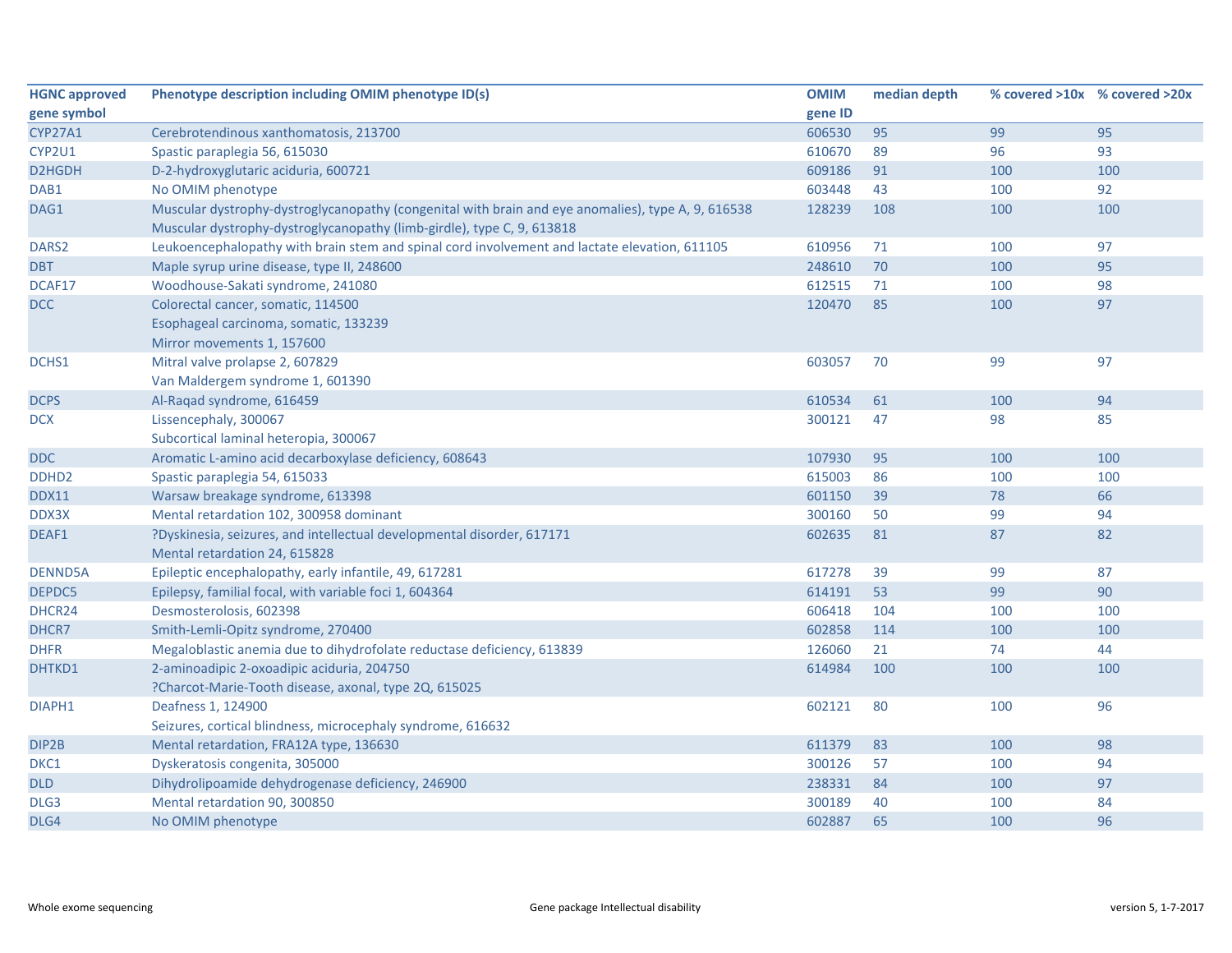| HGNC approved gene symbol | Phenotype description including OMIM phenotype ID(s) | OMIM gene ID | median depth | % covered >10x | % covered >20x |
|---|---|---|---|---|---|
| CYP27A1 | Cerebrotendinous xanthomatosis, 213700 | 606530 | 95 | 99 | 95 |
| CYP2U1 | Spastic paraplegia 56, 615030 | 610670 | 89 | 96 | 93 |
| D2HGDH | D-2-hydroxyglutaric aciduria, 600721 | 609186 | 91 | 100 | 100 |
| DAB1 | No OMIM phenotype | 603448 | 43 | 100 | 92 |
| DAG1 | Muscular dystrophy-dystroglycanopathy (congenital with brain and eye anomalies), type A, 9, 616538<br>Muscular dystrophy-dystroglycanopathy (limb-girdle), type C, 9, 613818 | 128239 | 108 | 100 | 100 |
| DARS2 | Leukoencephalopathy with brain stem and spinal cord involvement and lactate elevation, 611105 | 610956 | 71 | 100 | 97 |
| DBT | Maple syrup urine disease, type II, 248600 | 248610 | 70 | 100 | 95 |
| DCAF17 | Woodhouse-Sakati syndrome, 241080 | 612515 | 71 | 100 | 98 |
| DCC | Colorectal cancer, somatic, 114500<br>Esophageal carcinoma, somatic, 133239<br>Mirror movements 1, 157600 | 120470 | 85 | 100 | 97 |
| DCHS1 | Mitral valve prolapse 2, 607829<br>Van Maldergem syndrome 1, 601390 | 603057 | 70 | 99 | 97 |
| DCPS | Al-Raqad syndrome, 616459 | 610534 | 61 | 100 | 94 |
| DCX | Lissencephaly, 300067<br>Subcortical laminal heteropia, 300067 | 300121 | 47 | 98 | 85 |
| DDC | Aromatic L-amino acid decarboxylase deficiency, 608643 | 107930 | 95 | 100 | 100 |
| DDHD2 | Spastic paraplegia 54, 615033 | 615003 | 86 | 100 | 100 |
| DDX11 | Warsaw breakage syndrome, 613398 | 601150 | 39 | 78 | 66 |
| DDX3X | Mental retardation 102, 300958 dominant | 300160 | 50 | 99 | 94 |
| DEAF1 | ?Dyskinesia, seizures, and intellectual developmental disorder, 617171<br>Mental retardation 24, 615828 | 602635 | 81 | 87 | 82 |
| DENND5A | Epileptic encephalopathy, early infantile, 49, 617281 | 617278 | 39 | 99 | 87 |
| DEPDC5 | Epilepsy, familial focal, with variable foci 1, 604364 | 614191 | 53 | 99 | 90 |
| DHCR24 | Desmosterolosis, 602398 | 606418 | 104 | 100 | 100 |
| DHCR7 | Smith-Lemli-Opitz syndrome, 270400 | 602858 | 114 | 100 | 100 |
| DHFR | Megaloblastic anemia due to dihydrofolate reductase deficiency, 613839 | 126060 | 21 | 74 | 44 |
| DHTKD1 | 2-aminoadipic 2-oxoadipic aciduria, 204750<br>?Charcot-Marie-Tooth disease, axonal, type 2Q, 615025 | 614984 | 100 | 100 | 100 |
| DIAPH1 | Deafness 1, 124900<br>Seizures, cortical blindness, microcephaly syndrome, 616632 | 602121 | 80 | 100 | 96 |
| DIP2B | Mental retardation, FRA12A type, 136630 | 611379 | 83 | 100 | 98 |
| DKC1 | Dyskeratosis congenita, 305000 | 300126 | 57 | 100 | 94 |
| DLD | Dihydrolipoamide dehydrogenase deficiency, 246900 | 238331 | 84 | 100 | 97 |
| DLG3 | Mental retardation 90, 300850 | 300189 | 40 | 100 | 84 |
| DLG4 | No OMIM phenotype | 602887 | 65 | 100 | 96 |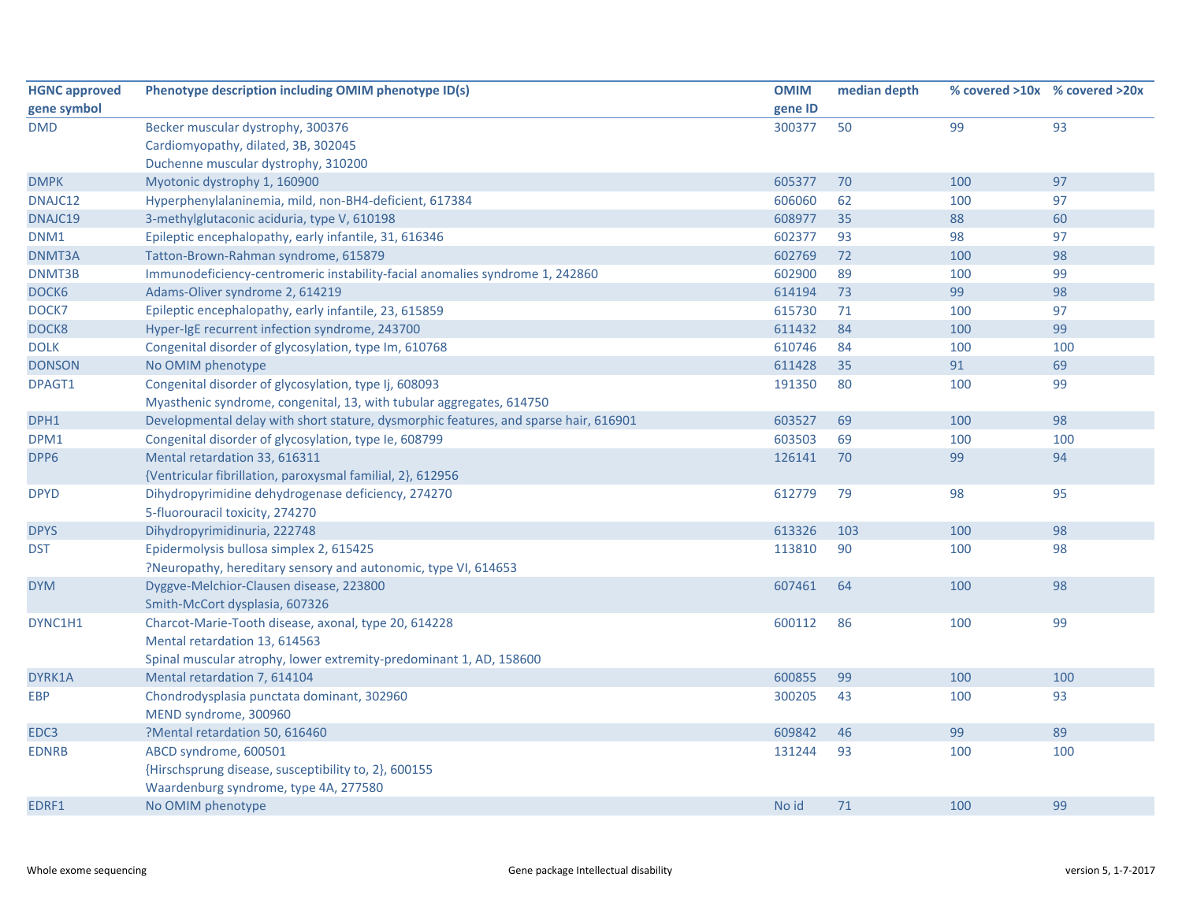| HGNC approved gene symbol | Phenotype description including OMIM phenotype ID(s) | OMIM gene ID | median depth | % covered >10x | % covered >20x |
|---|---|---|---|---|---|
| DMD | Becker muscular dystrophy, 300376<br>Cardiomyopathy, dilated, 3B, 302045<br>Duchenne muscular dystrophy, 310200 | 300377 | 50 | 99 | 93 |
| DMPK | Myotonic dystrophy 1, 160900 | 605377 | 70 | 100 | 97 |
| DNAJC12 | Hyperphenylalaninemia, mild, non-BH4-deficient, 617384 | 606060 | 62 | 100 | 97 |
| DNAJC19 | 3-methylglutaconic aciduria, type V, 610198 | 608977 | 35 | 88 | 60 |
| DNM1 | Epileptic encephalopathy, early infantile, 31, 616346 | 602377 | 93 | 98 | 97 |
| DNMT3A | Tatton-Brown-Rahman syndrome, 615879 | 602769 | 72 | 100 | 98 |
| DNMT3B | Immunodeficiency-centromeric instability-facial anomalies syndrome 1, 242860 | 602900 | 89 | 100 | 99 |
| DOCK6 | Adams-Oliver syndrome 2, 614219 | 614194 | 73 | 99 | 98 |
| DOCK7 | Epileptic encephalopathy, early infantile, 23, 615859 | 615730 | 71 | 100 | 97 |
| DOCK8 | Hyper-IgE recurrent infection syndrome, 243700 | 611432 | 84 | 100 | 99 |
| DOLK | Congenital disorder of glycosylation, type Im, 610768 | 610746 | 84 | 100 | 100 |
| DONSON | No OMIM phenotype | 611428 | 35 | 91 | 69 |
| DPAGT1 | Congenital disorder of glycosylation, type Ij, 608093<br>Myasthenic syndrome, congenital, 13, with tubular aggregates, 614750 | 191350 | 80 | 100 | 99 |
| DPH1 | Developmental delay with short stature, dysmorphic features, and sparse hair, 616901 | 603527 | 69 | 100 | 98 |
| DPM1 | Congenital disorder of glycosylation, type Ie, 608799 | 603503 | 69 | 100 | 100 |
| DPP6 | Mental retardation 33, 616311<br>{Ventricular fibrillation, paroxysmal familial, 2}, 612956 | 126141 | 70 | 99 | 94 |
| DPYD | Dihydropyrimidine dehydrogenase deficiency, 274270<br>5-fluorouracil toxicity, 274270 | 612779 | 79 | 98 | 95 |
| DPYS | Dihydropyrimidinuria, 222748 | 613326 | 103 | 100 | 98 |
| DST | Epidermolysis bullosa simplex 2, 615425<br>?Neuropathy, hereditary sensory and autonomic, type VI, 614653 | 113810 | 90 | 100 | 98 |
| DYM | Dyggve-Melchior-Clausen disease, 223800<br>Smith-McCort dysplasia, 607326 | 607461 | 64 | 100 | 98 |
| DYNC1H1 | Charcot-Marie-Tooth disease, axonal, type 20, 614228<br>Mental retardation 13, 614563<br>Spinal muscular atrophy, lower extremity-predominant 1, AD, 158600 | 600112 | 86 | 100 | 99 |
| DYRK1A | Mental retardation 7, 614104 | 600855 | 99 | 100 | 100 |
| EBP | Chondrodysplasia punctata dominant, 302960<br>MEND syndrome, 300960 | 300205 | 43 | 100 | 93 |
| EDC3 | ?Mental retardation 50, 616460 | 609842 | 46 | 99 | 89 |
| EDNRB | ABCD syndrome, 600501<br>{Hirschsprung disease, susceptibility to, 2}, 600155<br>Waardenburg syndrome, type 4A, 277580 | 131244 | 93 | 100 | 100 |
| EDRF1 | No OMIM phenotype | No id | 71 | 100 | 99 |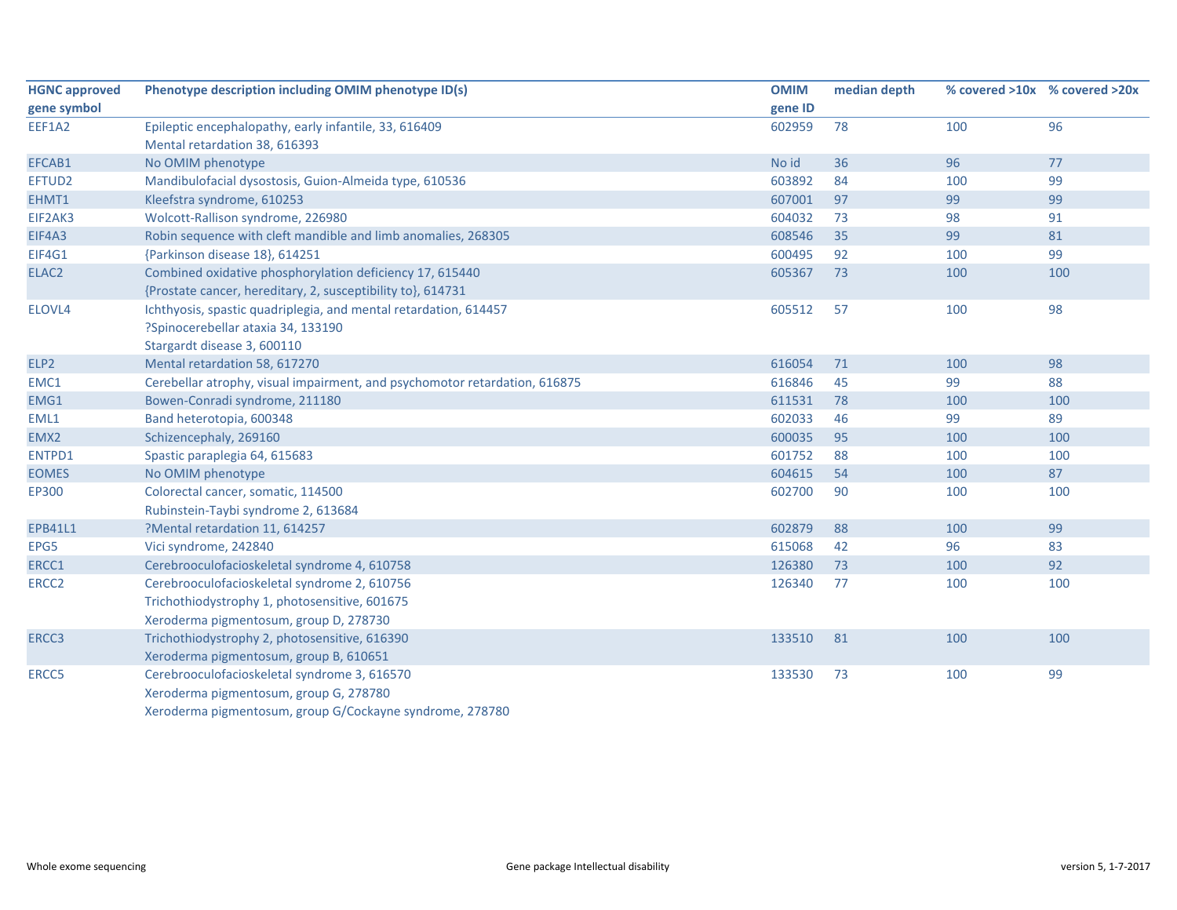| HGNC approved gene symbol | Phenotype description including OMIM phenotype ID(s) | OMIM gene ID | median depth | % covered >10x | % covered >20x |
|---|---|---|---|---|---|
| EEF1A2 | Epileptic encephalopathy, early infantile, 33, 616409<br>Mental retardation 38, 616393 | 602959 | 78 | 100 | 96 |
| EFCAB1 | No OMIM phenotype | No id | 36 | 96 | 77 |
| EFTUD2 | Mandibulofacial dysostosis, Guion-Almeida type, 610536 | 603892 | 84 | 100 | 99 |
| EHMT1 | Kleefstra syndrome, 610253 | 607001 | 97 | 99 | 99 |
| EIF2AK3 | Wolcott-Rallison syndrome, 226980 | 604032 | 73 | 98 | 91 |
| EIF4A3 | Robin sequence with cleft mandible and limb anomalies, 268305 | 608546 | 35 | 99 | 81 |
| EIF4G1 | {Parkinson disease 18}, 614251 | 600495 | 92 | 100 | 99 |
| ELAC2 | Combined oxidative phosphorylation deficiency 17, 615440<br>{Prostate cancer, hereditary, 2, susceptibility to}, 614731 | 605367 | 73 | 100 | 100 |
| ELOVL4 | Ichthyosis, spastic quadriplegia, and mental retardation, 614457<br>?Spinocerebellar ataxia 34, 133190<br>Stargardt disease 3, 600110 | 605512 | 57 | 100 | 98 |
| ELP2 | Mental retardation 58, 617270 | 616054 | 71 | 100 | 98 |
| EMC1 | Cerebellar atrophy, visual impairment, and psychomotor retardation, 616875 | 616846 | 45 | 99 | 88 |
| EMG1 | Bowen-Conradi syndrome, 211180 | 611531 | 78 | 100 | 100 |
| EML1 | Band heterotopia, 600348 | 602033 | 46 | 99 | 89 |
| EMX2 | Schizencephaly, 269160 | 600035 | 95 | 100 | 100 |
| ENTPD1 | Spastic paraplegia 64, 615683 | 601752 | 88 | 100 | 100 |
| EOMES | No OMIM phenotype | 604615 | 54 | 100 | 87 |
| EP300 | Colorectal cancer, somatic, 114500<br>Rubinstein-Taybi syndrome 2, 613684 | 602700 | 90 | 100 | 100 |
| EPB41L1 | ?Mental retardation 11, 614257 | 602879 | 88 | 100 | 99 |
| EPG5 | Vici syndrome, 242840 | 615068 | 42 | 96 | 83 |
| ERCC1 | Cerebrooculofacioskeletal syndrome 4, 610758 | 126380 | 73 | 100 | 92 |
| ERCC2 | Cerebrooculofacioskeletal syndrome 2, 610756<br>Trichothiodystrophy 1, photosensitive, 601675<br>Xeroderma pigmentosum, group D, 278730 | 126340 | 77 | 100 | 100 |
| ERCC3 | Trichothiodystrophy 2, photosensitive, 616390<br>Xeroderma pigmentosum, group B, 610651 | 133510 | 81 | 100 | 100 |
| ERCC5 | Cerebrooculofacioskeletal syndrome 3, 616570<br>Xeroderma pigmentosum, group G, 278780<br>Xeroderma pigmentosum, group G/Cockayne syndrome, 278780 | 133530 | 73 | 100 | 99 |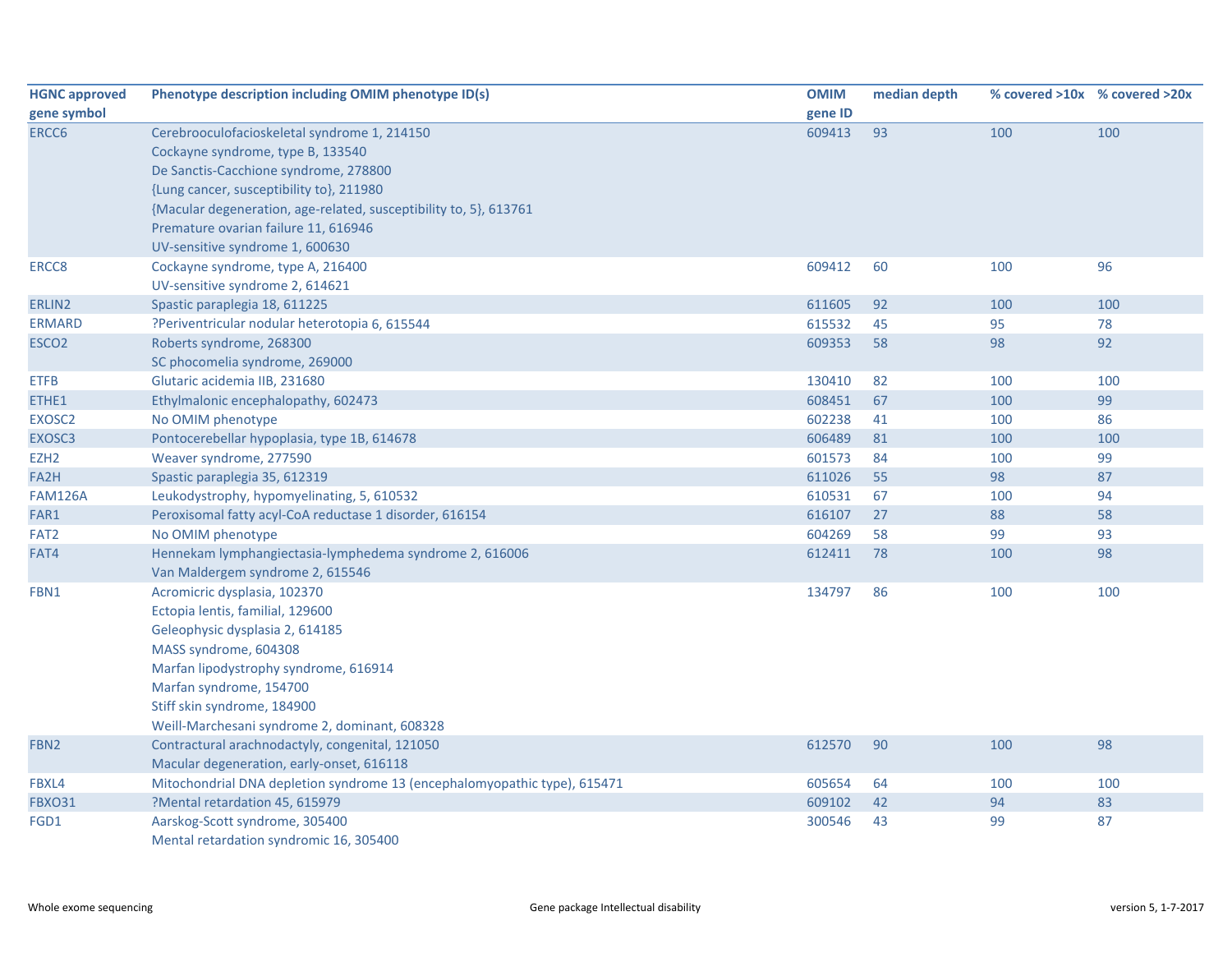| HGNC approved gene symbol | Phenotype description including OMIM phenotype ID(s) | OMIM gene ID | median depth | % covered >10x | % covered >20x |
|---|---|---|---|---|---|
| ERCC6 | Cerebrooculofacioskeletal syndrome 1, 214150<br>Cockayne syndrome, type B, 133540<br>De Sanctis-Cacchione syndrome, 278800<br>{Lung cancer, susceptibility to}, 211980<br>{Macular degeneration, age-related, susceptibility to, 5}, 613761<br>Premature ovarian failure 11, 616946<br>UV-sensitive syndrome 1, 600630 | 609413 | 93 | 100 | 100 |
| ERCC8 | Cockayne syndrome, type A, 216400<br>UV-sensitive syndrome 2, 614621 | 609412 | 60 | 100 | 96 |
| ERLIN2 | Spastic paraplegia 18, 611225 | 611605 | 92 | 100 | 100 |
| ERMARD | ?Periventricular nodular heterotopia 6, 615544 | 615532 | 45 | 95 | 78 |
| ESCO2 | Roberts syndrome, 268300<br>SC phocomelia syndrome, 269000 | 609353 | 58 | 98 | 92 |
| ETFB | Glutaric acidemia IIB, 231680 | 130410 | 82 | 100 | 100 |
| ETHE1 | Ethylmalonic encephalopathy, 602473 | 608451 | 67 | 100 | 99 |
| EXOSC2 | No OMIM phenotype | 602238 | 41 | 100 | 86 |
| EXOSC3 | Pontocerebellar hypoplasia, type 1B, 614678 | 606489 | 81 | 100 | 100 |
| EZH2 | Weaver syndrome, 277590 | 601573 | 84 | 100 | 99 |
| FA2H | Spastic paraplegia 35, 612319 | 611026 | 55 | 98 | 87 |
| FAM126A | Leukodystrophy, hypomyelinating, 5, 610532 | 610531 | 67 | 100 | 94 |
| FAR1 | Peroxisomal fatty acyl-CoA reductase 1 disorder, 616154 | 616107 | 27 | 88 | 58 |
| FAT2 | No OMIM phenotype | 604269 | 58 | 99 | 93 |
| FAT4 | Hennekam lymphangiectasia-lymphedema syndrome 2, 616006<br>Van Maldergem syndrome 2, 615546 | 612411 | 78 | 100 | 98 |
| FBN1 | Acromicric dysplasia, 102370<br>Ectopia lentis, familial, 129600<br>Geleophysic dysplasia 2, 614185<br>MASS syndrome, 604308<br>Marfan lipodystrophy syndrome, 616914<br>Marfan syndrome, 154700<br>Stiff skin syndrome, 184900<br>Weill-Marchesani syndrome 2, dominant, 608328 | 134797 | 86 | 100 | 100 |
| FBN2 | Contractural arachnodactyly, congenital, 121050<br>Macular degeneration, early-onset, 616118 | 612570 | 90 | 100 | 98 |
| FBXL4 | Mitochondrial DNA depletion syndrome 13 (encephalomyopathic type), 615471 | 605654 | 64 | 100 | 100 |
| FBXO31 | ?Mental retardation 45, 615979 | 609102 | 42 | 94 | 83 |
| FGD1 | Aarskog-Scott syndrome, 305400<br>Mental retardation syndromic 16, 305400 | 300546 | 43 | 99 | 87 |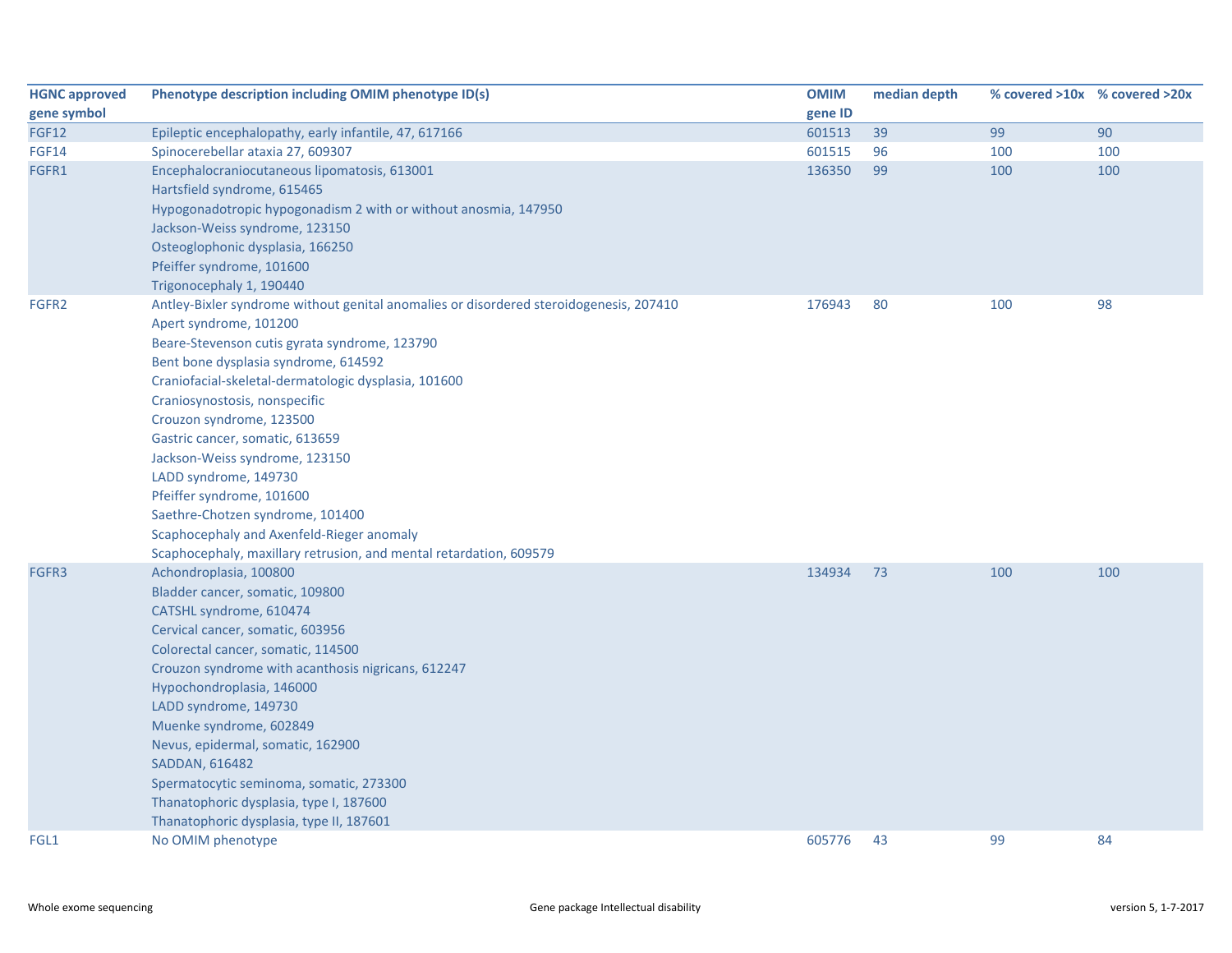| HGNC approved gene symbol | Phenotype description including OMIM phenotype ID(s) | OMIM gene ID | median depth | % covered >10x | % covered >20x |
|---|---|---|---|---|---|
| FGF12 | Epileptic encephalopathy, early infantile, 47, 617166 | 601513 | 39 | 99 | 90 |
| FGF14 | Spinocerebellar ataxia 27, 609307 | 601515 | 96 | 100 | 100 |
| FGFR1 | Encephalocraniocutaneous lipomatosis, 613001<br>Hartsfield syndrome, 615465<br>Hypogonadotropic hypogonadism 2 with or without anosmia, 147950<br>Jackson-Weiss syndrome, 123150<br>Osteoglophonic dysplasia, 166250<br>Pfeiffer syndrome, 101600<br>Trigonocephaly 1, 190440 | 136350 | 99 | 100 | 100 |
| FGFR2 | Antley-Bixler syndrome without genital anomalies or disordered steroidogenesis, 207410<br>Apert syndrome, 101200<br>Beare-Stevenson cutis gyrata syndrome, 123790<br>Bent bone dysplasia syndrome, 614592<br>Craniofacial-skeletal-dermatologic dysplasia, 101600<br>Craniosynostosis, nonspecific<br>Crouzon syndrome, 123500<br>Gastric cancer, somatic, 613659<br>Jackson-Weiss syndrome, 123150<br>LADD syndrome, 149730<br>Pfeiffer syndrome, 101600<br>Saethre-Chotzen syndrome, 101400<br>Scaphocephaly and Axenfeld-Rieger anomaly<br>Scaphocephaly, maxillary retrusion, and mental retardation, 609579 | 176943 | 80 | 100 | 98 |
| FGFR3 | Achondroplasia, 100800<br>Bladder cancer, somatic, 109800<br>CATSHL syndrome, 610474<br>Cervical cancer, somatic, 603956<br>Colorectal cancer, somatic, 114500<br>Crouzon syndrome with acanthosis nigricans, 612247<br>Hypochondroplasia, 146000<br>LADD syndrome, 149730<br>Muenke syndrome, 602849<br>Nevus, epidermal, somatic, 162900<br>SADDAN, 616482<br>Spermatocytic seminoma, somatic, 273300<br>Thanatophoric dysplasia, type I, 187600<br>Thanatophoric dysplasia, type II, 187601 | 134934 | 73 | 100 | 100 |
| FGL1 | No OMIM phenotype | 605776 | 43 | 99 | 84 |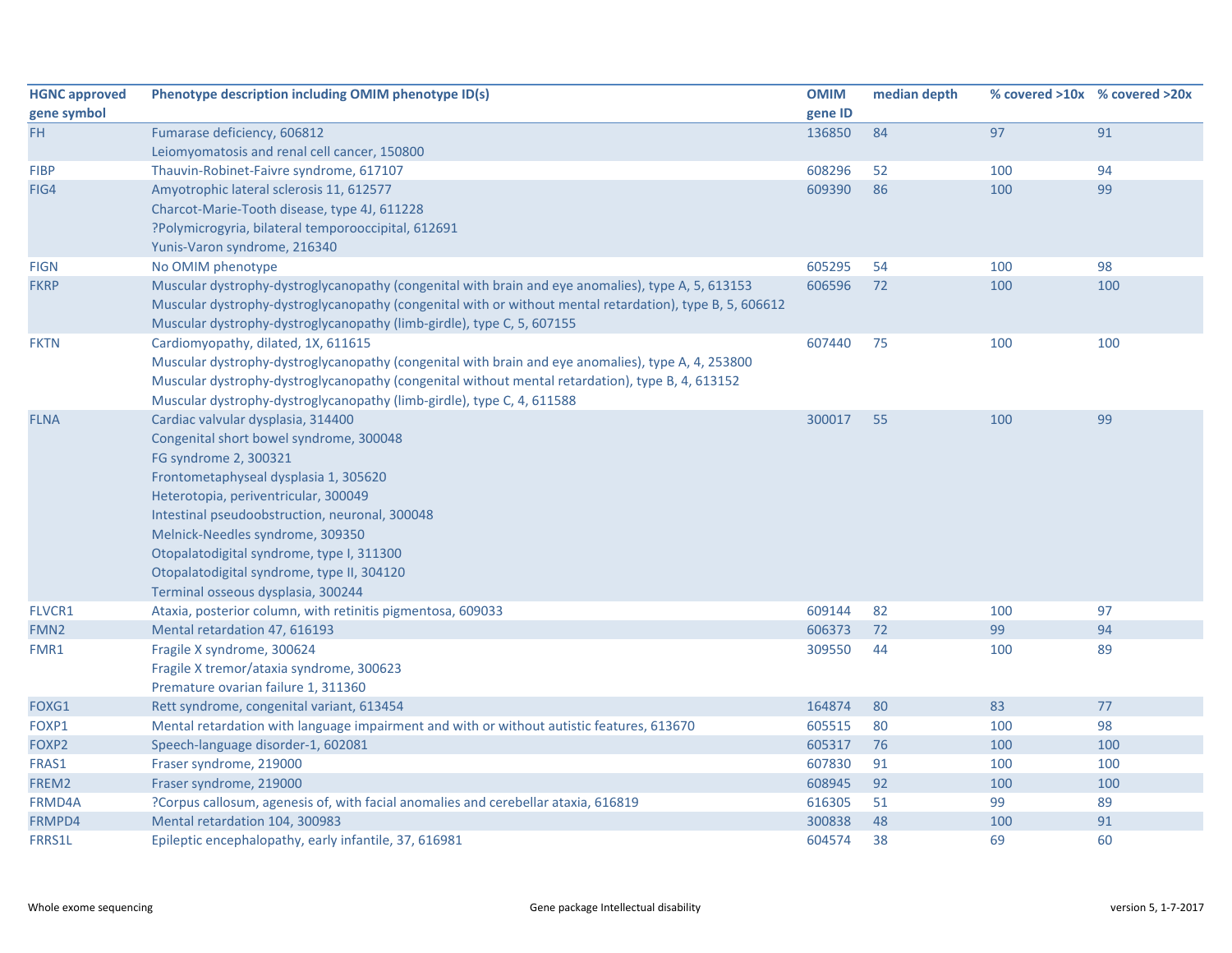| HGNC approved gene symbol | Phenotype description including OMIM phenotype ID(s) | OMIM gene ID | median depth | % covered >10x | % covered >20x |
|---|---|---|---|---|---|
| FH | Fumarase deficiency, 606812<br>Leiomyomatosis and renal cell cancer, 150800 | 136850 | 84 | 97 | 91 |
| FIBP | Thauvin-Robinet-Faivre syndrome, 617107 | 608296 | 52 | 100 | 94 |
| FIG4 | Amyotrophic lateral sclerosis 11, 612577<br>Charcot-Marie-Tooth disease, type 4J, 611228<br>?Polymicrogyria, bilateral temporooccipital, 612691<br>Yunis-Varon syndrome, 216340 | 609390 | 86 | 100 | 99 |
| FIGN | No OMIM phenotype | 605295 | 54 | 100 | 98 |
| FKRP | Muscular dystrophy-dystroglycanopathy (congenital with brain and eye anomalies), type A, 5, 613153<br>Muscular dystrophy-dystroglycanopathy (congenital with or without mental retardation), type B, 5, 606612<br>Muscular dystrophy-dystroglycanopathy (limb-girdle), type C, 5, 607155 | 606596 | 72 | 100 | 100 |
| FKTN | Cardiomyopathy, dilated, 1X, 611615<br>Muscular dystrophy-dystroglycanopathy (congenital with brain and eye anomalies), type A, 4, 253800<br>Muscular dystrophy-dystroglycanopathy (congenital without mental retardation), type B, 4, 613152<br>Muscular dystrophy-dystroglycanopathy (limb-girdle), type C, 4, 611588 | 607440 | 75 | 100 | 100 |
| FLNA | Cardiac valvular dysplasia, 314400<br>Congenital short bowel syndrome, 300048<br>FG syndrome 2, 300321<br>Frontometaphyseal dysplasia 1, 305620<br>Heterotopia, periventricular, 300049<br>Intestinal pseudoobstruction, neuronal, 300048<br>Melnick-Needles syndrome, 309350<br>Otopalatodigital syndrome, type I, 311300<br>Otopalatodigital syndrome, type II, 304120<br>Terminal osseous dysplasia, 300244 | 300017 | 55 | 100 | 99 |
| FLVCR1 | Ataxia, posterior column, with retinitis pigmentosa, 609033 | 609144 | 82 | 100 | 97 |
| FMN2 | Mental retardation 47, 616193 | 606373 | 72 | 99 | 94 |
| FMR1 | Fragile X syndrome, 300624<br>Fragile X tremor/ataxia syndrome, 300623<br>Premature ovarian failure 1, 311360 | 309550 | 44 | 100 | 89 |
| FOXG1 | Rett syndrome, congenital variant, 613454 | 164874 | 80 | 83 | 77 |
| FOXP1 | Mental retardation with language impairment and with or without autistic features, 613670 | 605515 | 80 | 100 | 98 |
| FOXP2 | Speech-language disorder-1, 602081 | 605317 | 76 | 100 | 100 |
| FRAS1 | Fraser syndrome, 219000 | 607830 | 91 | 100 | 100 |
| FREM2 | Fraser syndrome, 219000 | 608945 | 92 | 100 | 100 |
| FRMD4A | ?Corpus callosum, agenesis of, with facial anomalies and cerebellar ataxia, 616819 | 616305 | 51 | 99 | 89 |
| FRMPD4 | Mental retardation 104, 300983 | 300838 | 48 | 100 | 91 |
| FRRS1L | Epileptic encephalopathy, early infantile, 37, 616981 | 604574 | 38 | 69 | 60 |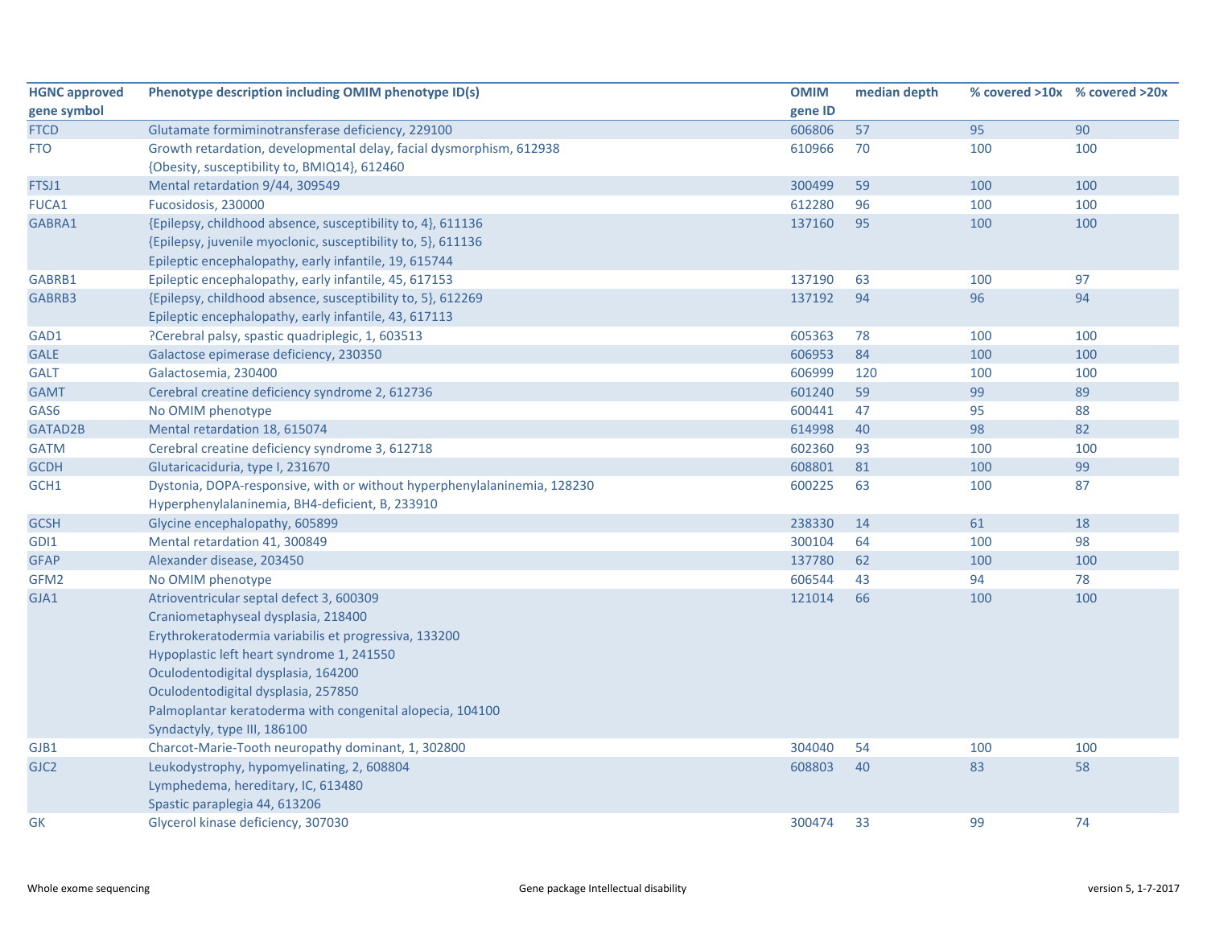| HGNC approved gene symbol | Phenotype description including OMIM phenotype ID(s) | OMIM gene ID | median depth | % covered >10x | % covered >20x |
|---|---|---|---|---|---|
| FTCD | Glutamate formiminotransferase deficiency, 229100 | 606806 | 57 | 95 | 90 |
| FTO | Growth retardation, developmental delay, facial dysmorphism, 612938<br>{Obesity, susceptibility to, BMIQ14}, 612460 | 610966 | 70 | 100 | 100 |
| FTSJ1 | Mental retardation 9/44, 309549 | 300499 | 59 | 100 | 100 |
| FUCA1 | Fucosidosis, 230000 | 612280 | 96 | 100 | 100 |
| GABRA1 | {Epilepsy, childhood absence, susceptibility to, 4}, 611136<br>{Epilepsy, juvenile myoclonic, susceptibility to, 5}, 611136<br>Epileptic encephalopathy, early infantile, 19, 615744 | 137160 | 95 | 100 | 100 |
| GABRB1 | Epileptic encephalopathy, early infantile, 45, 617153 | 137190 | 63 | 100 | 97 |
| GABRB3 | {Epilepsy, childhood absence, susceptibility to, 5}, 612269<br>Epileptic encephalopathy, early infantile, 43, 617113 | 137192 | 94 | 96 | 94 |
| GAD1 | ?Cerebral palsy, spastic quadriplegic, 1, 603513 | 605363 | 78 | 100 | 100 |
| GALE | Galactose epimerase deficiency, 230350 | 606953 | 84 | 100 | 100 |
| GALT | Galactosemia, 230400 | 606999 | 120 | 100 | 100 |
| GAMT | Cerebral creatine deficiency syndrome 2, 612736 | 601240 | 59 | 99 | 89 |
| GAS6 | No OMIM phenotype | 600441 | 47 | 95 | 88 |
| GATAD2B | Mental retardation 18, 615074 | 614998 | 40 | 98 | 82 |
| GATM | Cerebral creatine deficiency syndrome 3, 612718 | 602360 | 93 | 100 | 100 |
| GCDH | Glutaricaciduria, type I, 231670 | 608801 | 81 | 100 | 99 |
| GCH1 | Dystonia, DOPA-responsive, with or without hyperphenylalaninemia, 128230<br>Hyperphenylalaninemia, BH4-deficient, B, 233910 | 600225 | 63 | 100 | 87 |
| GCSH | Glycine encephalopathy, 605899 | 238330 | 14 | 61 | 18 |
| GDI1 | Mental retardation 41, 300849 | 300104 | 64 | 100 | 98 |
| GFAP | Alexander disease, 203450 | 137780 | 62 | 100 | 100 |
| GFM2 | No OMIM phenotype | 606544 | 43 | 94 | 78 |
| GJA1 | Atrioventricular septal defect 3, 600309<br>Craniometaphyseal dysplasia, 218400<br>Erythrokeratodermia variabilis et progressiva, 133200<br>Hypoplastic left heart syndrome 1, 241550<br>Oculodentodigital dysplasia, 164200<br>Oculodentodigital dysplasia, 257850<br>Palmoplantar keratoderma with congenital alopecia, 104100<br>Syndactyly, type III, 186100 | 121014 | 66 | 100 | 100 |
| GJB1 | Charcot-Marie-Tooth neuropathy dominant, 1, 302800 | 304040 | 54 | 100 | 100 |
| GJC2 | Leukodystrophy, hypomyelinating, 2, 608804<br>Lymphedema, hereditary, IC, 613480<br>Spastic paraplegia 44, 613206 | 608803 | 40 | 83 | 58 |
| GK | Glycerol kinase deficiency, 307030 | 300474 | 33 | 99 | 74 |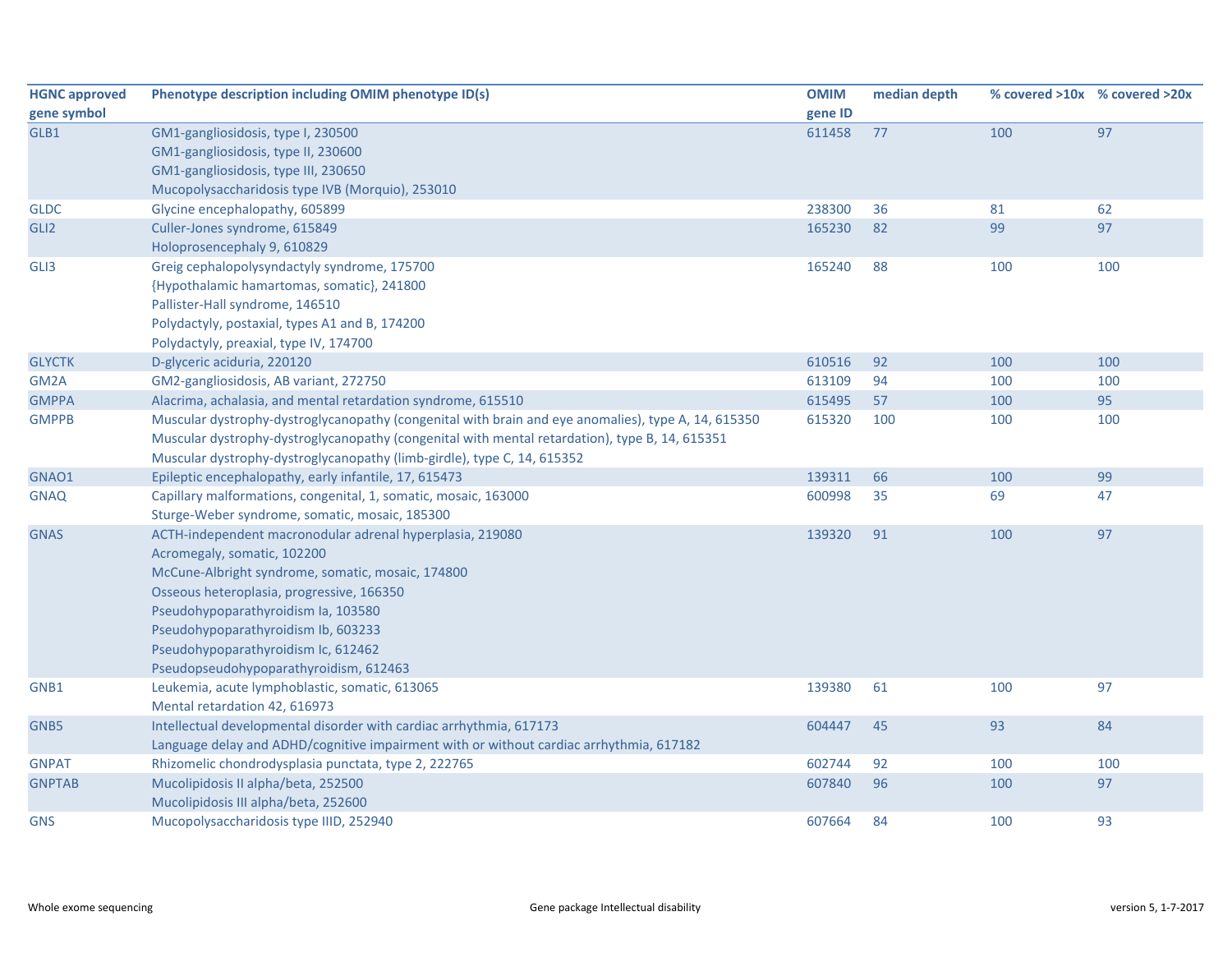| HGNC approved gene symbol | Phenotype description including OMIM phenotype ID(s) | OMIM gene ID | median depth | % covered >10x | % covered >20x |
|---|---|---|---|---|---|
| GLB1 | GM1-gangliosidosis, type I, 230500<br>GM1-gangliosidosis, type II, 230600<br>GM1-gangliosidosis, type III, 230650<br>Mucopolysaccharidosis type IVB (Morquio), 253010 | 611458 | 77 | 100 | 97 |
| GLDC | Glycine encephalopathy, 605899 | 238300 | 36 | 81 | 62 |
| GLI2 | Culler-Jones syndrome, 615849<br>Holoprosencephaly 9, 610829 | 165230 | 82 | 99 | 97 |
| GLI3 | Greig cephalopolysyndactyly syndrome, 175700<br>{Hypothalamic hamartomas, somatic}, 241800<br>Pallister-Hall syndrome, 146510<br>Polydactyly, postaxial, types A1 and B, 174200<br>Polydactyly, preaxial, type IV, 174700 | 165240 | 88 | 100 | 100 |
| GLYCTK | D-glyceric aciduria, 220120 | 610516 | 92 | 100 | 100 |
| GM2A | GM2-gangliosidosis, AB variant, 272750 | 613109 | 94 | 100 | 100 |
| GMPPA | Alacrima, achalasia, and mental retardation syndrome, 615510 | 615495 | 57 | 100 | 95 |
| GMPPB | Muscular dystrophy-dystroglycanopathy (congenital with brain and eye anomalies), type A, 14, 615350<br>Muscular dystrophy-dystroglycanopathy (congenital with mental retardation), type B, 14, 615351<br>Muscular dystrophy-dystroglycanopathy (limb-girdle), type C, 14, 615352 | 615320 | 100 | 100 | 100 |
| GNAO1 | Epileptic encephalopathy, early infantile, 17, 615473 | 139311 | 66 | 100 | 99 |
| GNAQ | Capillary malformations, congenital, 1, somatic, mosaic, 163000<br>Sturge-Weber syndrome, somatic, mosaic, 185300 | 600998 | 35 | 69 | 47 |
| GNAS | ACTH-independent macronodular adrenal hyperplasia, 219080<br>Acromegaly, somatic, 102200<br>McCune-Albright syndrome, somatic, mosaic, 174800<br>Osseous heteroplasia, progressive, 166350<br>Pseudohypoparathyroidism Ia, 103580<br>Pseudohypoparathyroidism Ib, 603233<br>Pseudohypoparathyroidism Ic, 612462<br>Pseudopseudohypoparathyroidism, 612463 | 139320 | 91 | 100 | 97 |
| GNB1 | Leukemia, acute lymphoblastic, somatic, 613065<br>Mental retardation 42, 616973 | 139380 | 61 | 100 | 97 |
| GNB5 | Intellectual developmental disorder with cardiac arrhythmia, 617173<br>Language delay and ADHD/cognitive impairment with or without cardiac arrhythmia, 617182 | 604447 | 45 | 93 | 84 |
| GNPAT | Rhizomelic chondrodysplasia punctata, type 2, 222765 | 602744 | 92 | 100 | 100 |
| GNPTAB | Mucolipidosis II alpha/beta, 252500<br>Mucolipidosis III alpha/beta, 252600 | 607840 | 96 | 100 | 97 |
| GNS | Mucopolysaccharidosis type IIID, 252940 | 607664 | 84 | 100 | 93 |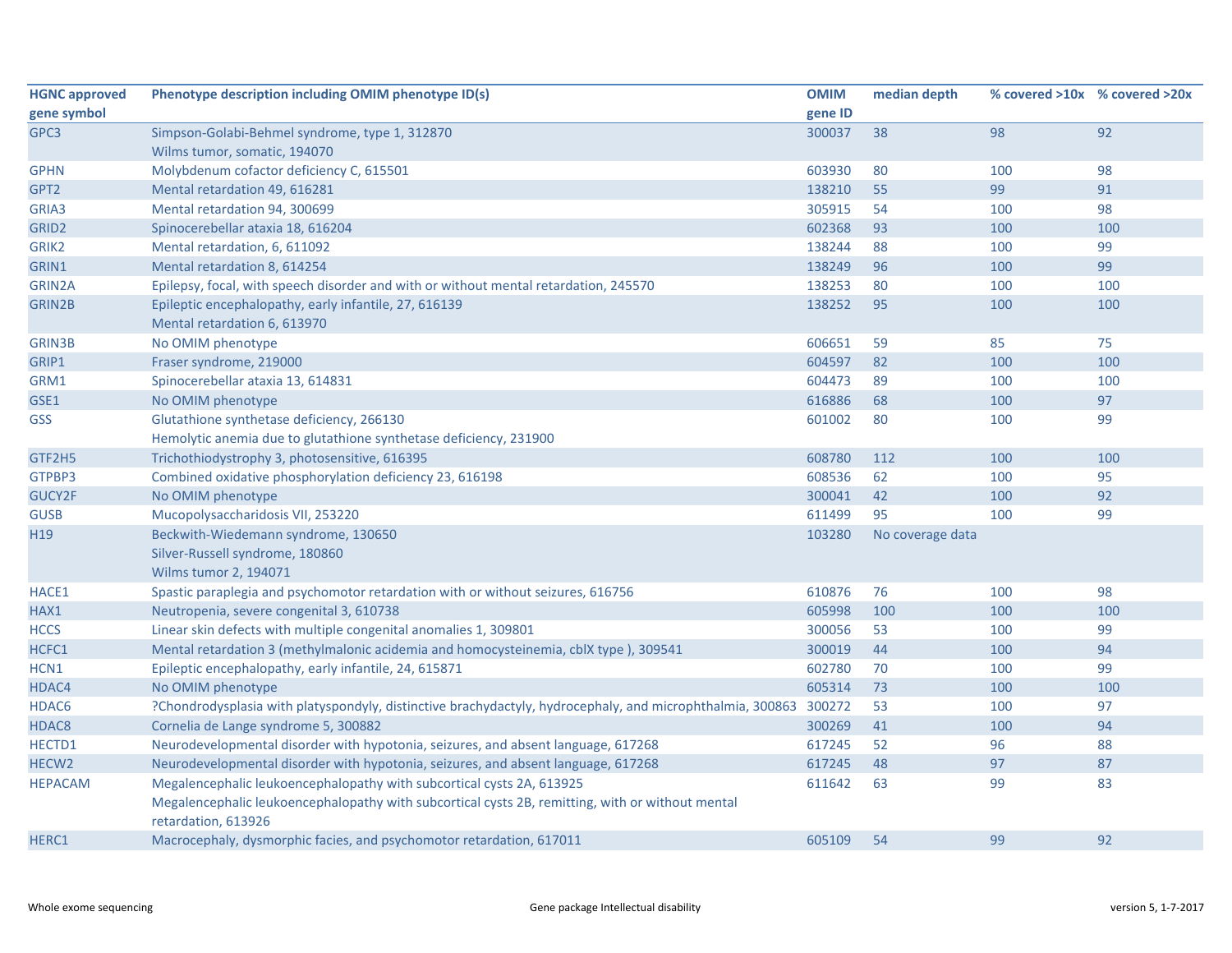| HGNC approved gene symbol | Phenotype description including OMIM phenotype ID(s) | OMIM gene ID | median depth | % covered >10x | % covered >20x |
|---|---|---|---|---|---|
| GPC3 | Simpson-Golabi-Behmel syndrome, type 1, 312870<br>Wilms tumor, somatic, 194070 | 300037 | 38 | 98 | 92 |
| GPHN | Molybdenum cofactor deficiency C, 615501 | 603930 | 80 | 100 | 98 |
| GPT2 | Mental retardation 49, 616281 | 138210 | 55 | 99 | 91 |
| GRIA3 | Mental retardation 94, 300699 | 305915 | 54 | 100 | 98 |
| GRID2 | Spinocerebellar ataxia 18, 616204 | 602368 | 93 | 100 | 100 |
| GRIK2 | Mental retardation, 6, 611092 | 138244 | 88 | 100 | 99 |
| GRIN1 | Mental retardation 8, 614254 | 138249 | 96 | 100 | 99 |
| GRIN2A | Epilepsy, focal, with speech disorder and with or without mental retardation, 245570 | 138253 | 80 | 100 | 100 |
| GRIN2B | Epileptic encephalopathy, early infantile, 27, 616139<br>Mental retardation 6, 613970 | 138252 | 95 | 100 | 100 |
| GRIN3B | No OMIM phenotype | 606651 | 59 | 85 | 75 |
| GRIP1 | Fraser syndrome, 219000 | 604597 | 82 | 100 | 100 |
| GRM1 | Spinocerebellar ataxia 13, 614831 | 604473 | 89 | 100 | 100 |
| GSE1 | No OMIM phenotype | 616886 | 68 | 100 | 97 |
| GSS | Glutathione synthetase deficiency, 266130<br>Hemolytic anemia due to glutathione synthetase deficiency, 231900 | 601002 | 80 | 100 | 99 |
| GTF2H5 | Trichothiodystrophy 3, photosensitive, 616395 | 608780 | 112 | 100 | 100 |
| GTPBP3 | Combined oxidative phosphorylation deficiency 23, 616198 | 608536 | 62 | 100 | 95 |
| GUCY2F | No OMIM phenotype | 300041 | 42 | 100 | 92 |
| GUSB | Mucopolysaccharidosis VII, 253220 | 611499 | 95 | 100 | 99 |
| H19 | Beckwith-Wiedemann syndrome, 130650<br>Silver-Russell syndrome, 180860<br>Wilms tumor 2, 194071 | 103280 | No coverage data | | |
| HACE1 | Spastic paraplegia and psychomotor retardation with or without seizures, 616756 | 610876 | 76 | 100 | 98 |
| HAX1 | Neutropenia, severe congenital 3, 610738 | 605998 | 100 | 100 | 100 |
| HCCS | Linear skin defects with multiple congenital anomalies 1, 309801 | 300056 | 53 | 100 | 99 |
| HCFC1 | Mental retardation 3 (methylmalonic acidemia and homocysteinemia, cblX type ), 309541 | 300019 | 44 | 100 | 94 |
| HCN1 | Epileptic encephalopathy, early infantile, 24, 615871 | 602780 | 70 | 100 | 99 |
| HDAC4 | No OMIM phenotype | 605314 | 73 | 100 | 100 |
| HDAC6 | ?Chondrodysplasia with platyspondyly, distinctive brachydactyly, hydrocephaly, and microphthalmia, 300863 | 300272 | 53 | 100 | 97 |
| HDAC8 | Cornelia de Lange syndrome 5, 300882 | 300269 | 41 | 100 | 94 |
| HECTD1 | Neurodevelopmental disorder with hypotonia, seizures, and absent language, 617268 | 617245 | 52 | 96 | 88 |
| HECW2 | Neurodevelopmental disorder with hypotonia, seizures, and absent language, 617268 | 617245 | 48 | 97 | 87 |
| HEPACAM | Megalencephalic leukoencephalopathy with subcortical cysts 2A, 613925<br>Megalencephalic leukoencephalopathy with subcortical cysts 2B, remitting, with or without mental retardation, 613926 | 611642 | 63 | 99 | 83 |
| HERC1 | Macrocephaly, dysmorphic facies, and psychomotor retardation, 617011 | 605109 | 54 | 99 | 92 |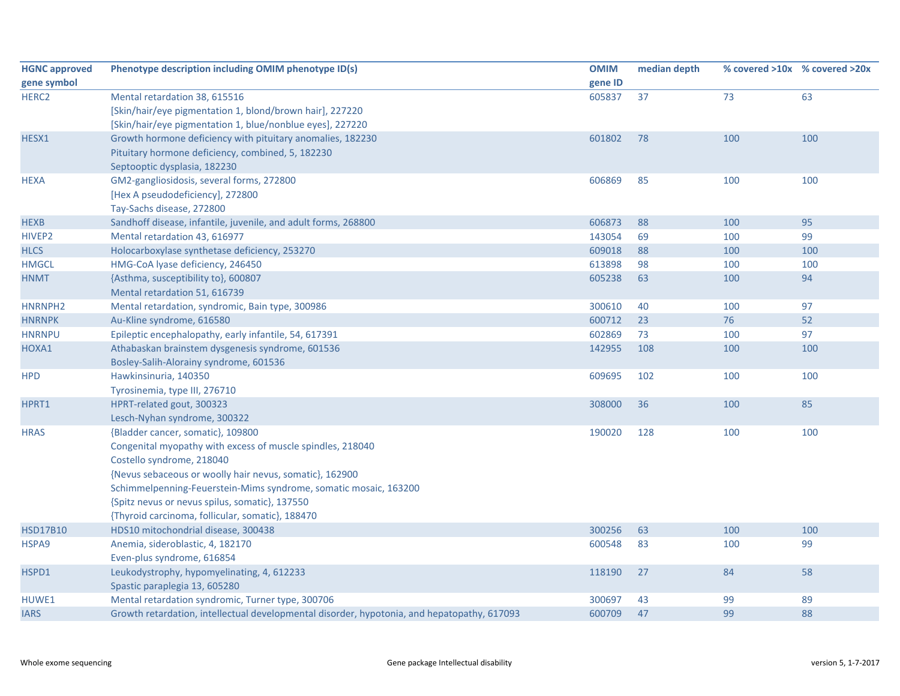| HGNC approved gene symbol | Phenotype description including OMIM phenotype ID(s) | OMIM gene ID | median depth | % covered >10x | % covered >20x |
|---|---|---|---|---|---|
| HERC2 | Mental retardation 38, 615516<br>[Skin/hair/eye pigmentation 1, blond/brown hair], 227220<br>[Skin/hair/eye pigmentation 1, blue/nonblue eyes], 227220 | 605837 | 37 | 73 | 63 |
| HESX1 | Growth hormone deficiency with pituitary anomalies, 182230<br>Pituitary hormone deficiency, combined, 5, 182230<br>Septooptic dysplasia, 182230 | 601802 | 78 | 100 | 100 |
| HEXA | GM2-gangliosidosis, several forms, 272800<br>[Hex A pseudodeficiency], 272800<br>Tay-Sachs disease, 272800 | 606869 | 85 | 100 | 100 |
| HEXB | Sandhoff disease, infantile, juvenile, and adult forms, 268800 | 606873 | 88 | 100 | 95 |
| HIVEP2 | Mental retardation 43, 616977 | 143054 | 69 | 100 | 99 |
| HLCS | Holocarboxylase synthetase deficiency, 253270 | 609018 | 88 | 100 | 100 |
| HMGCL | HMG-CoA lyase deficiency, 246450 | 613898 | 98 | 100 | 100 |
| HNMT | {Asthma, susceptibility to}, 600807<br>Mental retardation 51, 616739 | 605238 | 63 | 100 | 94 |
| HNRNPH2 | Mental retardation, syndromic, Bain type, 300986 | 300610 | 40 | 100 | 97 |
| HNRNPK | Au-Kline syndrome, 616580 | 600712 | 23 | 76 | 52 |
| HNRNPU | Epileptic encephalopathy, early infantile, 54, 617391 | 602869 | 73 | 100 | 97 |
| HOXA1 | Athabaskan brainstem dysgenesis syndrome, 601536<br>Bosley-Salih-Alorainy syndrome, 601536 | 142955 | 108 | 100 | 100 |
| HPD | Hawkinsinuria, 140350<br>Tyrosinemia, type III, 276710 | 609695 | 102 | 100 | 100 |
| HPRT1 | HPRT-related gout, 300323<br>Lesch-Nyhan syndrome, 300322 | 308000 | 36 | 100 | 85 |
| HRAS | {Bladder cancer, somatic}, 109800<br>Congenital myopathy with excess of muscle spindles, 218040<br>Costello syndrome, 218040<br>{Nevus sebaceous or woolly hair nevus, somatic}, 162900<br>Schimmelpenning-Feuerstein-Mims syndrome, somatic mosaic, 163200<br>{Spitz nevus or nevus spilus, somatic}, 137550<br>{Thyroid carcinoma, follicular, somatic}, 188470 | 190020 | 128 | 100 | 100 |
| HSD17B10 | HDS10 mitochondrial disease, 300438 | 300256 | 63 | 100 | 100 |
| HSPA9 | Anemia, sideroblastic, 4, 182170<br>Even-plus syndrome, 616854 | 600548 | 83 | 100 | 99 |
| HSPD1 | Leukodystrophy, hypomyelinating, 4, 612233<br>Spastic paraplegia 13, 605280 | 118190 | 27 | 84 | 58 |
| HUWE1 | Mental retardation syndromic, Turner type, 300706 | 300697 | 43 | 99 | 89 |
| IARS | Growth retardation, intellectual developmental disorder, hypotonia, and hepatopathy, 617093 | 600709 | 47 | 99 | 88 |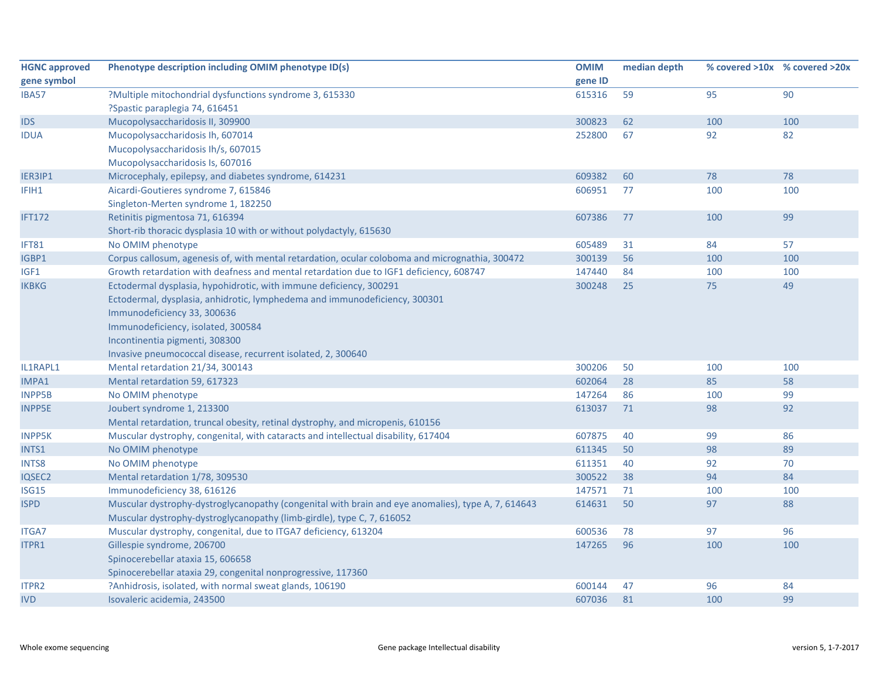| HGNC approved gene symbol | Phenotype description including OMIM phenotype ID(s) | OMIM gene ID | median depth | % covered >10x | % covered >20x |
|---|---|---|---|---|---|
| IBA57 | ?Multiple mitochondrial dysfunctions syndrome 3, 615330<br>?Spastic paraplegia 74, 616451 | 615316 | 59 | 95 | 90 |
| IDS | Mucopolysaccharidosis II, 309900 | 300823 | 62 | 100 | 100 |
| IDUA | Mucopolysaccharidosis Ih, 607014<br>Mucopolysaccharidosis Ih/s, 607015<br>Mucopolysaccharidosis Is, 607016 | 252800 | 67 | 92 | 82 |
| IER3IP1 | Microcephaly, epilepsy, and diabetes syndrome, 614231 | 609382 | 60 | 78 | 78 |
| IFIH1 | Aicardi-Goutieres syndrome 7, 615846<br>Singleton-Merten syndrome 1, 182250 | 606951 | 77 | 100 | 100 |
| IFT172 | Retinitis pigmentosa 71, 616394<br>Short-rib thoracic dysplasia 10 with or without polydactyly, 615630 | 607386 | 77 | 100 | 99 |
| IFT81 | No OMIM phenotype | 605489 | 31 | 84 | 57 |
| IGBP1 | Corpus callosum, agenesis of, with mental retardation, ocular coloboma and micrognathia, 300472 | 300139 | 56 | 100 | 100 |
| IGF1 | Growth retardation with deafness and mental retardation due to IGF1 deficiency, 608747 | 147440 | 84 | 100 | 100 |
| IKBKG | Ectodermal dysplasia, hypohidrotic, with immune deficiency, 300291<br>Ectodermal, dysplasia, anhidrotic, lymphedema and immunodeficiency, 300301<br>Immunodeficiency 33, 300636<br>Immunodeficiency, isolated, 300584<br>Incontinentia pigmenti, 308300<br>Invasive pneumococcal disease, recurrent isolated, 2, 300640 | 300248 | 25 | 75 | 49 |
| IL1RAPL1 | Mental retardation 21/34, 300143 | 300206 | 50 | 100 | 100 |
| IMPA1 | Mental retardation 59, 617323 | 602064 | 28 | 85 | 58 |
| INPP5B | No OMIM phenotype | 147264 | 86 | 100 | 99 |
| INPP5E | Joubert syndrome 1, 213300<br>Mental retardation, truncal obesity, retinal dystrophy, and micropenis, 610156 | 613037 | 71 | 98 | 92 |
| INPP5K | Muscular dystrophy, congenital, with cataracts and intellectual disability, 617404 | 607875 | 40 | 99 | 86 |
| INTS1 | No OMIM phenotype | 611345 | 50 | 98 | 89 |
| INTS8 | No OMIM phenotype | 611351 | 40 | 92 | 70 |
| IQSEC2 | Mental retardation 1/78, 309530 | 300522 | 38 | 94 | 84 |
| ISG15 | Immunodeficiency 38, 616126 | 147571 | 71 | 100 | 100 |
| ISPD | Muscular dystrophy-dystroglycanopathy (congenital with brain and eye anomalies), type A, 7, 614643<br>Muscular dystrophy-dystroglycanopathy (limb-girdle), type C, 7, 616052 | 614631 | 50 | 97 | 88 |
| ITGA7 | Muscular dystrophy, congenital, due to ITGA7 deficiency, 613204 | 600536 | 78 | 97 | 96 |
| ITPR1 | Gillespie syndrome, 206700<br>Spinocerebellar ataxia 15, 606658<br>Spinocerebellar ataxia 29, congenital nonprogressive, 117360 | 147265 | 96 | 100 | 100 |
| ITPR2 | ?Anhidrosis, isolated, with normal sweat glands, 106190 | 600144 | 47 | 96 | 84 |
| IVD | Isovaleric acidemia, 243500 | 607036 | 81 | 100 | 99 |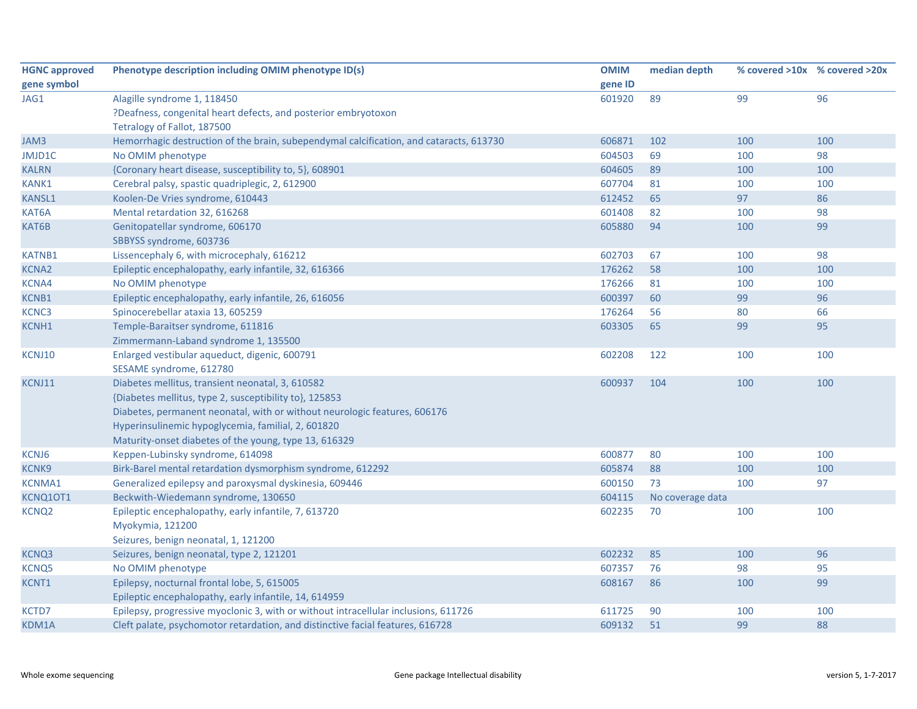| HGNC approved gene symbol | Phenotype description including OMIM phenotype ID(s) | OMIM gene ID | median depth | % covered >10x | % covered >20x |
|---|---|---|---|---|---|
| JAG1 | Alagille syndrome 1, 118450<br>?Deafness, congenital heart defects, and posterior embryotoxon<br>Tetralogy of Fallot, 187500 | 601920 | 89 | 99 | 96 |
| JAM3 | Hemorrhagic destruction of the brain, subependymal calcification, and cataracts, 613730 | 606871 | 102 | 100 | 100 |
| JMJD1C | No OMIM phenotype | 604503 | 69 | 100 | 98 |
| KALRN | {Coronary heart disease, susceptibility to, 5}, 608901 | 604605 | 89 | 100 | 100 |
| KANK1 | Cerebral palsy, spastic quadriplegic, 2, 612900 | 607704 | 81 | 100 | 100 |
| KANSL1 | Koolen-De Vries syndrome, 610443 | 612452 | 65 | 97 | 86 |
| KAT6A | Mental retardation 32, 616268 | 601408 | 82 | 100 | 98 |
| KAT6B | Genitopatellar syndrome, 606170<br>SBBYSS syndrome, 603736 | 605880 | 94 | 100 | 99 |
| KATNB1 | Lissencephaly 6, with microcephaly, 616212 | 602703 | 67 | 100 | 98 |
| KCNA2 | Epileptic encephalopathy, early infantile, 32, 616366 | 176262 | 58 | 100 | 100 |
| KCNA4 | No OMIM phenotype | 176266 | 81 | 100 | 100 |
| KCNB1 | Epileptic encephalopathy, early infantile, 26, 616056 | 600397 | 60 | 99 | 96 |
| KCNC3 | Spinocerebellar ataxia 13, 605259 | 176264 | 56 | 80 | 66 |
| KCNH1 | Temple-Baraitser syndrome, 611816<br>Zimmermann-Laband syndrome 1, 135500 | 603305 | 65 | 99 | 95 |
| KCNJ10 | Enlarged vestibular aqueduct, digenic, 600791<br>SESAME syndrome, 612780 | 602208 | 122 | 100 | 100 |
| KCNJ11 | Diabetes mellitus, transient neonatal, 3, 610582<br>{Diabetes mellitus, type 2, susceptibility to}, 125853<br>Diabetes, permanent neonatal, with or without neurologic features, 606176<br>Hyperinsulinemic hypoglycemia, familial, 2, 601820<br>Maturity-onset diabetes of the young, type 13, 616329 | 600937 | 104 | 100 | 100 |
| KCNJ6 | Keppen-Lubinsky syndrome, 614098 | 600877 | 80 | 100 | 100 |
| KCNK9 | Birk-Barel mental retardation dysmorphism syndrome, 612292 | 605874 | 88 | 100 | 100 |
| KCNMA1 | Generalized epilepsy and paroxysmal dyskinesia, 609446 | 600150 | 73 | 100 | 97 |
| KCNQ1OT1 | Beckwith-Wiedemann syndrome, 130650 | 604115 | No coverage data | | |
| KCNQ2 | Epileptic encephalopathy, early infantile, 7, 613720<br>Myokymia, 121200<br>Seizures, benign neonatal, 1, 121200 | 602235 | 70 | 100 | 100 |
| KCNQ3 | Seizures, benign neonatal, type 2, 121201 | 602232 | 85 | 100 | 96 |
| KCNQ5 | No OMIM phenotype | 607357 | 76 | 98 | 95 |
| KCNT1 | Epilepsy, nocturnal frontal lobe, 5, 615005<br>Epileptic encephalopathy, early infantile, 14, 614959 | 608167 | 86 | 100 | 99 |
| KCTD7 | Epilepsy, progressive myoclonic 3, with or without intracellular inclusions, 611726 | 611725 | 90 | 100 | 100 |
| KDM1A | Cleft palate, psychomotor retardation, and distinctive facial features, 616728 | 609132 | 51 | 99 | 88 |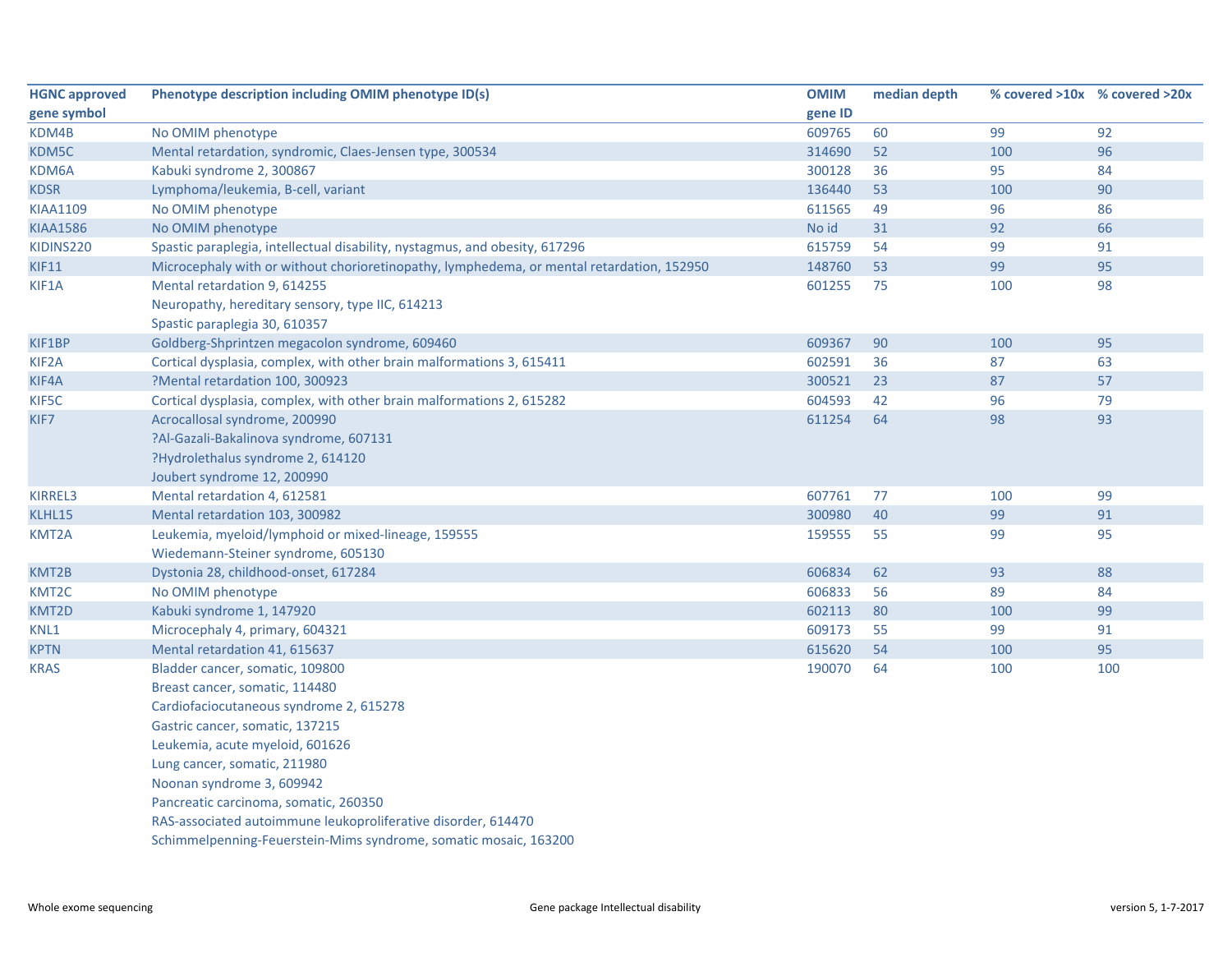| HGNC approved gene symbol | Phenotype description including OMIM phenotype ID(s) | OMIM gene ID | median depth | % covered >10x | % covered >20x |
|---|---|---|---|---|---|
| KDM4B | No OMIM phenotype | 609765 | 60 | 99 | 92 |
| KDM5C | Mental retardation, syndromic, Claes-Jensen type, 300534 | 314690 | 52 | 100 | 96 |
| KDM6A | Kabuki syndrome 2, 300867 | 300128 | 36 | 95 | 84 |
| KDSR | Lymphoma/leukemia, B-cell, variant | 136440 | 53 | 100 | 90 |
| KIAA1109 | No OMIM phenotype | 611565 | 49 | 96 | 86 |
| KIAA1586 | No OMIM phenotype | No id | 31 | 92 | 66 |
| KIDINS220 | Spastic paraplegia, intellectual disability, nystagmus, and obesity, 617296 | 615759 | 54 | 99 | 91 |
| KIF11 | Microcephaly with or without chorioretinopathy, lymphedema, or mental retardation, 152950 | 148760 | 53 | 99 | 95 |
| KIF1A | Mental retardation 9, 614255<br>Neuropathy, hereditary sensory, type IIC, 614213<br>Spastic paraplegia 30, 610357 | 601255 | 75 | 100 | 98 |
| KIF1BP | Goldberg-Shprintzen megacolon syndrome, 609460 | 609367 | 90 | 100 | 95 |
| KIF2A | Cortical dysplasia, complex, with other brain malformations 3, 615411 | 602591 | 36 | 87 | 63 |
| KIF4A | ?Mental retardation 100, 300923 | 300521 | 23 | 87 | 57 |
| KIF5C | Cortical dysplasia, complex, with other brain malformations 2, 615282 | 604593 | 42 | 96 | 79 |
| KIF7 | Acrocallosal syndrome, 200990<br>?Al-Gazali-Bakalinova syndrome, 607131<br>?Hydrolethalus syndrome 2, 614120<br>Joubert syndrome 12, 200990 | 611254 | 64 | 98 | 93 |
| KIRREL3 | Mental retardation 4, 612581 | 607761 | 77 | 100 | 99 |
| KLHL15 | Mental retardation 103, 300982 | 300980 | 40 | 99 | 91 |
| KMT2A | Leukemia, myeloid/lymphoid or mixed-lineage, 159555<br>Wiedemann-Steiner syndrome, 605130 | 159555 | 55 | 99 | 95 |
| KMT2B | Dystonia 28, childhood-onset, 617284 | 606834 | 62 | 93 | 88 |
| KMT2C | No OMIM phenotype | 606833 | 56 | 89 | 84 |
| KMT2D | Kabuki syndrome 1, 147920 | 602113 | 80 | 100 | 99 |
| KNL1 | Microcephaly 4, primary, 604321 | 609173 | 55 | 99 | 91 |
| KPTN | Mental retardation 41, 615637 | 615620 | 54 | 100 | 95 |
| KRAS | Bladder cancer, somatic, 109800<br>Breast cancer, somatic, 114480<br>Cardiofaciocutaneous syndrome 2, 615278<br>Gastric cancer, somatic, 137215<br>Leukemia, acute myeloid, 601626<br>Lung cancer, somatic, 211980<br>Noonan syndrome 3, 609942<br>Pancreatic carcinoma, somatic, 260350<br>RAS-associated autoimmune leukoproliferative disorder, 614470<br>Schimmelpenning-Feuerstein-Mims syndrome, somatic mosaic, 163200 | 190070 | 64 | 100 | 100 |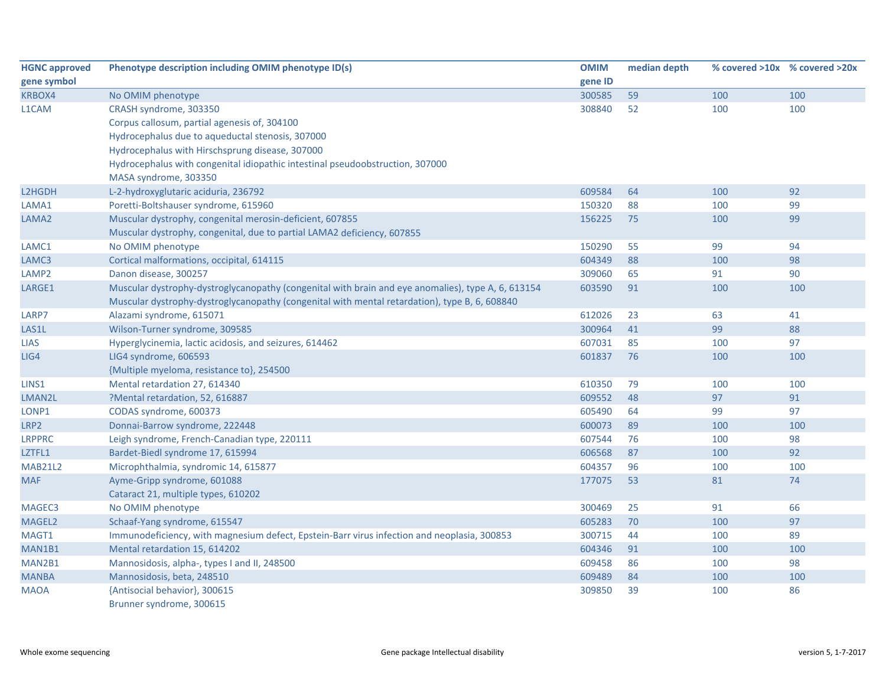| HGNC approved gene symbol | Phenotype description including OMIM phenotype ID(s) | OMIM gene ID | median depth | % covered >10x | % covered >20x |
|---|---|---|---|---|---|
| KRBOX4 | No OMIM phenotype | 300585 | 59 | 100 | 100 |
| L1CAM | CRASH syndrome, 303350<br>Corpus callosum, partial agenesis of, 304100<br>Hydrocephalus due to aqueductal stenosis, 307000<br>Hydrocephalus with Hirschsprung disease, 307000<br>Hydrocephalus with congenital idiopathic intestinal pseudoobstruction, 307000<br>MASA syndrome, 303350 | 308840 | 52 | 100 | 100 |
| L2HGDH | L-2-hydroxyglutaric aciduria, 236792 | 609584 | 64 | 100 | 92 |
| LAMA1 | Poretti-Boltshauser syndrome, 615960 | 150320 | 88 | 100 | 99 |
| LAMA2 | Muscular dystrophy, congenital merosin-deficient, 607855<br>Muscular dystrophy, congenital, due to partial LAMA2 deficiency, 607855 | 156225 | 75 | 100 | 99 |
| LAMC1 | No OMIM phenotype | 150290 | 55 | 99 | 94 |
| LAMC3 | Cortical malformations, occipital, 614115 | 604349 | 88 | 100 | 98 |
| LAMP2 | Danon disease, 300257 | 309060 | 65 | 91 | 90 |
| LARGE1 | Muscular dystrophy-dystroglycanopathy (congenital with brain and eye anomalies), type A, 6, 613154<br>Muscular dystrophy-dystroglycanopathy (congenital with mental retardation), type B, 6, 608840 | 603590 | 91 | 100 | 100 |
| LARP7 | Alazami syndrome, 615071 | 612026 | 23 | 63 | 41 |
| LAS1L | Wilson-Turner syndrome, 309585 | 300964 | 41 | 99 | 88 |
| LIAS | Hyperglycinemia, lactic acidosis, and seizures, 614462 | 607031 | 85 | 100 | 97 |
| LIG4 | LIG4 syndrome, 606593<br>{Multiple myeloma, resistance to}, 254500 | 601837 | 76 | 100 | 100 |
| LINS1 | Mental retardation 27, 614340 | 610350 | 79 | 100 | 100 |
| LMAN2L | ?Mental retardation, 52, 616887 | 609552 | 48 | 97 | 91 |
| LONP1 | CODAS syndrome, 600373 | 605490 | 64 | 99 | 97 |
| LRP2 | Donnai-Barrow syndrome, 222448 | 600073 | 89 | 100 | 100 |
| LRPPRC | Leigh syndrome, French-Canadian type, 220111 | 607544 | 76 | 100 | 98 |
| LZTFL1 | Bardet-Biedl syndrome 17, 615994 | 606568 | 87 | 100 | 92 |
| MAB21L2 | Microphthalmia, syndromic 14, 615877 | 604357 | 96 | 100 | 100 |
| MAF | Ayme-Gripp syndrome, 601088<br>Cataract 21, multiple types, 610202 | 177075 | 53 | 81 | 74 |
| MAGEC3 | No OMIM phenotype | 300469 | 25 | 91 | 66 |
| MAGEL2 | Schaaf-Yang syndrome, 615547 | 605283 | 70 | 100 | 97 |
| MAGT1 | Immunodeficiency, with magnesium defect, Epstein-Barr virus infection and neoplasia, 300853 | 300715 | 44 | 100 | 89 |
| MAN1B1 | Mental retardation 15, 614202 | 604346 | 91 | 100 | 100 |
| MAN2B1 | Mannosidosis, alpha-, types I and II, 248500 | 609458 | 86 | 100 | 98 |
| MANBA | Mannosidosis, beta, 248510 | 609489 | 84 | 100 | 100 |
| MAOA | {Antisocial behavior}, 300615<br>Brunner syndrome, 300615 | 309850 | 39 | 100 | 86 |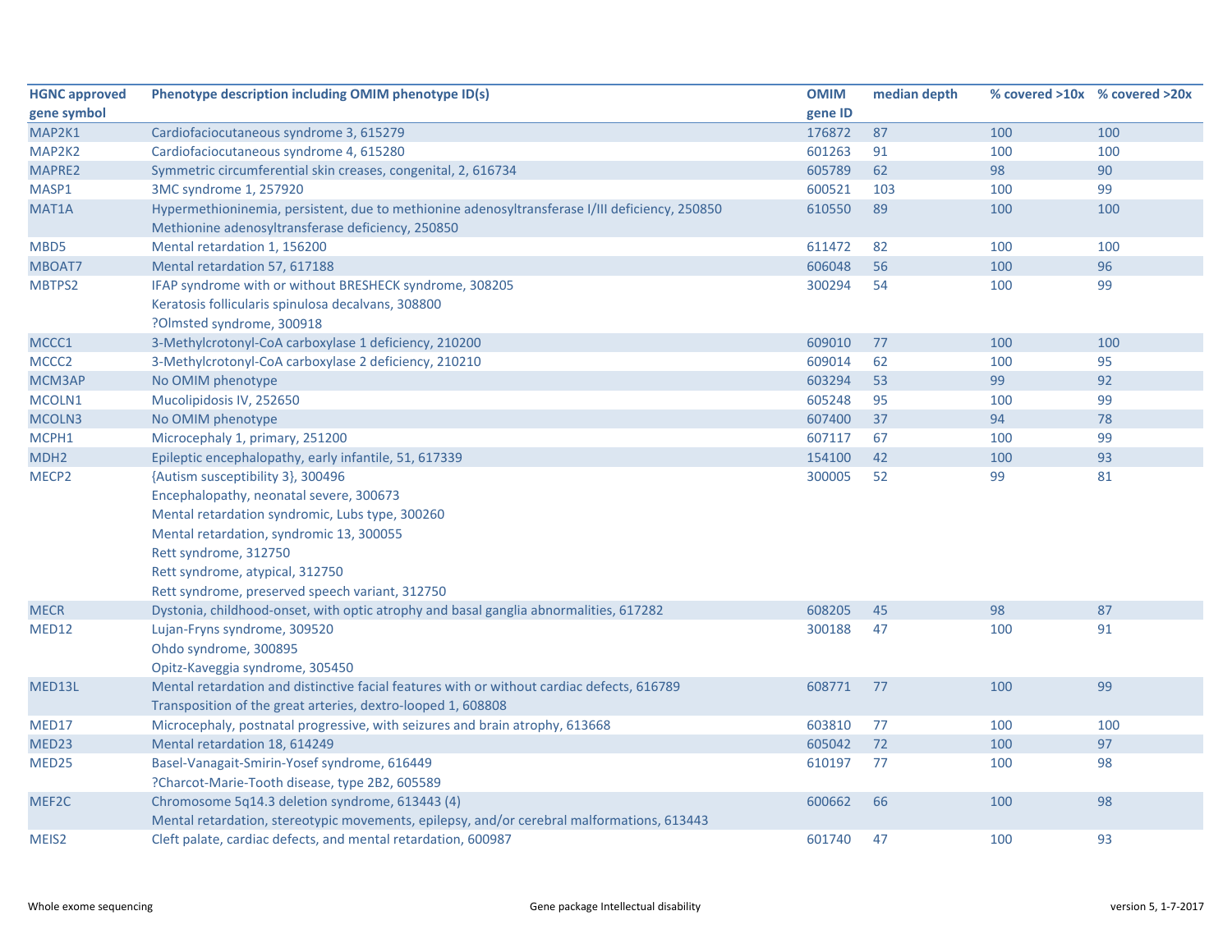| HGNC approved gene symbol | Phenotype description including OMIM phenotype ID(s) | OMIM gene ID | median depth | % covered >10x | % covered >20x |
|---|---|---|---|---|---|
| MAP2K1 | Cardiofaciocutaneous syndrome 3, 615279 | 176872 | 87 | 100 | 100 |
| MAP2K2 | Cardiofaciocutaneous syndrome 4, 615280 | 601263 | 91 | 100 | 100 |
| MAPRE2 | Symmetric circumferential skin creases, congenital, 2, 616734 | 605789 | 62 | 98 | 90 |
| MASP1 | 3MC syndrome 1, 257920 | 600521 | 103 | 100 | 99 |
| MAT1A | Hypermethioninemia, persistent, due to methionine adenosyltransferase I/III deficiency, 250850<br>Methionine adenosyltransferase deficiency, 250850 | 610550 | 89 | 100 | 100 |
| MBD5 | Mental retardation 1, 156200 | 611472 | 82 | 100 | 100 |
| MBOAT7 | Mental retardation 57, 617188 | 606048 | 56 | 100 | 96 |
| MBTPS2 | IFAP syndrome with or without BRESHECK syndrome, 308205<br>Keratosis follicularis spinulosa decalvans, 308800<br>?Olmsted syndrome, 300918 | 300294 | 54 | 100 | 99 |
| MCCC1 | 3-Methylcrotonyl-CoA carboxylase 1 deficiency, 210200 | 609010 | 77 | 100 | 100 |
| MCCC2 | 3-Methylcrotonyl-CoA carboxylase 2 deficiency, 210210 | 609014 | 62 | 100 | 95 |
| MCM3AP | No OMIM phenotype | 603294 | 53 | 99 | 92 |
| MCOLN1 | Mucolipidosis IV, 252650 | 605248 | 95 | 100 | 99 |
| MCOLN3 | No OMIM phenotype | 607400 | 37 | 94 | 78 |
| MCPH1 | Microcephaly 1, primary, 251200 | 607117 | 67 | 100 | 99 |
| MDH2 | Epileptic encephalopathy, early infantile, 51, 617339 | 154100 | 42 | 100 | 93 |
| MECP2 | {Autism susceptibility 3}, 300496<br>Encephalopathy, neonatal severe, 300673<br>Mental retardation syndromic, Lubs type, 300260<br>Mental retardation, syndromic 13, 300055<br>Rett syndrome, 312750<br>Rett syndrome, atypical, 312750<br>Rett syndrome, preserved speech variant, 312750 | 300005 | 52 | 99 | 81 |
| MECR | Dystonia, childhood-onset, with optic atrophy and basal ganglia abnormalities, 617282 | 608205 | 45 | 98 | 87 |
| MED12 | Lujan-Fryns syndrome, 309520<br>Ohdo syndrome, 300895<br>Opitz-Kaveggia syndrome, 305450 | 300188 | 47 | 100 | 91 |
| MED13L | Mental retardation and distinctive facial features with or without cardiac defects, 616789<br>Transposition of the great arteries, dextro-looped 1, 608808 | 608771 | 77 | 100 | 99 |
| MED17 | Microcephaly, postnatal progressive, with seizures and brain atrophy, 613668 | 603810 | 77 | 100 | 100 |
| MED23 | Mental retardation 18, 614249 | 605042 | 72 | 100 | 97 |
| MED25 | Basel-Vanagait-Smirin-Yosef syndrome, 616449<br>?Charcot-Marie-Tooth disease, type 2B2, 605589 | 610197 | 77 | 100 | 98 |
| MEF2C | Chromosome 5q14.3 deletion syndrome, 613443 (4)<br>Mental retardation, stereotypic movements, epilepsy, and/or cerebral malformations, 613443 | 600662 | 66 | 100 | 98 |
| MEIS2 | Cleft palate, cardiac defects, and mental retardation, 600987 | 601740 | 47 | 100 | 93 |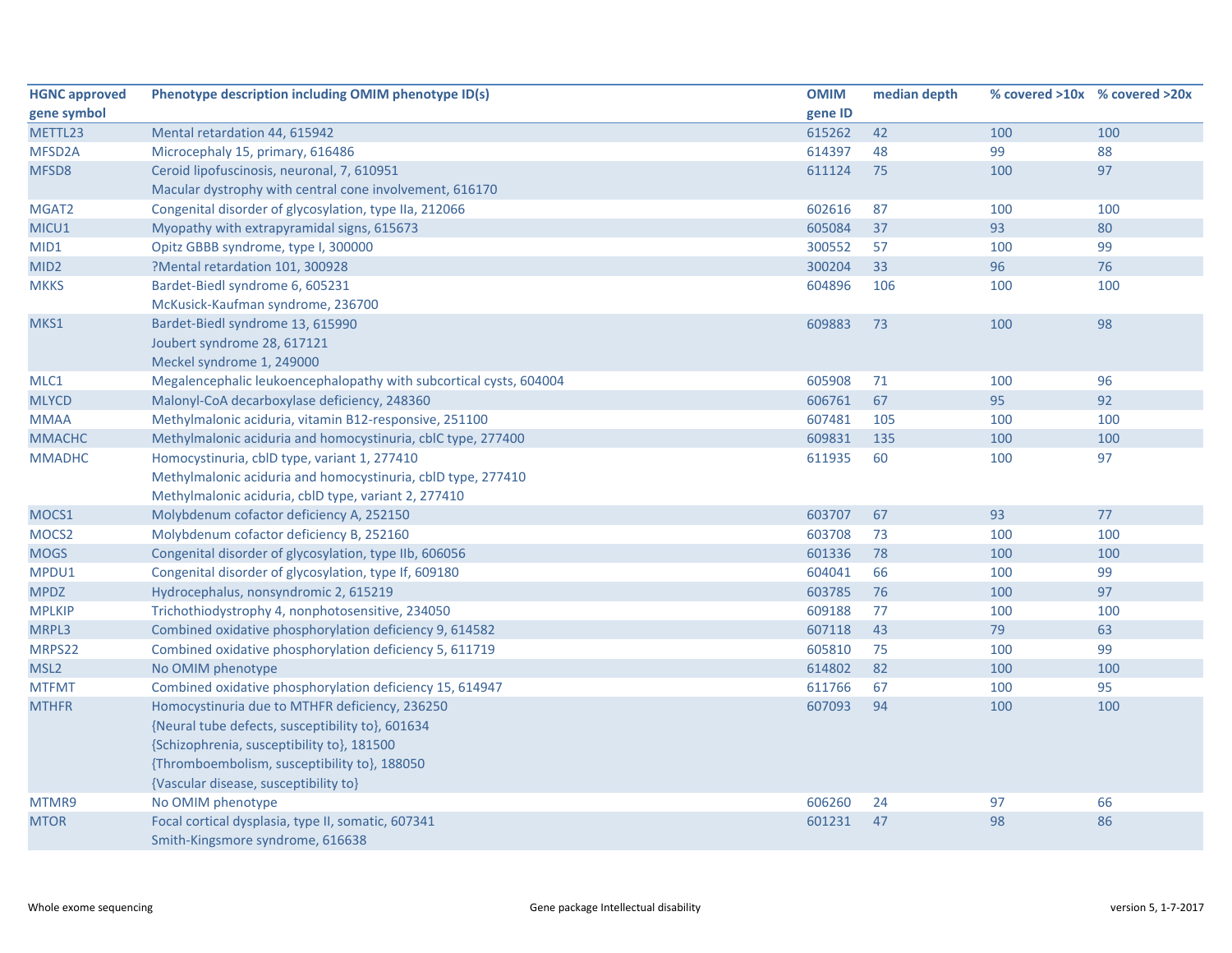| HGNC approved gene symbol | Phenotype description including OMIM phenotype ID(s) | OMIM gene ID | median depth | % covered >10x | % covered >20x |
|---|---|---|---|---|---|
| METTL23 | Mental retardation 44, 615942 | 615262 | 42 | 100 | 100 |
| MFSD2A | Microcephaly 15, primary, 616486 | 614397 | 48 | 99 | 88 |
| MFSD8 | Ceroid lipofuscinosis, neuronal, 7, 610951<br>Macular dystrophy with central cone involvement, 616170 | 611124 | 75 | 100 | 97 |
| MGAT2 | Congenital disorder of glycosylation, type IIa, 212066 | 602616 | 87 | 100 | 100 |
| MICU1 | Myopathy with extrapyramidal signs, 615673 | 605084 | 37 | 93 | 80 |
| MID1 | Opitz GBBB syndrome, type I, 300000 | 300552 | 57 | 100 | 99 |
| MID2 | ?Mental retardation 101, 300928 | 300204 | 33 | 96 | 76 |
| MKKS | Bardet-Biedl syndrome 6, 605231<br>McKusick-Kaufman syndrome, 236700 | 604896 | 106 | 100 | 100 |
| MKS1 | Bardet-Biedl syndrome 13, 615990<br>Joubert syndrome 28, 617121<br>Meckel syndrome 1, 249000 | 609883 | 73 | 100 | 98 |
| MLC1 | Megalencephalic leukoencephalopathy with subcortical cysts, 604004 | 605908 | 71 | 100 | 96 |
| MLYCD | Malonyl-CoA decarboxylase deficiency, 248360 | 606761 | 67 | 95 | 92 |
| MMAA | Methylmalonic aciduria, vitamin B12-responsive, 251100 | 607481 | 105 | 100 | 100 |
| MMACHC | Methylmalonic aciduria and homocystinuria, cblC type, 277400 | 609831 | 135 | 100 | 100 |
| MMADHC | Homocystinuria, cblD type, variant 1, 277410<br>Methylmalonic aciduria and homocystinuria, cblD type, 277410<br>Methylmalonic aciduria, cblD type, variant 2, 277410 | 611935 | 60 | 100 | 97 |
| MOCS1 | Molybdenum cofactor deficiency A, 252150 | 603707 | 67 | 93 | 77 |
| MOCS2 | Molybdenum cofactor deficiency B, 252160 | 603708 | 73 | 100 | 100 |
| MOGS | Congenital disorder of glycosylation, type IIb, 606056 | 601336 | 78 | 100 | 100 |
| MPDU1 | Congenital disorder of glycosylation, type If, 609180 | 604041 | 66 | 100 | 99 |
| MPDZ | Hydrocephalus, nonsyndromic 2, 615219 | 603785 | 76 | 100 | 97 |
| MPLKIP | Trichothiodystrophy 4, nonphotosensitive, 234050 | 609188 | 77 | 100 | 100 |
| MRPL3 | Combined oxidative phosphorylation deficiency 9, 614582 | 607118 | 43 | 79 | 63 |
| MRPS22 | Combined oxidative phosphorylation deficiency 5, 611719 | 605810 | 75 | 100 | 99 |
| MSL2 | No OMIM phenotype | 614802 | 82 | 100 | 100 |
| MTFMT | Combined oxidative phosphorylation deficiency 15, 614947 | 611766 | 67 | 100 | 95 |
| MTHFR | Homocystinuria due to MTHFR deficiency, 236250<br>{Neural tube defects, susceptibility to}, 601634<br>{Schizophrenia, susceptibility to}, 181500<br>{Thromboembolism, susceptibility to}, 188050<br>{Vascular disease, susceptibility to} | 607093 | 94 | 100 | 100 |
| MTMR9 | No OMIM phenotype | 606260 | 24 | 97 | 66 |
| MTOR | Focal cortical dysplasia, type II, somatic, 607341<br>Smith-Kingsmore syndrome, 616638 | 601231 | 47 | 98 | 86 |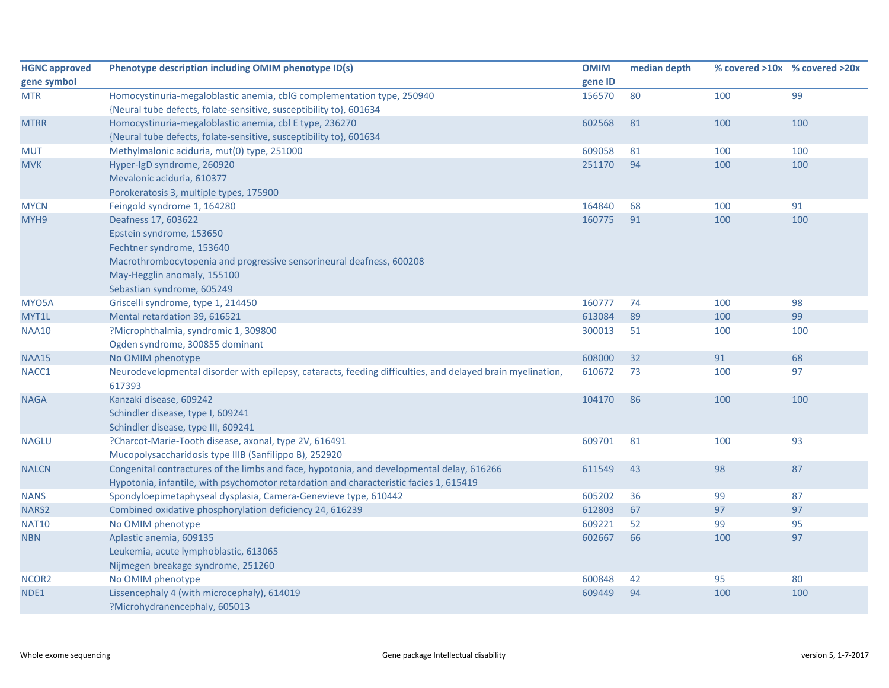| HGNC approved gene symbol | Phenotype description including OMIM phenotype ID(s) | OMIM gene ID | median depth | % covered >10x | % covered >20x |
|---|---|---|---|---|---|
| MTR | Homocystinuria-megaloblastic anemia, cblG complementation type, 250940<br>{Neural tube defects, folate-sensitive, susceptibility to}, 601634 | 156570 | 80 | 100 | 99 |
| MTRR | Homocystinuria-megaloblastic anemia, cbl E type, 236270<br>{Neural tube defects, folate-sensitive, susceptibility to}, 601634 | 602568 | 81 | 100 | 100 |
| MUT | Methylmalonic aciduria, mut(0) type, 251000 | 609058 | 81 | 100 | 100 |
| MVK | Hyper-IgD syndrome, 260920<br>Mevalonic aciduria, 610377<br>Porokeratosis 3, multiple types, 175900 | 251170 | 94 | 100 | 100 |
| MYCN | Feingold syndrome 1, 164280 | 164840 | 68 | 100 | 91 |
| MYH9 | Deafness 17, 603622<br>Epstein syndrome, 153650<br>Fechtner syndrome, 153640<br>Macrothrombocytopenia and progressive sensorineural deafness, 600208<br>May-Hegglin anomaly, 155100<br>Sebastian syndrome, 605249 | 160775 | 91 | 100 | 100 |
| MYO5A | Griscelli syndrome, type 1, 214450 | 160777 | 74 | 100 | 98 |
| MYT1L | Mental retardation 39, 616521 | 613084 | 89 | 100 | 99 |
| NAA10 | ?Microphthalmia, syndromic 1, 309800<br>Ogden syndrome, 300855 dominant | 300013 | 51 | 100 | 100 |
| NAA15 | No OMIM phenotype | 608000 | 32 | 91 | 68 |
| NACC1 | Neurodevelopmental disorder with epilepsy, cataracts, feeding difficulties, and delayed brain myelination, 617393 | 610672 | 73 | 100 | 97 |
| NAGA | Kanzaki disease, 609242<br>Schindler disease, type I, 609241<br>Schindler disease, type III, 609241 | 104170 | 86 | 100 | 100 |
| NAGLU | ?Charcot-Marie-Tooth disease, axonal, type 2V, 616491<br>Mucopolysaccharidosis type IIIB (Sanfilippo B), 252920 | 609701 | 81 | 100 | 93 |
| NALCN | Congenital contractures of the limbs and face, hypotonia, and developmental delay, 616266<br>Hypotonia, infantile, with psychomotor retardation and characteristic facies 1, 615419 | 611549 | 43 | 98 | 87 |
| NANS | Spondyloepimetaphyseal dysplasia, Camera-Genevieve type, 610442 | 605202 | 36 | 99 | 87 |
| NARS2 | Combined oxidative phosphorylation deficiency 24, 616239 | 612803 | 67 | 97 | 97 |
| NAT10 | No OMIM phenotype | 609221 | 52 | 99 | 95 |
| NBN | Aplastic anemia, 609135<br>Leukemia, acute lymphoblastic, 613065<br>Nijmegen breakage syndrome, 251260 | 602667 | 66 | 100 | 97 |
| NCOR2 | No OMIM phenotype | 600848 | 42 | 95 | 80 |
| NDE1 | Lissencephaly 4 (with microcephaly), 614019<br>?Microhydranencephaly, 605013 | 609449 | 94 | 100 | 100 |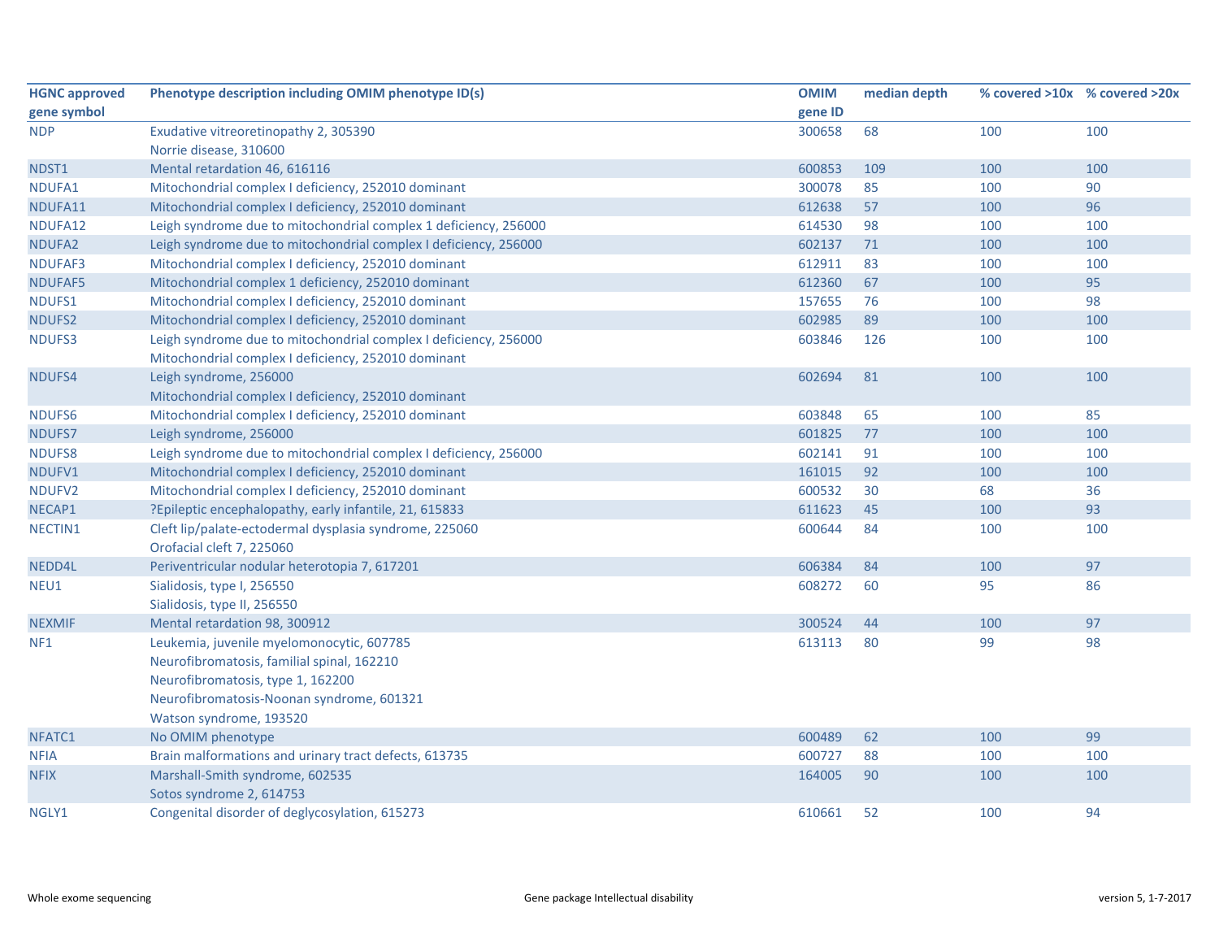| HGNC approved gene symbol | Phenotype description including OMIM phenotype ID(s) | OMIM gene ID | median depth | % covered >10x | % covered >20x |
|---|---|---|---|---|---|
| NDP | Exudative vitreoretinopathy 2, 305390<br>Norrie disease, 310600 | 300658 | 68 | 100 | 100 |
| NDST1 | Mental retardation 46, 616116 | 600853 | 109 | 100 | 100 |
| NDUFA1 | Mitochondrial complex I deficiency, 252010 dominant | 300078 | 85 | 100 | 90 |
| NDUFA11 | Mitochondrial complex I deficiency, 252010 dominant | 612638 | 57 | 100 | 96 |
| NDUFA12 | Leigh syndrome due to mitochondrial complex 1 deficiency, 256000 | 614530 | 98 | 100 | 100 |
| NDUFA2 | Leigh syndrome due to mitochondrial complex I deficiency, 256000 | 602137 | 71 | 100 | 100 |
| NDUFAF3 | Mitochondrial complex I deficiency, 252010 dominant | 612911 | 83 | 100 | 100 |
| NDUFAF5 | Mitochondrial complex 1 deficiency, 252010 dominant | 612360 | 67 | 100 | 95 |
| NDUFS1 | Mitochondrial complex I deficiency, 252010 dominant | 157655 | 76 | 100 | 98 |
| NDUFS2 | Mitochondrial complex I deficiency, 252010 dominant | 602985 | 89 | 100 | 100 |
| NDUFS3 | Leigh syndrome due to mitochondrial complex I deficiency, 256000<br>Mitochondrial complex I deficiency, 252010 dominant | 603846 | 126 | 100 | 100 |
| NDUFS4 | Leigh syndrome, 256000<br>Mitochondrial complex I deficiency, 252010 dominant | 602694 | 81 | 100 | 100 |
| NDUFS6 | Mitochondrial complex I deficiency, 252010 dominant | 603848 | 65 | 100 | 85 |
| NDUFS7 | Leigh syndrome, 256000 | 601825 | 77 | 100 | 100 |
| NDUFS8 | Leigh syndrome due to mitochondrial complex I deficiency, 256000 | 602141 | 91 | 100 | 100 |
| NDUFV1 | Mitochondrial complex I deficiency, 252010 dominant | 161015 | 92 | 100 | 100 |
| NDUFV2 | Mitochondrial complex I deficiency, 252010 dominant | 600532 | 30 | 68 | 36 |
| NECAP1 | ?Epileptic encephalopathy, early infantile, 21, 615833 | 611623 | 45 | 100 | 93 |
| NECTIN1 | Cleft lip/palate-ectodermal dysplasia syndrome, 225060<br>Orofacial cleft 7, 225060 | 600644 | 84 | 100 | 100 |
| NEDD4L | Periventricular nodular heterotopia 7, 617201 | 606384 | 84 | 100 | 97 |
| NEU1 | Sialidosis, type I, 256550<br>Sialidosis, type II, 256550 | 608272 | 60 | 95 | 86 |
| NEXMIF | Mental retardation 98, 300912 | 300524 | 44 | 100 | 97 |
| NF1 | Leukemia, juvenile myelomonocytic, 607785<br>Neurofibromatosis, familial spinal, 162210<br>Neurofibromatosis, type 1, 162200<br>Neurofibromatosis-Noonan syndrome, 601321<br>Watson syndrome, 193520 | 613113 | 80 | 99 | 98 |
| NFATC1 | No OMIM phenotype | 600489 | 62 | 100 | 99 |
| NFIA | Brain malformations and urinary tract defects, 613735 | 600727 | 88 | 100 | 100 |
| NFIX | Marshall-Smith syndrome, 602535<br>Sotos syndrome 2, 614753 | 164005 | 90 | 100 | 100 |
| NGLY1 | Congenital disorder of deglycosylation, 615273 | 610661 | 52 | 100 | 94 |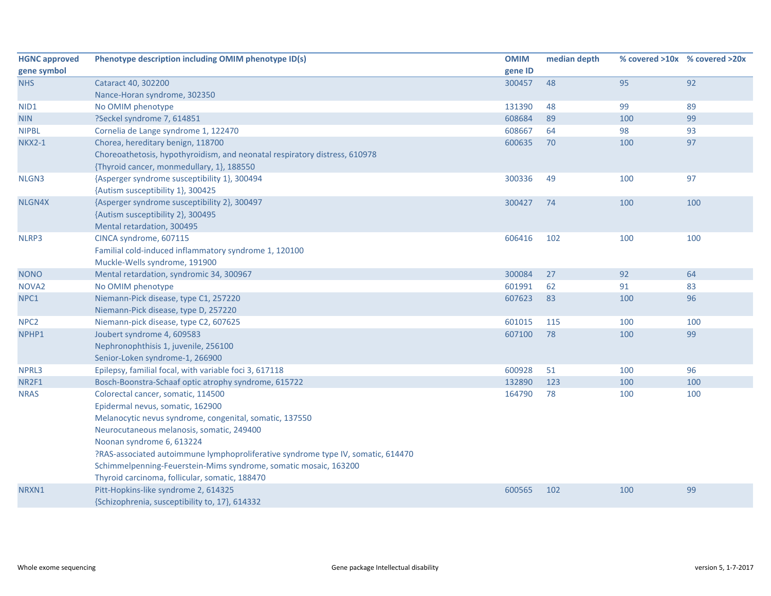| HGNC approved gene symbol | Phenotype description including OMIM phenotype ID(s) | OMIM gene ID | median depth | % covered >10x | % covered >20x |
|---|---|---|---|---|---|
| NHS | Cataract 40, 302200<br>Nance-Horan syndrome, 302350 | 300457 | 48 | 95 | 92 |
| NID1 | No OMIM phenotype | 131390 | 48 | 99 | 89 |
| NIN | ?Seckel syndrome 7, 614851 | 608684 | 89 | 100 | 99 |
| NIPBL | Cornelia de Lange syndrome 1, 122470 | 608667 | 64 | 98 | 93 |
| NKX2-1 | Chorea, hereditary benign, 118700<br>Choreoathetosis, hypothyroidism, and neonatal respiratory distress, 610978<br>{Thyroid cancer, monmedullary, 1}, 188550 | 600635 | 70 | 100 | 97 |
| NLGN3 | {Asperger syndrome susceptibility 1}, 300494<br>{Autism susceptibility 1}, 300425 | 300336 | 49 | 100 | 97 |
| NLGN4X | {Asperger syndrome susceptibility 2}, 300497<br>{Autism susceptibility 2}, 300495<br>Mental retardation, 300495 | 300427 | 74 | 100 | 100 |
| NLRP3 | CINCA syndrome, 607115<br>Familial cold-induced inflammatory syndrome 1, 120100<br>Muckle-Wells syndrome, 191900 | 606416 | 102 | 100 | 100 |
| NONO | Mental retardation, syndromic 34, 300967 | 300084 | 27 | 92 | 64 |
| NOVA2 | No OMIM phenotype | 601991 | 62 | 91 | 83 |
| NPC1 | Niemann-Pick disease, type C1, 257220<br>Niemann-Pick disease, type D, 257220 | 607623 | 83 | 100 | 96 |
| NPC2 | Niemann-pick disease, type C2, 607625 | 601015 | 115 | 100 | 100 |
| NPHP1 | Joubert syndrome 4, 609583<br>Nephronophthisis 1, juvenile, 256100<br>Senior-Loken syndrome-1, 266900 | 607100 | 78 | 100 | 99 |
| NPRL3 | Epilepsy, familial focal, with variable foci 3, 617118 | 600928 | 51 | 100 | 96 |
| NR2F1 | Bosch-Boonstra-Schaaf optic atrophy syndrome, 615722 | 132890 | 123 | 100 | 100 |
| NRAS | Colorectal cancer, somatic, 114500<br>Epidermal nevus, somatic, 162900<br>Melanocytic nevus syndrome, congenital, somatic, 137550<br>Neurocutaneous melanosis, somatic, 249400<br>Noonan syndrome 6, 613224<br>?RAS-associated autoimmune lymphoproliferative syndrome type IV, somatic, 614470<br>Schimmelpenning-Feuerstein-Mims syndrome, somatic mosaic, 163200<br>Thyroid carcinoma, follicular, somatic, 188470 | 164790 | 78 | 100 | 100 |
| NRXN1 | Pitt-Hopkins-like syndrome 2, 614325<br>{Schizophrenia, susceptibility to, 17}, 614332 | 600565 | 102 | 100 | 99 |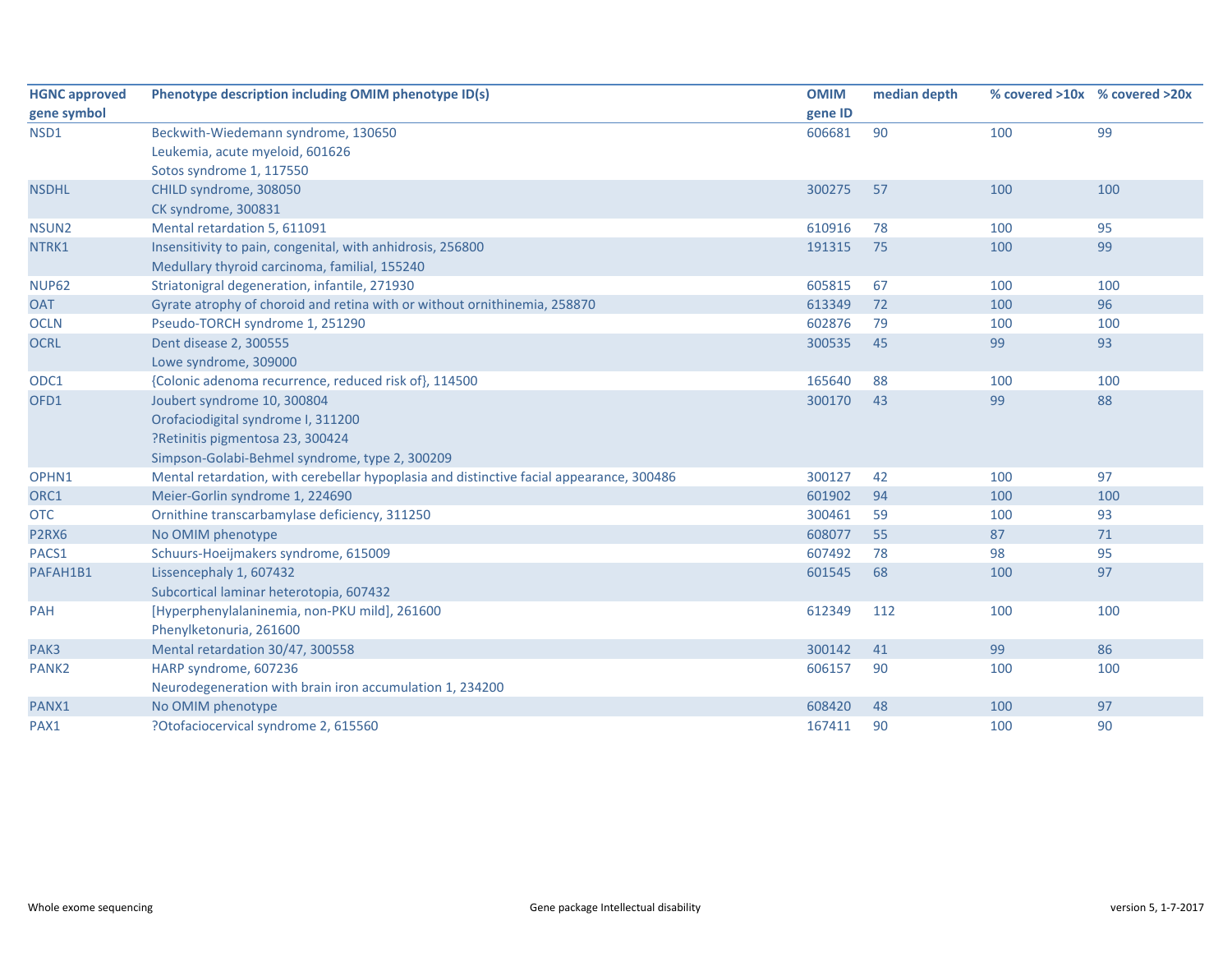| HGNC approved gene symbol | Phenotype description including OMIM phenotype ID(s) | OMIM gene ID | median depth | % covered >10x | % covered >20x |
|---|---|---|---|---|---|
| NSD1 | Beckwith-Wiedemann syndrome, 130650<br>Leukemia, acute myeloid, 601626<br>Sotos syndrome 1, 117550 | 606681 | 90 | 100 | 99 |
| NSDHL | CHILD syndrome, 308050<br>CK syndrome, 300831 | 300275 | 57 | 100 | 100 |
| NSUN2 | Mental retardation 5, 611091 | 610916 | 78 | 100 | 95 |
| NTRK1 | Insensitivity to pain, congenital, with anhidrosis, 256800<br>Medullary thyroid carcinoma, familial, 155240 | 191315 | 75 | 100 | 99 |
| NUP62 | Striatonigral degeneration, infantile, 271930 | 605815 | 67 | 100 | 100 |
| OAT | Gyrate atrophy of choroid and retina with or without ornithinemia, 258870 | 613349 | 72 | 100 | 96 |
| OCLN | Pseudo-TORCH syndrome 1, 251290 | 602876 | 79 | 100 | 100 |
| OCRL | Dent disease 2, 300555<br>Lowe syndrome, 309000 | 300535 | 45 | 99 | 93 |
| ODC1 | {Colonic adenoma recurrence, reduced risk of}, 114500 | 165640 | 88 | 100 | 100 |
| OFD1 | Joubert syndrome 10, 300804<br>Orofaciodigital syndrome I, 311200<br>?Retinitis pigmentosa 23, 300424<br>Simpson-Golabi-Behmel syndrome, type 2, 300209 | 300170 | 43 | 99 | 88 |
| OPHN1 | Mental retardation, with cerebellar hypoplasia and distinctive facial appearance, 300486 | 300127 | 42 | 100 | 97 |
| ORC1 | Meier-Gorlin syndrome 1, 224690 | 601902 | 94 | 100 | 100 |
| OTC | Ornithine transcarbamylase deficiency, 311250 | 300461 | 59 | 100 | 93 |
| P2RX6 | No OMIM phenotype | 608077 | 55 | 87 | 71 |
| PACS1 | Schuurs-Hoeijmakers syndrome, 615009 | 607492 | 78 | 98 | 95 |
| PAFAH1B1 | Lissencephaly 1, 607432<br>Subcortical laminar heterotopia, 607432 | 601545 | 68 | 100 | 97 |
| PAH | [Hyperphenylalaninemia, non-PKU mild], 261600<br>Phenylketonuria, 261600 | 612349 | 112 | 100 | 100 |
| PAK3 | Mental retardation 30/47, 300558 | 300142 | 41 | 99 | 86 |
| PANK2 | HARP syndrome, 607236<br>Neurodegeneration with brain iron accumulation 1, 234200 | 606157 | 90 | 100 | 100 |
| PANX1 | No OMIM phenotype | 608420 | 48 | 100 | 97 |
| PAX1 | ?Otofaciocervical syndrome 2, 615560 | 167411 | 90 | 100 | 90 |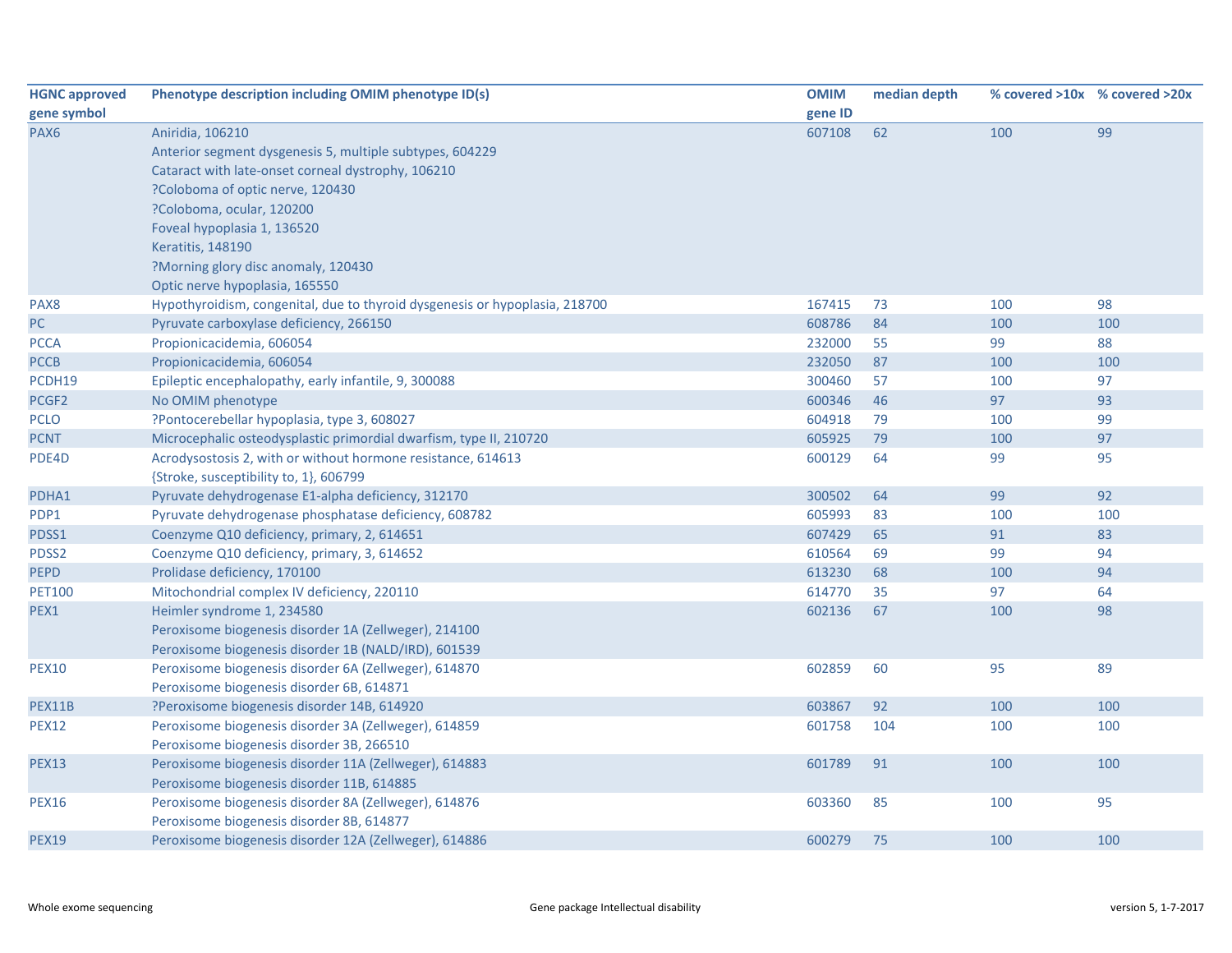| HGNC approved gene symbol | Phenotype description including OMIM phenotype ID(s) | OMIM gene ID | median depth | % covered >10x | % covered >20x |
|---|---|---|---|---|---|
| PAX6 | Aniridia, 106210<br>Anterior segment dysgenesis 5, multiple subtypes, 604229<br>Cataract with late-onset corneal dystrophy, 106210<br>?Coloboma of optic nerve, 120430<br>?Coloboma, ocular, 120200<br>Foveal hypoplasia 1, 136520<br>Keratitis, 148190<br>?Morning glory disc anomaly, 120430<br>Optic nerve hypoplasia, 165550 | 607108 | 62 | 100 | 99 |
| PAX8 | Hypothyroidism, congenital, due to thyroid dysgenesis or hypoplasia, 218700 | 167415 | 73 | 100 | 98 |
| PC | Pyruvate carboxylase deficiency, 266150 | 608786 | 84 | 100 | 100 |
| PCCA | Propionicacidemia, 606054 | 232000 | 55 | 99 | 88 |
| PCCB | Propionicacidemia, 606054 | 232050 | 87 | 100 | 100 |
| PCDH19 | Epileptic encephalopathy, early infantile, 9, 300088 | 300460 | 57 | 100 | 97 |
| PCGF2 | No OMIM phenotype | 600346 | 46 | 97 | 93 |
| PCLO | ?Pontocerebellar hypoplasia, type 3, 608027 | 604918 | 79 | 100 | 99 |
| PCNT | Microcephalic osteodysplastic primordial dwarfism, type II, 210720 | 605925 | 79 | 100 | 97 |
| PDE4D | Acrodysostosis 2, with or without hormone resistance, 614613<br>{Stroke, susceptibility to, 1}, 606799 | 600129 | 64 | 99 | 95 |
| PDHA1 | Pyruvate dehydrogenase E1-alpha deficiency, 312170 | 300502 | 64 | 99 | 92 |
| PDP1 | Pyruvate dehydrogenase phosphatase deficiency, 608782 | 605993 | 83 | 100 | 100 |
| PDSS1 | Coenzyme Q10 deficiency, primary, 2, 614651 | 607429 | 65 | 91 | 83 |
| PDSS2 | Coenzyme Q10 deficiency, primary, 3, 614652 | 610564 | 69 | 99 | 94 |
| PEPD | Prolidase deficiency, 170100 | 613230 | 68 | 100 | 94 |
| PET100 | Mitochondrial complex IV deficiency, 220110 | 614770 | 35 | 97 | 64 |
| PEX1 | Heimler syndrome 1, 234580<br>Peroxisome biogenesis disorder 1A (Zellweger), 214100<br>Peroxisome biogenesis disorder 1B (NALD/IRD), 601539 | 602136 | 67 | 100 | 98 |
| PEX10 | Peroxisome biogenesis disorder 6A (Zellweger), 614870<br>Peroxisome biogenesis disorder 6B, 614871 | 602859 | 60 | 95 | 89 |
| PEX11B | ?Peroxisome biogenesis disorder 14B, 614920 | 603867 | 92 | 100 | 100 |
| PEX12 | Peroxisome biogenesis disorder 3A (Zellweger), 614859<br>Peroxisome biogenesis disorder 3B, 266510 | 601758 | 104 | 100 | 100 |
| PEX13 | Peroxisome biogenesis disorder 11A (Zellweger), 614883<br>Peroxisome biogenesis disorder 11B, 614885 | 601789 | 91 | 100 | 100 |
| PEX16 | Peroxisome biogenesis disorder 8A (Zellweger), 614876<br>Peroxisome biogenesis disorder 8B, 614877 | 603360 | 85 | 100 | 95 |
| PEX19 | Peroxisome biogenesis disorder 12A (Zellweger), 614886 | 600279 | 75 | 100 | 100 |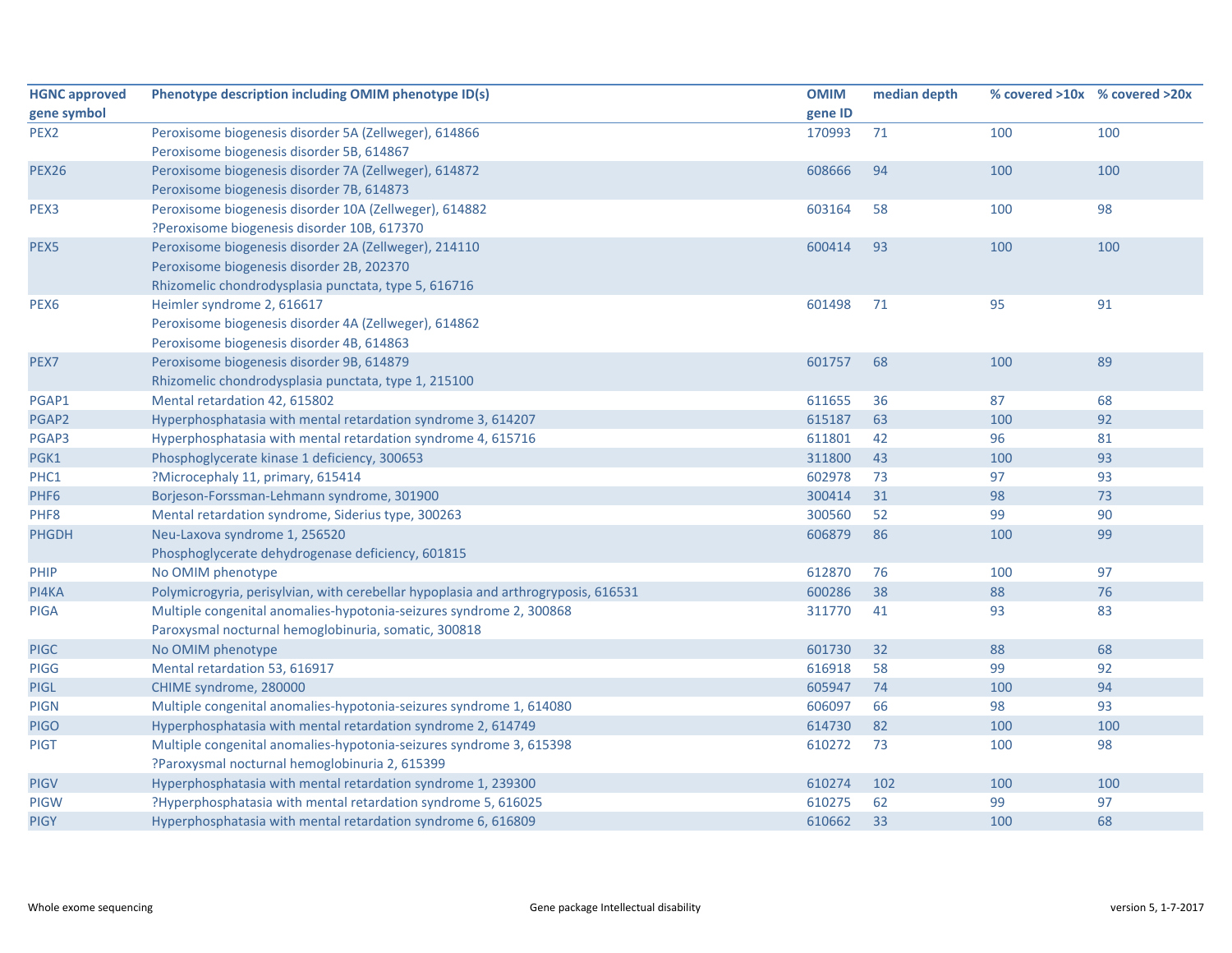| HGNC approved gene symbol | Phenotype description including OMIM phenotype ID(s) | OMIM gene ID | median depth | % covered >10x | % covered >20x |
|---|---|---|---|---|---|
| PEX2 | Peroxisome biogenesis disorder 5A (Zellweger), 614866<br>Peroxisome biogenesis disorder 5B, 614867 | 170993 | 71 | 100 | 100 |
| PEX26 | Peroxisome biogenesis disorder 7A (Zellweger), 614872<br>Peroxisome biogenesis disorder 7B, 614873 | 608666 | 94 | 100 | 100 |
| PEX3 | Peroxisome biogenesis disorder 10A (Zellweger), 614882<br>?Peroxisome biogenesis disorder 10B, 617370 | 603164 | 58 | 100 | 98 |
| PEX5 | Peroxisome biogenesis disorder 2A (Zellweger), 214110<br>Peroxisome biogenesis disorder 2B, 202370<br>Rhizomelic chondrodysplasia punctata, type 5, 616716 | 600414 | 93 | 100 | 100 |
| PEX6 | Heimler syndrome 2, 616617<br>Peroxisome biogenesis disorder 4A (Zellweger), 614862<br>Peroxisome biogenesis disorder 4B, 614863 | 601498 | 71 | 95 | 91 |
| PEX7 | Peroxisome biogenesis disorder 9B, 614879<br>Rhizomelic chondrodysplasia punctata, type 1, 215100 | 601757 | 68 | 100 | 89 |
| PGAP1 | Mental retardation 42, 615802 | 611655 | 36 | 87 | 68 |
| PGAP2 | Hyperphosphatasia with mental retardation syndrome 3, 614207 | 615187 | 63 | 100 | 92 |
| PGAP3 | Hyperphosphatasia with mental retardation syndrome 4, 615716 | 611801 | 42 | 96 | 81 |
| PGK1 | Phosphoglycerate kinase 1 deficiency, 300653 | 311800 | 43 | 100 | 93 |
| PHC1 | ?Microcephaly 11, primary, 615414 | 602978 | 73 | 97 | 93 |
| PHF6 | Borjeson-Forssman-Lehmann syndrome, 301900 | 300414 | 31 | 98 | 73 |
| PHF8 | Mental retardation syndrome, Siderius type, 300263 | 300560 | 52 | 99 | 90 |
| PHGDH | Neu-Laxova syndrome 1, 256520<br>Phosphoglycerate dehydrogenase deficiency, 601815 | 606879 | 86 | 100 | 99 |
| PHIP | No OMIM phenotype | 612870 | 76 | 100 | 97 |
| PI4KA | Polymicrogyria, perisylvian, with cerebellar hypoplasia and arthrogryposis, 616531 | 600286 | 38 | 88 | 76 |
| PIGA | Multiple congenital anomalies-hypotonia-seizures syndrome 2, 300868<br>Paroxysmal nocturnal hemoglobinuria, somatic, 300818 | 311770 | 41 | 93 | 83 |
| PIGC | No OMIM phenotype | 601730 | 32 | 88 | 68 |
| PIGG | Mental retardation 53, 616917 | 616918 | 58 | 99 | 92 |
| PIGL | CHIME syndrome, 280000 | 605947 | 74 | 100 | 94 |
| PIGN | Multiple congenital anomalies-hypotonia-seizures syndrome 1, 614080 | 606097 | 66 | 98 | 93 |
| PIGO | Hyperphosphatasia with mental retardation syndrome 2, 614749 | 614730 | 82 | 100 | 100 |
| PIGT | Multiple congenital anomalies-hypotonia-seizures syndrome 3, 615398<br>?Paroxysmal nocturnal hemoglobinuria 2, 615399 | 610272 | 73 | 100 | 98 |
| PIGV | Hyperphosphatasia with mental retardation syndrome 1, 239300 | 610274 | 102 | 100 | 100 |
| PIGW | ?Hyperphosphatasia with mental retardation syndrome 5, 616025 | 610275 | 62 | 99 | 97 |
| PIGY | Hyperphosphatasia with mental retardation syndrome 6, 616809 | 610662 | 33 | 100 | 68 |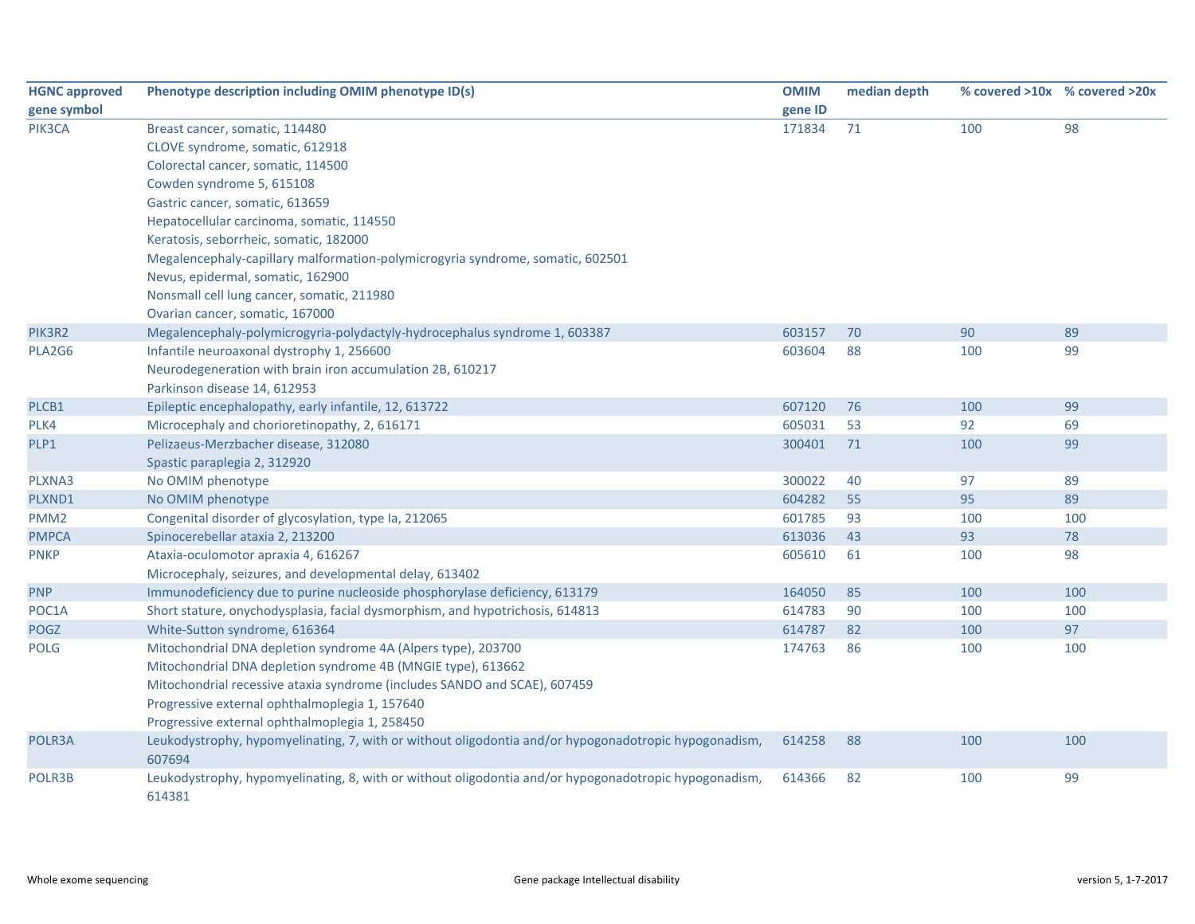| HGNC approved gene symbol | Phenotype description including OMIM phenotype ID(s) | OMIM gene ID | median depth | % covered >10x | % covered >20x |
|---|---|---|---|---|---|
| PIK3CA | Breast cancer, somatic, 114480 | 171834 | 71 | 100 | 98 |
| | CLOVE syndrome, somatic, 612918 | | | | |
| | Colorectal cancer, somatic, 114500 | | | | |
| | Cowden syndrome 5, 615108 | | | | |
| | Gastric cancer, somatic, 613659 | | | | |
| | Hepatocellular carcinoma, somatic, 114550 | | | | |
| | Keratosis, seborrheic, somatic, 182000 | | | | |
| | Megalencephaly-capillary malformation-polymicrogyria syndrome, somatic, 602501 | | | | |
| | Nevus, epidermal, somatic, 162900 | | | | |
| | Nonsmall cell lung cancer, somatic, 211980 | | | | |
| | Ovarian cancer, somatic, 167000 | | | | |
| PIK3R2 | Megalencephaly-polymicrogyria-polydactyly-hydrocephalus syndrome 1, 603387 | 603157 | 70 | 90 | 89 |
| PLA2G6 | Infantile neuroaxonal dystrophy 1, 256600 | 603604 | 88 | 100 | 99 |
| | Neurodegeneration with brain iron accumulation 2B, 610217 | | | | |
| | Parkinson disease 14, 612953 | | | | |
| PLCB1 | Epileptic encephalopathy, early infantile, 12, 613722 | 607120 | 76 | 100 | 99 |
| PLK4 | Microcephaly and chorioretinopathy, 2, 616171 | 605031 | 53 | 92 | 69 |
| PLP1 | Pelizaeus-Merzbacher disease, 312080 | 300401 | 71 | 100 | 99 |
| | Spastic paraplegia 2, 312920 | | | | |
| PLXNA3 | No OMIM phenotype | 300022 | 40 | 97 | 89 |
| PLXND1 | No OMIM phenotype | 604282 | 55 | 95 | 89 |
| PMM2 | Congenital disorder of glycosylation, type Ia, 212065 | 601785 | 93 | 100 | 100 |
| PMPCA | Spinocerebellar ataxia 2, 213200 | 613036 | 43 | 93 | 78 |
| PNKP | Ataxia-oculomotor apraxia 4, 616267 | 605610 | 61 | 100 | 98 |
| | Microcephaly, seizures, and developmental delay, 613402 | | | | |
| PNP | Immunodeficiency due to purine nucleoside phosphorylase deficiency, 613179 | 164050 | 85 | 100 | 100 |
| POC1A | Short stature, onychodysplasia, facial dysmorphism, and hypotrichosis, 614813 | 614783 | 90 | 100 | 100 |
| POGZ | White-Sutton syndrome, 616364 | 614787 | 82 | 100 | 97 |
| POLG | Mitochondrial DNA depletion syndrome 4A (Alpers type), 203700 | 174763 | 86 | 100 | 100 |
| | Mitochondrial DNA depletion syndrome 4B (MNGIE type), 613662 | | | | |
| | Mitochondrial recessive ataxia syndrome (includes SANDO and SCAE), 607459 | | | | |
| | Progressive external ophthalmoplegia 1, 157640 | | | | |
| | Progressive external ophthalmoplegia 1, 258450 | | | | |
| POLR3A | Leukodystrophy, hypomyelinating, 7, with or without oligodontia and/or hypogonadotropic hypogonadism, 607694 | 614258 | 88 | 100 | 100 |
| POLR3B | Leukodystrophy, hypomyelinating, 8, with or without oligodontia and/or hypogonadotropic hypogonadism, 614381 | 614366 | 82 | 100 | 99 |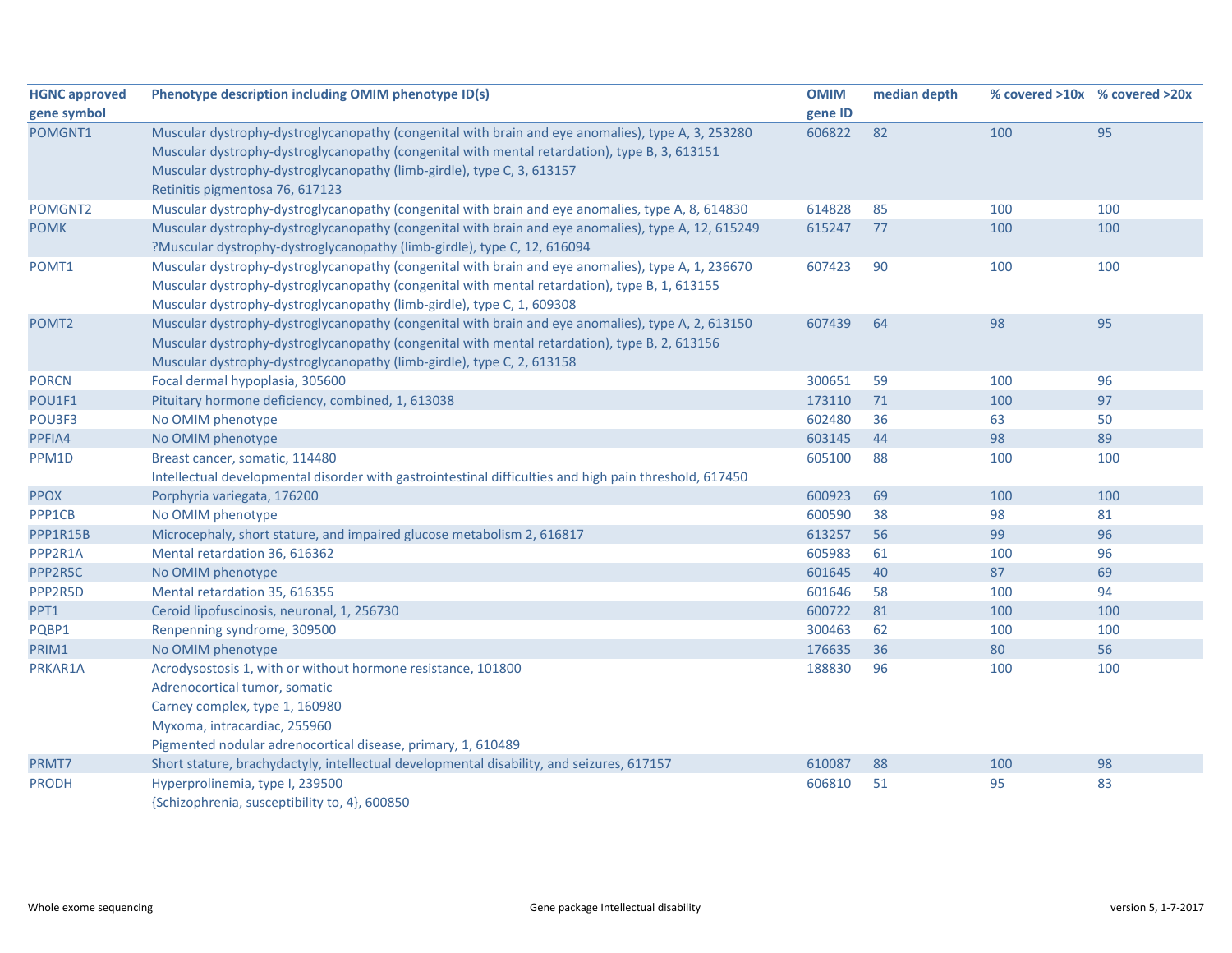| HGNC approved gene symbol | Phenotype description including OMIM phenotype ID(s) | OMIM gene ID | median depth | % covered >10x | % covered >20x |
|---|---|---|---|---|---|
| POMGNT1 | Muscular dystrophy-dystroglycanopathy (congenital with brain and eye anomalies), type A, 3, 253280<br>Muscular dystrophy-dystroglycanopathy (congenital with mental retardation), type B, 3, 613151<br>Muscular dystrophy-dystroglycanopathy (limb-girdle), type C, 3, 613157<br>Retinitis pigmentosa 76, 617123 | 606822 | 82 | 100 | 95 |
| POMGNT2 | Muscular dystrophy-dystroglycanopathy (congenital with brain and eye anomalies, type A, 8, 614830 | 614828 | 85 | 100 | 100 |
| POMK | Muscular dystrophy-dystroglycanopathy (congenital with brain and eye anomalies), type A, 12, 615249<br>?Muscular dystrophy-dystroglycanopathy (limb-girdle), type C, 12, 616094 | 615247 | 77 | 100 | 100 |
| POMT1 | Muscular dystrophy-dystroglycanopathy (congenital with brain and eye anomalies), type A, 1, 236670<br>Muscular dystrophy-dystroglycanopathy (congenital with mental retardation), type B, 1, 613155<br>Muscular dystrophy-dystroglycanopathy (limb-girdle), type C, 1, 609308 | 607423 | 90 | 100 | 100 |
| POMT2 | Muscular dystrophy-dystroglycanopathy (congenital with brain and eye anomalies), type A, 2, 613150<br>Muscular dystrophy-dystroglycanopathy (congenital with mental retardation), type B, 2, 613156<br>Muscular dystrophy-dystroglycanopathy (limb-girdle), type C, 2, 613158 | 607439 | 64 | 98 | 95 |
| PORCN | Focal dermal hypoplasia, 305600 | 300651 | 59 | 100 | 96 |
| POU1F1 | Pituitary hormone deficiency, combined, 1, 613038 | 173110 | 71 | 100 | 97 |
| POU3F3 | No OMIM phenotype | 602480 | 36 | 63 | 50 |
| PPFIA4 | No OMIM phenotype | 603145 | 44 | 98 | 89 |
| PPM1D | Breast cancer, somatic, 114480<br>Intellectual developmental disorder with gastrointestinal difficulties and high pain threshold, 617450 | 605100 | 88 | 100 | 100 |
| PPOX | Porphyria variegata, 176200 | 600923 | 69 | 100 | 100 |
| PPP1CB | No OMIM phenotype | 600590 | 38 | 98 | 81 |
| PPP1R15B | Microcephaly, short stature, and impaired glucose metabolism 2, 616817 | 613257 | 56 | 99 | 96 |
| PPP2R1A | Mental retardation 36, 616362 | 605983 | 61 | 100 | 96 |
| PPP2R5C | No OMIM phenotype | 601645 | 40 | 87 | 69 |
| PPP2R5D | Mental retardation 35, 616355 | 601646 | 58 | 100 | 94 |
| PPT1 | Ceroid lipofuscinosis, neuronal, 1, 256730 | 600722 | 81 | 100 | 100 |
| PQBP1 | Renpenning syndrome, 309500 | 300463 | 62 | 100 | 100 |
| PRIM1 | No OMIM phenotype | 176635 | 36 | 80 | 56 |
| PRKAR1A | Acrodysostosis 1, with or without hormone resistance, 101800<br>Adrenocortical tumor, somatic<br>Carney complex, type 1, 160980<br>Myxoma, intracardiac, 255960<br>Pigmented nodular adrenocortical disease, primary, 1, 610489 | 188830 | 96 | 100 | 100 |
| PRMT7 | Short stature, brachydactyly, intellectual developmental disability, and seizures, 617157 | 610087 | 88 | 100 | 98 |
| PRODH | Hyperprolinemia, type I, 239500<br>{Schizophrenia, susceptibility to, 4}, 600850 | 606810 | 51 | 95 | 83 |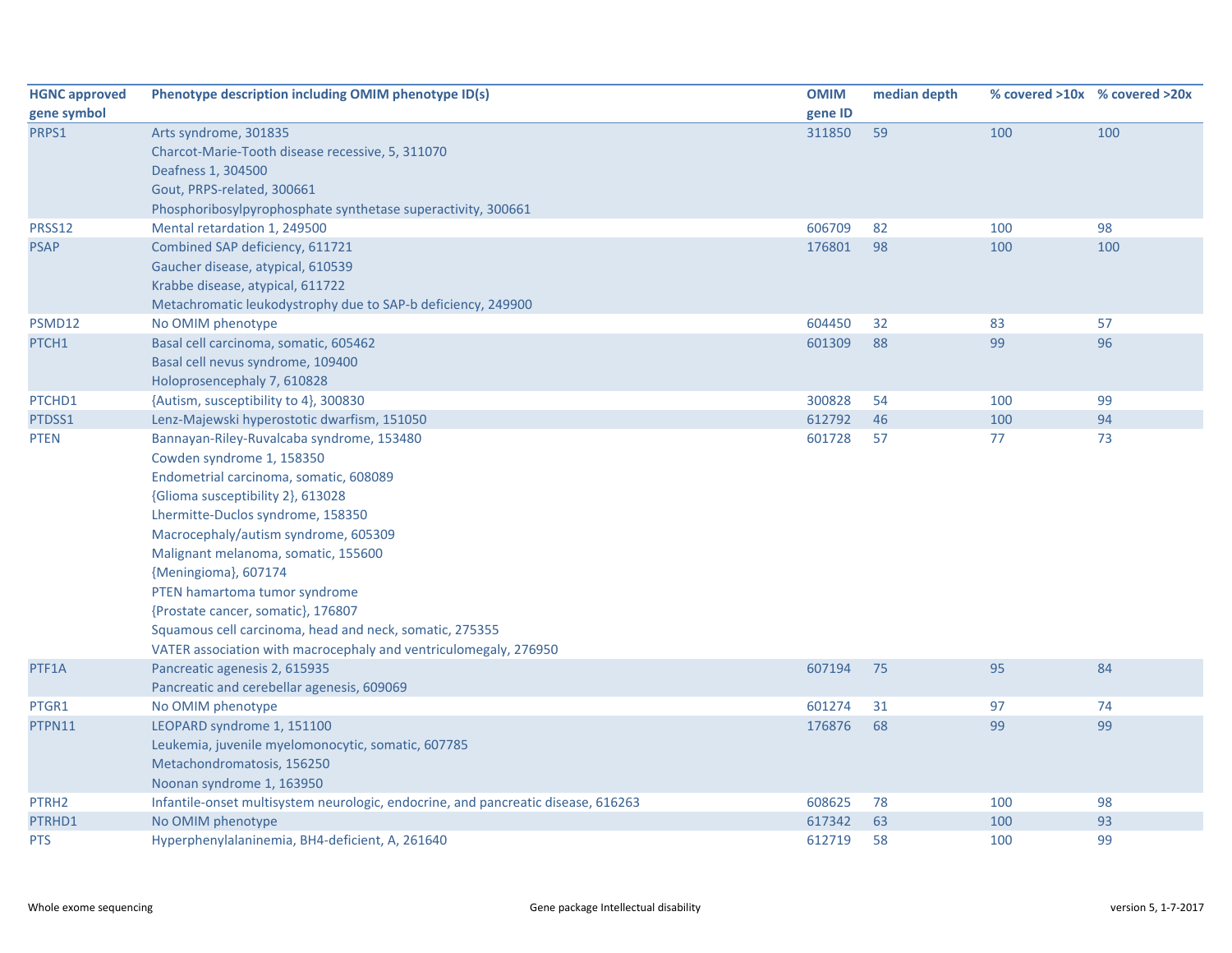| HGNC approved gene symbol | Phenotype description including OMIM phenotype ID(s) | OMIM gene ID | median depth | % covered >10x | % covered >20x |
|---|---|---|---|---|---|
| PRPS1 | Arts syndrome, 301835<br>Charcot-Marie-Tooth disease recessive, 5, 311070<br>Deafness 1, 304500<br>Gout, PRPS-related, 300661<br>Phosphoribosylpyrophosphate synthetase superactivity, 300661 | 311850 | 59 | 100 | 100 |
| PRSS12 | Mental retardation 1, 249500 | 606709 | 82 | 100 | 98 |
| PSAP | Combined SAP deficiency, 611721<br>Gaucher disease, atypical, 610539<br>Krabbe disease, atypical, 611722<br>Metachromatic leukodystrophy due to SAP-b deficiency, 249900 | 176801 | 98 | 100 | 100 |
| PSMD12 | No OMIM phenotype | 604450 | 32 | 83 | 57 |
| PTCH1 | Basal cell carcinoma, somatic, 605462<br>Basal cell nevus syndrome, 109400<br>Holoprosencephaly 7, 610828 | 601309 | 88 | 99 | 96 |
| PTCHD1 | {Autism, susceptibility to 4}, 300830 | 300828 | 54 | 100 | 99 |
| PTDSS1 | Lenz-Majewski hyperostotic dwarfism, 151050 | 612792 | 46 | 100 | 94 |
| PTEN | Bannayan-Riley-Ruvalcaba syndrome, 153480<br>Cowden syndrome 1, 158350<br>Endometrial carcinoma, somatic, 608089<br>{Glioma susceptibility 2}, 613028<br>Lhermitte-Duclos syndrome, 158350<br>Macrocephaly/autism syndrome, 605309<br>Malignant melanoma, somatic, 155600<br>{Meningioma}, 607174<br>PTEN hamartoma tumor syndrome<br>{Prostate cancer, somatic}, 176807<br>Squamous cell carcinoma, head and neck, somatic, 275355<br>VATER association with macrocephaly and ventriculomegaly, 276950 | 601728 | 57 | 77 | 73 |
| PTF1A | Pancreatic agenesis 2, 615935<br>Pancreatic and cerebellar agenesis, 609069 | 607194 | 75 | 95 | 84 |
| PTGR1 | No OMIM phenotype | 601274 | 31 | 97 | 74 |
| PTPN11 | LEOPARD syndrome 1, 151100<br>Leukemia, juvenile myelomonocytic, somatic, 607785<br>Metachondromatosis, 156250<br>Noonan syndrome 1, 163950 | 176876 | 68 | 99 | 99 |
| PTRH2 | Infantile-onset multisystem neurologic, endocrine, and pancreatic disease, 616263 | 608625 | 78 | 100 | 98 |
| PTRHD1 | No OMIM phenotype | 617342 | 63 | 100 | 93 |
| PTS | Hyperphenylalaninemia, BH4-deficient, A, 261640 | 612719 | 58 | 100 | 99 |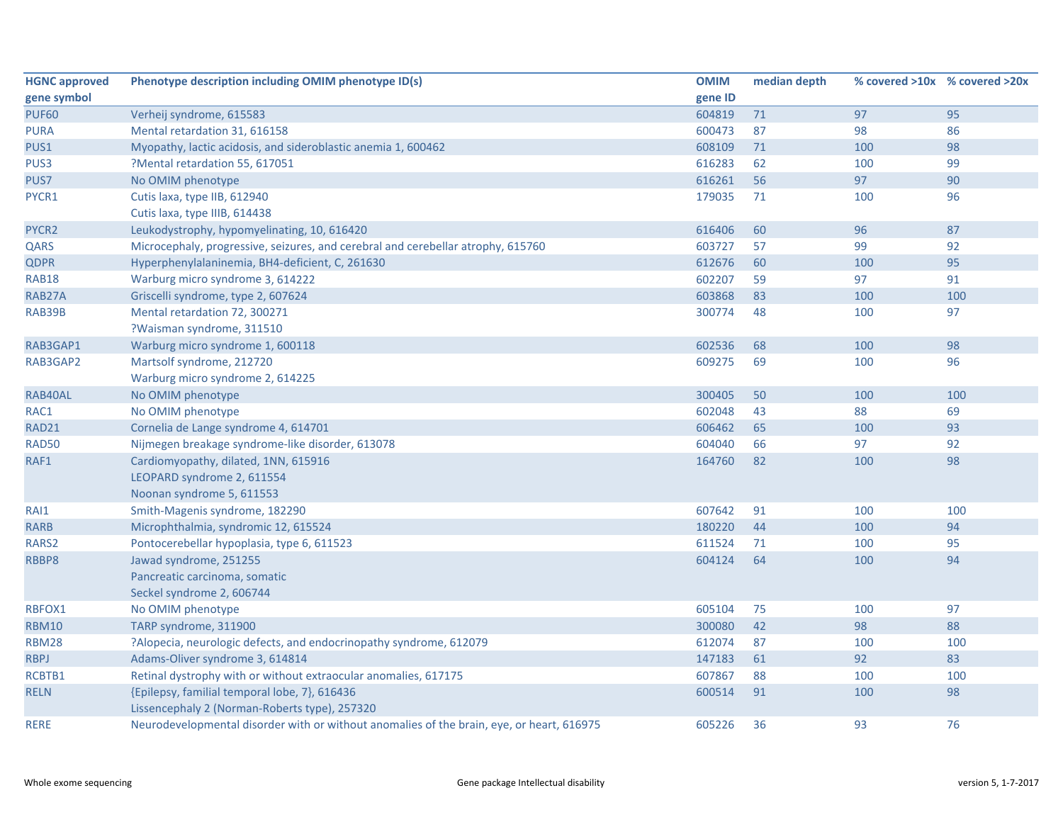| HGNC approved gene symbol | Phenotype description including OMIM phenotype ID(s) | OMIM gene ID | median depth | % covered >10x | % covered >20x |
|---|---|---|---|---|---|
| PUF60 | Verheij syndrome, 615583 | 604819 | 71 | 97 | 95 |
| PURA | Mental retardation 31, 616158 | 600473 | 87 | 98 | 86 |
| PUS1 | Myopathy, lactic acidosis, and sideroblastic anemia 1, 600462 | 608109 | 71 | 100 | 98 |
| PUS3 | ?Mental retardation 55, 617051 | 616283 | 62 | 100 | 99 |
| PUS7 | No OMIM phenotype | 616261 | 56 | 97 | 90 |
| PYCR1 | Cutis laxa, type IIB, 612940<br>Cutis laxa, type IIIB, 614438 | 179035 | 71 | 100 | 96 |
| PYCR2 | Leukodystrophy, hypomyelinating, 10, 616420 | 616406 | 60 | 96 | 87 |
| QARS | Microcephaly, progressive, seizures, and cerebral and cerebellar atrophy, 615760 | 603727 | 57 | 99 | 92 |
| QDPR | Hyperphenylalaninemia, BH4-deficient, C, 261630 | 612676 | 60 | 100 | 95 |
| RAB18 | Warburg micro syndrome 3, 614222 | 602207 | 59 | 97 | 91 |
| RAB27A | Griscelli syndrome, type 2, 607624 | 603868 | 83 | 100 | 100 |
| RAB39B | Mental retardation 72, 300271<br>?Waisman syndrome, 311510 | 300774 | 48 | 100 | 97 |
| RAB3GAP1 | Warburg micro syndrome 1, 600118 | 602536 | 68 | 100 | 98 |
| RAB3GAP2 | Martsolf syndrome, 212720<br>Warburg micro syndrome 2, 614225 | 609275 | 69 | 100 | 96 |
| RAB40AL | No OMIM phenotype | 300405 | 50 | 100 | 100 |
| RAC1 | No OMIM phenotype | 602048 | 43 | 88 | 69 |
| RAD21 | Cornelia de Lange syndrome 4, 614701 | 606462 | 65 | 100 | 93 |
| RAD50 | Nijmegen breakage syndrome-like disorder, 613078 | 604040 | 66 | 97 | 92 |
| RAF1 | Cardiomyopathy, dilated, 1NN, 615916<br>LEOPARD syndrome 2, 611554<br>Noonan syndrome 5, 611553 | 164760 | 82 | 100 | 98 |
| RAI1 | Smith-Magenis syndrome, 182290 | 607642 | 91 | 100 | 100 |
| RARB | Microphthalmia, syndromic 12, 615524 | 180220 | 44 | 100 | 94 |
| RARS2 | Pontocerebellar hypoplasia, type 6, 611523 | 611524 | 71 | 100 | 95 |
| RBBP8 | Jawad syndrome, 251255<br>Pancreatic carcinoma, somatic<br>Seckel syndrome 2, 606744 | 604124 | 64 | 100 | 94 |
| RBFOX1 | No OMIM phenotype | 605104 | 75 | 100 | 97 |
| RBM10 | TARP syndrome, 311900 | 300080 | 42 | 98 | 88 |
| RBM28 | ?Alopecia, neurologic defects, and endocrinopathy syndrome, 612079 | 612074 | 87 | 100 | 100 |
| RBPJ | Adams-Oliver syndrome 3, 614814 | 147183 | 61 | 92 | 83 |
| RCBTB1 | Retinal dystrophy with or without extraocular anomalies, 617175 | 607867 | 88 | 100 | 100 |
| RELN | {Epilepsy, familial temporal lobe, 7}, 616436<br>Lissencephaly 2 (Norman-Roberts type), 257320 | 600514 | 91 | 100 | 98 |
| RERE | Neurodevelopmental disorder with or without anomalies of the brain, eye, or heart, 616975 | 605226 | 36 | 93 | 76 |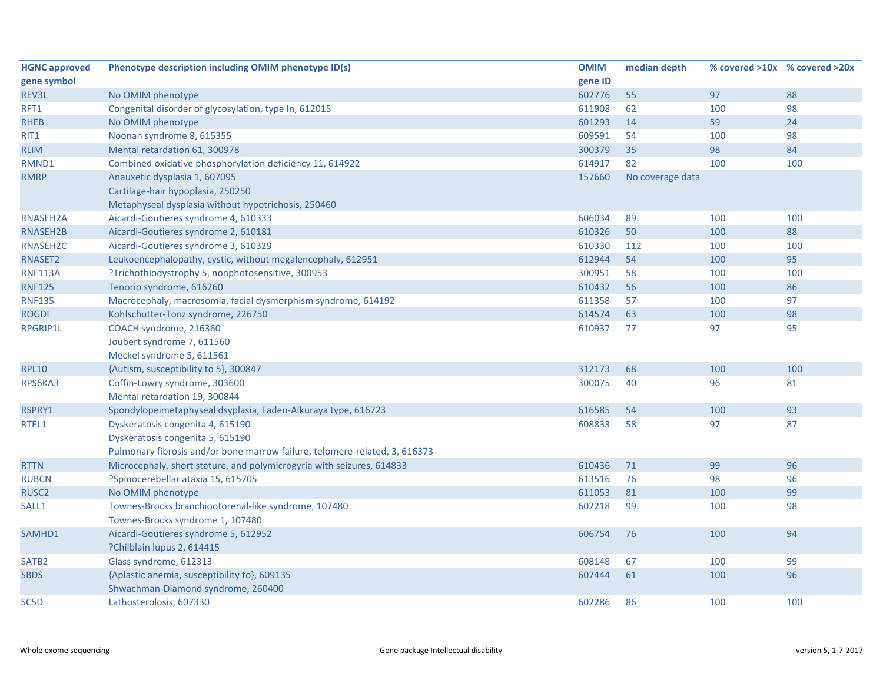| HGNC approved gene symbol | Phenotype description including OMIM phenotype ID(s) | OMIM gene ID | median depth | % covered >10x | % covered >20x |
|---|---|---|---|---|---|
| REV3L | No OMIM phenotype | 602776 | 55 | 97 | 88 |
| RFT1 | Congenital disorder of glycosylation, type In, 612015 | 611908 | 62 | 100 | 98 |
| RHEB | No OMIM phenotype | 601293 | 14 | 59 | 24 |
| RIT1 | Noonan syndrome 8, 615355 | 609591 | 54 | 100 | 98 |
| RLIM | Mental retardation 61, 300978 | 300379 | 35 | 98 | 84 |
| RMND1 | Combined oxidative phosphorylation deficiency 11, 614922 | 614917 | 82 | 100 | 100 |
| RMRP | Anauxetic dysplasia 1, 607095<br>Cartilage-hair hypoplasia, 250250<br>Metaphyseal dysplasia without hypotrichosis, 250460 | 157660 | No coverage data | | |
| RNASEH2A | Aicardi-Goutieres syndrome 4, 610333 | 606034 | 89 | 100 | 100 |
| RNASEH2B | Aicardi-Goutieres syndrome 2, 610181 | 610326 | 50 | 100 | 88 |
| RNASEH2C | Aicardi-Goutieres syndrome 3, 610329 | 610330 | 112 | 100 | 100 |
| RNASET2 | Leukoencephalopathy, cystic, without megalencephaly, 612951 | 612944 | 54 | 100 | 95 |
| RNF113A | ?Trichothiodystrophy 5, nonphotosensitive, 300953 | 300951 | 58 | 100 | 100 |
| RNF125 | Tenorio syndrome, 616260 | 610432 | 56 | 100 | 86 |
| RNF135 | Macrocephaly, macrosomia, facial dysmorphism syndrome, 614192 | 611358 | 57 | 100 | 97 |
| ROGDI | Kohlschutter-Tonz syndrome, 226750 | 614574 | 63 | 100 | 98 |
| RPGRIP1L | COACH syndrome, 216360<br>Joubert syndrome 7, 611560<br>Meckel syndrome 5, 611561 | 610937 | 77 | 97 | 95 |
| RPL10 | {Autism, susceptibility to 5}, 300847 | 312173 | 68 | 100 | 100 |
| RPS6KA3 | Coffin-Lowry syndrome, 303600<br>Mental retardation 19, 300844 | 300075 | 40 | 96 | 81 |
| RSPRY1 | Spondylopeimetaphyseal dsyplasia, Faden-Alkuraya type, 616723 | 616585 | 54 | 100 | 93 |
| RTEL1 | Dyskeratosis congenita 4, 615190<br>Dyskeratosis congenita 5, 615190<br>Pulmonary fibrosis and/or bone marrow failure, telomere-related, 3, 616373 | 608833 | 58 | 97 | 87 |
| RTTN | Microcephaly, short stature, and polymicrogyria with seizures, 614833 | 610436 | 71 | 99 | 96 |
| RUBCN | ?Spinocerebellar ataxia 15, 615705 | 613516 | 76 | 98 | 96 |
| RUSC2 | No OMIM phenotype | 611053 | 81 | 100 | 99 |
| SALL1 | Townes-Brocks branchiootorenal-like syndrome, 107480<br>Townes-Brocks syndrome 1, 107480 | 602218 | 99 | 100 | 98 |
| SAMHD1 | Aicardi-Goutieres syndrome 5, 612952<br>?Chilblain lupus 2, 614415 | 606754 | 76 | 100 | 94 |
| SATB2 | Glass syndrome, 612313 | 608148 | 67 | 100 | 99 |
| SBDS | {Aplastic anemia, susceptibility to}, 609135<br>Shwachman-Diamond syndrome, 260400 | 607444 | 61 | 100 | 96 |
| SC5D | Lathosterolosis, 607330 | 602286 | 86 | 100 | 100 |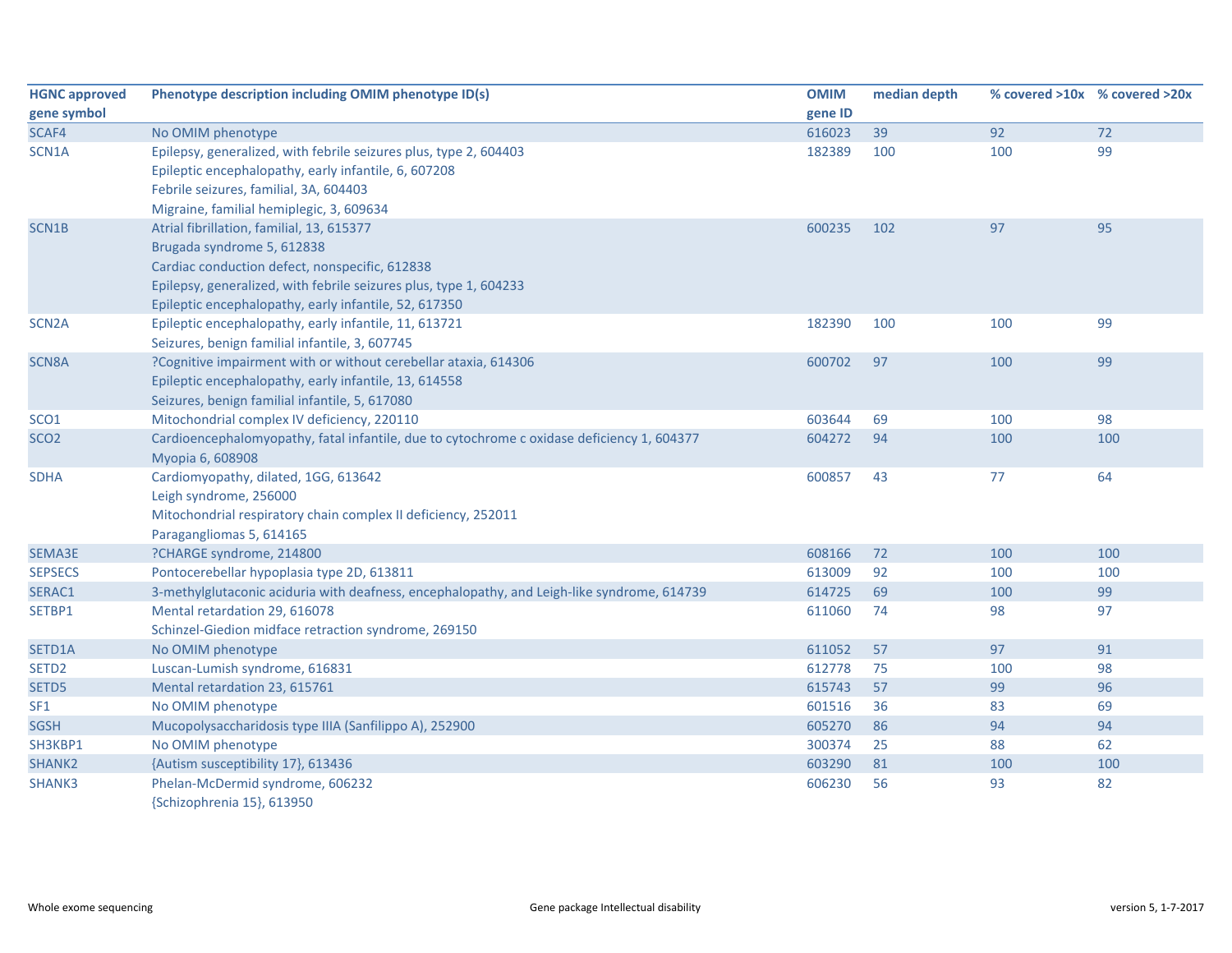| HGNC approved gene symbol | Phenotype description including OMIM phenotype ID(s) | OMIM gene ID | median depth | % covered >10x | % covered >20x |
|---|---|---|---|---|---|
| SCAF4 | No OMIM phenotype | 616023 | 39 | 92 | 72 |
| SCN1A | Epilepsy, generalized, with febrile seizures plus, type 2, 604403<br>Epileptic encephalopathy, early infantile, 6, 607208<br>Febrile seizures, familial, 3A, 604403<br>Migraine, familial hemiplegic, 3, 609634 | 182389 | 100 | 100 | 99 |
| SCN1B | Atrial fibrillation, familial, 13, 615377<br>Brugada syndrome 5, 612838<br>Cardiac conduction defect, nonspecific, 612838<br>Epilepsy, generalized, with febrile seizures plus, type 1, 604233<br>Epileptic encephalopathy, early infantile, 52, 617350 | 600235 | 102 | 97 | 95 |
| SCN2A | Epileptic encephalopathy, early infantile, 11, 613721<br>Seizures, benign familial infantile, 3, 607745 | 182390 | 100 | 100 | 99 |
| SCN8A | ?Cognitive impairment with or without cerebellar ataxia, 614306<br>Epileptic encephalopathy, early infantile, 13, 614558<br>Seizures, benign familial infantile, 5, 617080 | 600702 | 97 | 100 | 99 |
| SCO1 | Mitochondrial complex IV deficiency, 220110 | 603644 | 69 | 100 | 98 |
| SCO2 | Cardioencephalomyopathy, fatal infantile, due to cytochrome c oxidase deficiency 1, 604377<br>Myopia 6, 608908 | 604272 | 94 | 100 | 100 |
| SDHA | Cardiomyopathy, dilated, 1GG, 613642<br>Leigh syndrome, 256000<br>Mitochondrial respiratory chain complex II deficiency, 252011<br>Paragangliomas 5, 614165 | 600857 | 43 | 77 | 64 |
| SEMA3E | ?CHARGE syndrome, 214800 | 608166 | 72 | 100 | 100 |
| SEPSECS | Pontocerebellar hypoplasia type 2D, 613811 | 613009 | 92 | 100 | 100 |
| SERAC1 | 3-methylglutaconic aciduria with deafness, encephalopathy, and Leigh-like syndrome, 614739 | 614725 | 69 | 100 | 99 |
| SETBP1 | Mental retardation 29, 616078<br>Schinzel-Giedion midface retraction syndrome, 269150 | 611060 | 74 | 98 | 97 |
| SETD1A | No OMIM phenotype | 611052 | 57 | 97 | 91 |
| SETD2 | Luscan-Lumish syndrome, 616831 | 612778 | 75 | 100 | 98 |
| SETD5 | Mental retardation 23, 615761 | 615743 | 57 | 99 | 96 |
| SF1 | No OMIM phenotype | 601516 | 36 | 83 | 69 |
| SGSH | Mucopolysaccharidosis type IIIA (Sanfilippo A), 252900 | 605270 | 86 | 94 | 94 |
| SH3KBP1 | No OMIM phenotype | 300374 | 25 | 88 | 62 |
| SHANK2 | {Autism susceptibility 17}, 613436 | 603290 | 81 | 100 | 100 |
| SHANK3 | Phelan-McDermid syndrome, 606232<br>{Schizophrenia 15}, 613950 | 606230 | 56 | 93 | 82 |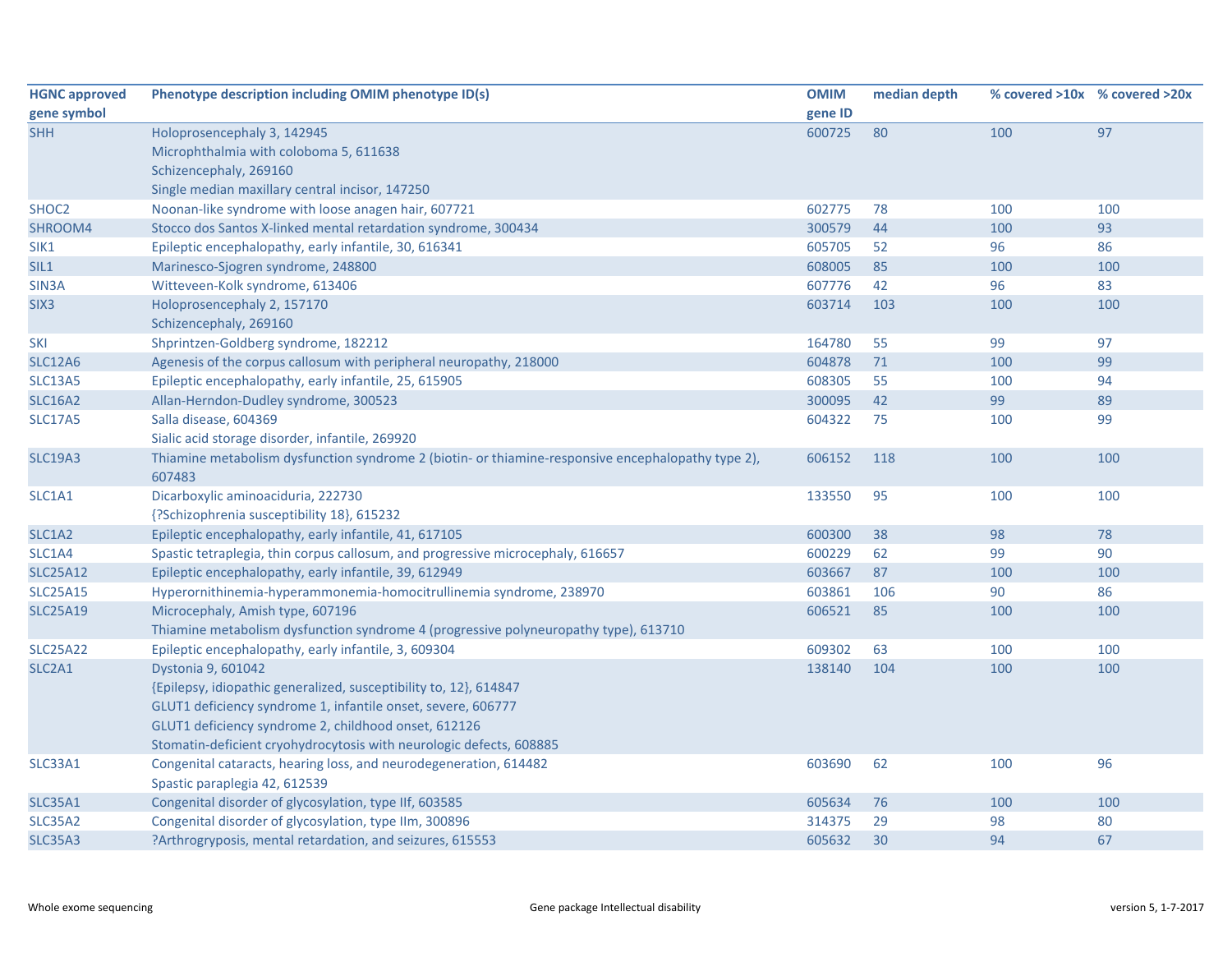| HGNC approved gene symbol | Phenotype description including OMIM phenotype ID(s) | OMIM gene ID | median depth | % covered >10x | % covered >20x |
|---|---|---|---|---|---|
| SHH | Holoprosencephaly 3, 142945<br>Microphthalmia with coloboma 5, 611638<br>Schizencephaly, 269160<br>Single median maxillary central incisor, 147250 | 600725 | 80 | 100 | 97 |
| SHOC2 | Noonan-like syndrome with loose anagen hair, 607721 | 602775 | 78 | 100 | 100 |
| SHROOM4 | Stocco dos Santos X-linked mental retardation syndrome, 300434 | 300579 | 44 | 100 | 93 |
| SIK1 | Epileptic encephalopathy, early infantile, 30, 616341 | 605705 | 52 | 96 | 86 |
| SIL1 | Marinesco-Sjogren syndrome, 248800 | 608005 | 85 | 100 | 100 |
| SIN3A | Witteveen-Kolk syndrome, 613406 | 607776 | 42 | 96 | 83 |
| SIX3 | Holoprosencephaly 2, 157170<br>Schizencephaly, 269160 | 603714 | 103 | 100 | 100 |
| SKI | Shprintzen-Goldberg syndrome, 182212 | 164780 | 55 | 99 | 97 |
| SLC12A6 | Agenesis of the corpus callosum with peripheral neuropathy, 218000 | 604878 | 71 | 100 | 99 |
| SLC13A5 | Epileptic encephalopathy, early infantile, 25, 615905 | 608305 | 55 | 100 | 94 |
| SLC16A2 | Allan-Herndon-Dudley syndrome, 300523 | 300095 | 42 | 99 | 89 |
| SLC17A5 | Salla disease, 604369<br>Sialic acid storage disorder, infantile, 269920 | 604322 | 75 | 100 | 99 |
| SLC19A3 | Thiamine metabolism dysfunction syndrome 2 (biotin- or thiamine-responsive encephalopathy type 2), 607483 | 606152 | 118 | 100 | 100 |
| SLC1A1 | Dicarboxylic aminoaciduria, 222730<br>{?Schizophrenia susceptibility 18}, 615232 | 133550 | 95 | 100 | 100 |
| SLC1A2 | Epileptic encephalopathy, early infantile, 41, 617105 | 600300 | 38 | 98 | 78 |
| SLC1A4 | Spastic tetraplegia, thin corpus callosum, and progressive microcephaly, 616657 | 600229 | 62 | 99 | 90 |
| SLC25A12 | Epileptic encephalopathy, early infantile, 39, 612949 | 603667 | 87 | 100 | 100 |
| SLC25A15 | Hyperornithinemia-hyperammonemia-homocitrullinemia syndrome, 238970 | 603861 | 106 | 90 | 86 |
| SLC25A19 | Microcephaly, Amish type, 607196<br>Thiamine metabolism dysfunction syndrome 4 (progressive polyneuropathy type), 613710 | 606521 | 85 | 100 | 100 |
| SLC25A22 | Epileptic encephalopathy, early infantile, 3, 609304 | 609302 | 63 | 100 | 100 |
| SLC2A1 | Dystonia 9, 601042<br>{Epilepsy, idiopathic generalized, susceptibility to, 12}, 614847<br>GLUT1 deficiency syndrome 1, infantile onset, severe, 606777<br>GLUT1 deficiency syndrome 2, childhood onset, 612126<br>Stomatin-deficient cryohydrocytosis with neurologic defects, 608885 | 138140 | 104 | 100 | 100 |
| SLC33A1 | Congenital cataracts, hearing loss, and neurodegeneration, 614482<br>Spastic paraplegia 42, 612539 | 603690 | 62 | 100 | 96 |
| SLC35A1 | Congenital disorder of glycosylation, type IIf, 603585 | 605634 | 76 | 100 | 100 |
| SLC35A2 | Congenital disorder of glycosylation, type IIm, 300896 | 314375 | 29 | 98 | 80 |
| SLC35A3 | ?Arthrogryposis, mental retardation, and seizures, 615553 | 605632 | 30 | 94 | 67 |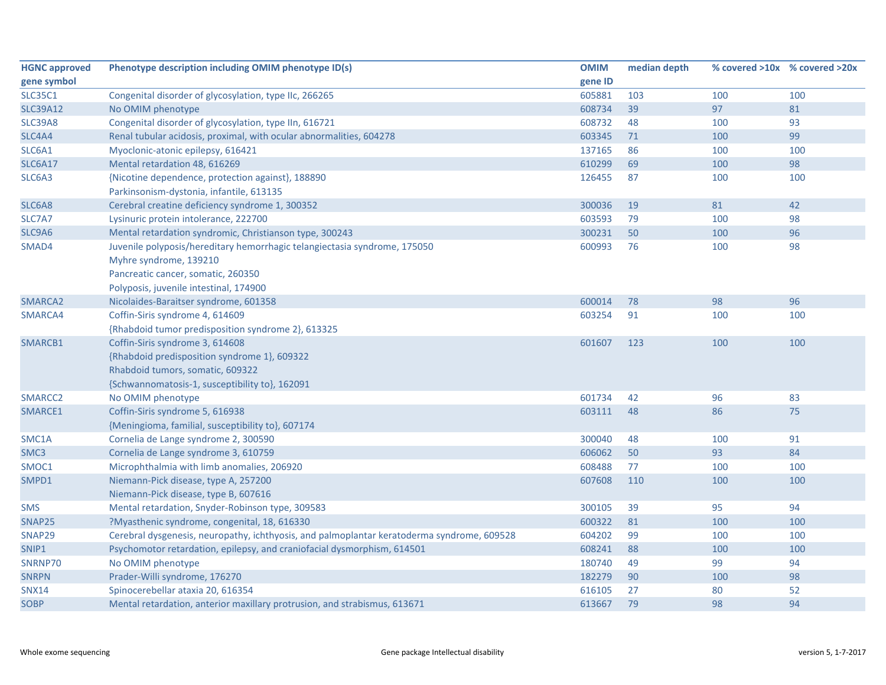| HGNC approved gene symbol | Phenotype description including OMIM phenotype ID(s) | OMIM gene ID | median depth | % covered >10x | % covered >20x |
|---|---|---|---|---|---|
| SLC35C1 | Congenital disorder of glycosylation, type IIc, 266265 | 605881 | 103 | 100 | 100 |
| SLC39A12 | No OMIM phenotype | 608734 | 39 | 97 | 81 |
| SLC39A8 | Congenital disorder of glycosylation, type IIn, 616721 | 608732 | 48 | 100 | 93 |
| SLC4A4 | Renal tubular acidosis, proximal, with ocular abnormalities, 604278 | 603345 | 71 | 100 | 99 |
| SLC6A1 | Myoclonic-atonic epilepsy, 616421 | 137165 | 86 | 100 | 100 |
| SLC6A17 | Mental retardation 48, 616269 | 610299 | 69 | 100 | 98 |
| SLC6A3 | {Nicotine dependence, protection against}, 188890<br>Parkinsonism-dystonia, infantile, 613135 | 126455 | 87 | 100 | 100 |
| SLC6A8 | Cerebral creatine deficiency syndrome 1, 300352 | 300036 | 19 | 81 | 42 |
| SLC7A7 | Lysinuric protein intolerance, 222700 | 603593 | 79 | 100 | 98 |
| SLC9A6 | Mental retardation syndromic, Christianson type, 300243 | 300231 | 50 | 100 | 96 |
| SMAD4 | Juvenile polyposis/hereditary hemorrhagic telangiectasia syndrome, 175050<br>Myhre syndrome, 139210<br>Pancreatic cancer, somatic, 260350<br>Polyposis, juvenile intestinal, 174900 | 600993 | 76 | 100 | 98 |
| SMARCA2 | Nicolaides-Baraitser syndrome, 601358 | 600014 | 78 | 98 | 96 |
| SMARCA4 | Coffin-Siris syndrome 4, 614609<br>{Rhabdoid tumor predisposition syndrome 2}, 613325 | 603254 | 91 | 100 | 100 |
| SMARCB1 | Coffin-Siris syndrome 3, 614608<br>{Rhabdoid predisposition syndrome 1}, 609322<br>Rhabdoid tumors, somatic, 609322<br>{Schwannomatosis-1, susceptibility to}, 162091 | 601607 | 123 | 100 | 100 |
| SMARCC2 | No OMIM phenotype | 601734 | 42 | 96 | 83 |
| SMARCE1 | Coffin-Siris syndrome 5, 616938<br>{Meningioma, familial, susceptibility to}, 607174 | 603111 | 48 | 86 | 75 |
| SMC1A | Cornelia de Lange syndrome 2, 300590 | 300040 | 48 | 100 | 91 |
| SMC3 | Cornelia de Lange syndrome 3, 610759 | 606062 | 50 | 93 | 84 |
| SMOC1 | Microphthalmia with limb anomalies, 206920 | 608488 | 77 | 100 | 100 |
| SMPD1 | Niemann-Pick disease, type A, 257200<br>Niemann-Pick disease, type B, 607616 | 607608 | 110 | 100 | 100 |
| SMS | Mental retardation, Snyder-Robinson type, 309583 | 300105 | 39 | 95 | 94 |
| SNAP25 | ?Myasthenic syndrome, congenital, 18, 616330 | 600322 | 81 | 100 | 100 |
| SNAP29 | Cerebral dysgenesis, neuropathy, ichthyosis, and palmoplantar keratoderma syndrome, 609528 | 604202 | 99 | 100 | 100 |
| SNIP1 | Psychomotor retardation, epilepsy, and craniofacial dysmorphism, 614501 | 608241 | 88 | 100 | 100 |
| SNRNP70 | No OMIM phenotype | 180740 | 49 | 99 | 94 |
| SNRPN | Prader-Willi syndrome, 176270 | 182279 | 90 | 100 | 98 |
| SNX14 | Spinocerebellar ataxia 20, 616354 | 616105 | 27 | 80 | 52 |
| SOBP | Mental retardation, anterior maxillary protrusion, and strabismus, 613671 | 613667 | 79 | 98 | 94 |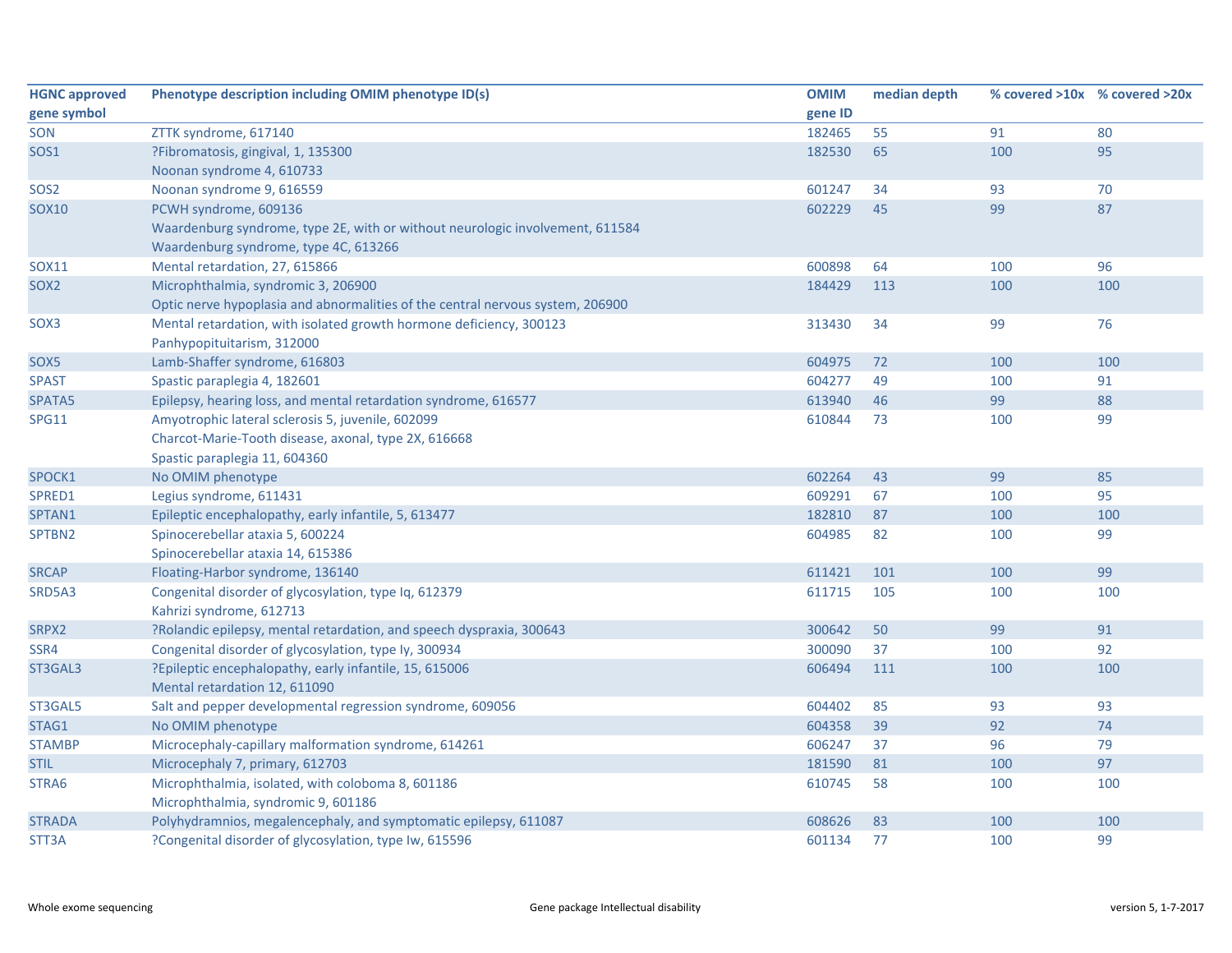| HGNC approved gene symbol | Phenotype description including OMIM phenotype ID(s) | OMIM gene ID | median depth | % covered >10x | % covered >20x |
|---|---|---|---|---|---|
| SON | ZTTK syndrome, 617140 | 182465 | 55 | 91 | 80 |
| SOS1 | ?Fibromatosis, gingival, 1, 135300<br>Noonan syndrome 4, 610733 | 182530 | 65 | 100 | 95 |
| SOS2 | Noonan syndrome 9, 616559 | 601247 | 34 | 93 | 70 |
| SOX10 | PCWH syndrome, 609136<br>Waardenburg syndrome, type 2E, with or without neurologic involvement, 611584<br>Waardenburg syndrome, type 4C, 613266 | 602229 | 45 | 99 | 87 |
| SOX11 | Mental retardation, 27, 615866 | 600898 | 64 | 100 | 96 |
| SOX2 | Microphthalmia, syndromic 3, 206900<br>Optic nerve hypoplasia and abnormalities of the central nervous system, 206900 | 184429 | 113 | 100 | 100 |
| SOX3 | Mental retardation, with isolated growth hormone deficiency, 300123<br>Panhypopituitarism, 312000 | 313430 | 34 | 99 | 76 |
| SOX5 | Lamb-Shaffer syndrome, 616803 | 604975 | 72 | 100 | 100 |
| SPAST | Spastic paraplegia 4, 182601 | 604277 | 49 | 100 | 91 |
| SPATA5 | Epilepsy, hearing loss, and mental retardation syndrome, 616577 | 613940 | 46 | 99 | 88 |
| SPG11 | Amyotrophic lateral sclerosis 5, juvenile, 602099<br>Charcot-Marie-Tooth disease, axonal, type 2X, 616668<br>Spastic paraplegia 11, 604360 | 610844 | 73 | 100 | 99 |
| SPOCK1 | No OMIM phenotype | 602264 | 43 | 99 | 85 |
| SPRED1 | Legius syndrome, 611431 | 609291 | 67 | 100 | 95 |
| SPTAN1 | Epileptic encephalopathy, early infantile, 5, 613477 | 182810 | 87 | 100 | 100 |
| SPTBN2 | Spinocerebellar ataxia 5, 600224<br>Spinocerebellar ataxia 14, 615386 | 604985 | 82 | 100 | 99 |
| SRCAP | Floating-Harbor syndrome, 136140 | 611421 | 101 | 100 | 99 |
| SRD5A3 | Congenital disorder of glycosylation, type Iq, 612379<br>Kahrizi syndrome, 612713 | 611715 | 105 | 100 | 100 |
| SRPX2 | ?Rolandic epilepsy, mental retardation, and speech dyspraxia, 300643 | 300642 | 50 | 99 | 91 |
| SSR4 | Congenital disorder of glycosylation, type Iy, 300934 | 300090 | 37 | 100 | 92 |
| ST3GAL3 | ?Epileptic encephalopathy, early infantile, 15, 615006<br>Mental retardation 12, 611090 | 606494 | 111 | 100 | 100 |
| ST3GAL5 | Salt and pepper developmental regression syndrome, 609056 | 604402 | 85 | 93 | 93 |
| STAG1 | No OMIM phenotype | 604358 | 39 | 92 | 74 |
| STAMBP | Microcephaly-capillary malformation syndrome, 614261 | 606247 | 37 | 96 | 79 |
| STIL | Microcephaly 7, primary, 612703 | 181590 | 81 | 100 | 97 |
| STRA6 | Microphthalmia, isolated, with coloboma 8, 601186<br>Microphthalmia, syndromic 9, 601186 | 610745 | 58 | 100 | 100 |
| STRADA | Polyhydramnios, megalencephaly, and symptomatic epilepsy, 611087 | 608626 | 83 | 100 | 100 |
| STT3A | ?Congenital disorder of glycosylation, type Iw, 615596 | 601134 | 77 | 100 | 99 |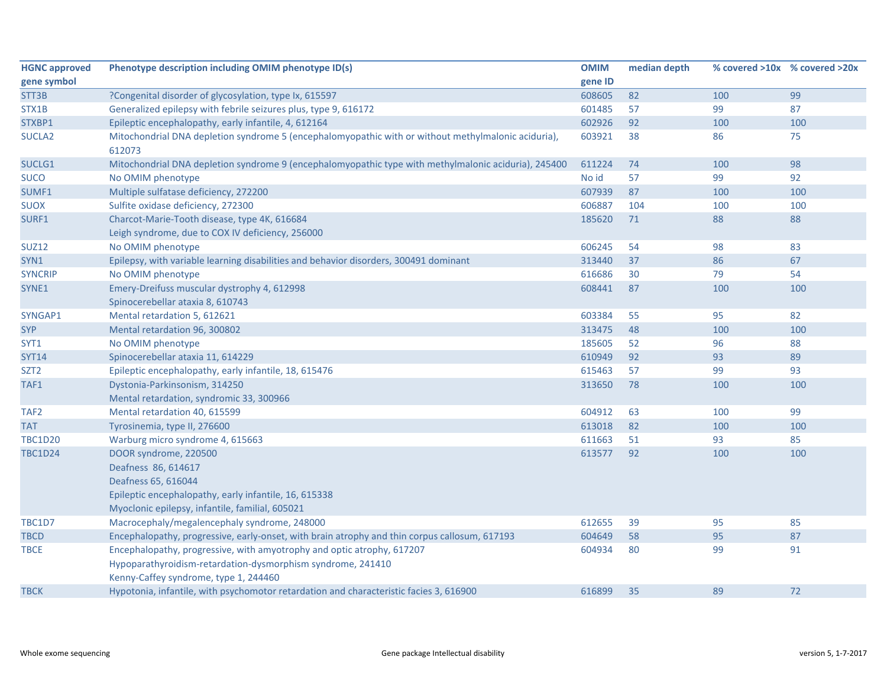| HGNC approved gene symbol | Phenotype description including OMIM phenotype ID(s) | OMIM gene ID | median depth | % covered >10x | % covered >20x |
|---|---|---|---|---|---|
| STT3B | ?Congenital disorder of glycosylation, type Ix, 615597 | 608605 | 82 | 100 | 99 |
| STX1B | Generalized epilepsy with febrile seizures plus, type 9, 616172 | 601485 | 57 | 99 | 87 |
| STXBP1 | Epileptic encephalopathy, early infantile, 4, 612164 | 602926 | 92 | 100 | 100 |
| SUCLA2 | Mitochondrial DNA depletion syndrome 5 (encephalomyopathic with or without methylmalonic aciduria), 612073 | 603921 | 38 | 86 | 75 |
| SUCLG1 | Mitochondrial DNA depletion syndrome 9 (encephalomyopathic type with methylmalonic aciduria), 245400 | 611224 | 74 | 100 | 98 |
| SUCO | No OMIM phenotype | No id | 57 | 99 | 92 |
| SUMF1 | Multiple sulfatase deficiency, 272200 | 607939 | 87 | 100 | 100 |
| SUOX | Sulfite oxidase deficiency, 272300 | 606887 | 104 | 100 | 100 |
| SURF1 | Charcot-Marie-Tooth disease, type 4K, 616684<br>Leigh syndrome, due to COX IV deficiency, 256000 | 185620 | 71 | 88 | 88 |
| SUZ12 | No OMIM phenotype | 606245 | 54 | 98 | 83 |
| SYN1 | Epilepsy, with variable learning disabilities and behavior disorders, 300491 dominant | 313440 | 37 | 86 | 67 |
| SYNCRIP | No OMIM phenotype | 616686 | 30 | 79 | 54 |
| SYNE1 | Emery-Dreifuss muscular dystrophy 4, 612998<br>Spinocerebellar ataxia 8, 610743 | 608441 | 87 | 100 | 100 |
| SYNGAP1 | Mental retardation 5, 612621 | 603384 | 55 | 95 | 82 |
| SYP | Mental retardation 96, 300802 | 313475 | 48 | 100 | 100 |
| SYT1 | No OMIM phenotype | 185605 | 52 | 96 | 88 |
| SYT14 | Spinocerebellar ataxia 11, 614229 | 610949 | 92 | 93 | 89 |
| SZT2 | Epileptic encephalopathy, early infantile, 18, 615476 | 615463 | 57 | 99 | 93 |
| TAF1 | Dystonia-Parkinsonism, 314250<br>Mental retardation, syndromic 33, 300966 | 313650 | 78 | 100 | 100 |
| TAF2 | Mental retardation 40, 615599 | 604912 | 63 | 100 | 99 |
| TAT | Tyrosinemia, type II, 276600 | 613018 | 82 | 100 | 100 |
| TBC1D20 | Warburg micro syndrome 4, 615663 | 611663 | 51 | 93 | 85 |
| TBC1D24 | DOOR syndrome, 220500<br>Deafness 86, 614617<br>Deafness 65, 616044<br>Epileptic encephalopathy, early infantile, 16, 615338<br>Myoclonic epilepsy, infantile, familial, 605021 | 613577 | 92 | 100 | 100 |
| TBC1D7 | Macrocephaly/megalencephaly syndrome, 248000 | 612655 | 39 | 95 | 85 |
| TBCD | Encephalopathy, progressive, early-onset, with brain atrophy and thin corpus callosum, 617193 | 604649 | 58 | 95 | 87 |
| TBCE | Encephalopathy, progressive, with amyotrophy and optic atrophy, 617207<br>Hypoparathyroidism-retardation-dysmorphism syndrome, 241410<br>Kenny-Caffey syndrome, type 1, 244460 | 604934 | 80 | 99 | 91 |
| TBCK | Hypotonia, infantile, with psychomotor retardation and characteristic facies 3, 616900 | 616899 | 35 | 89 | 72 |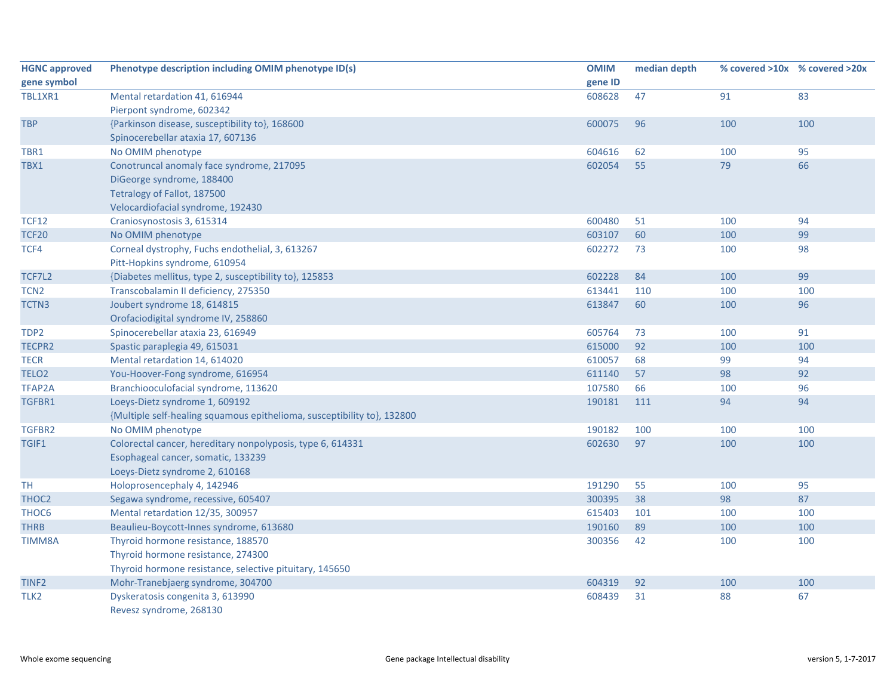| HGNC approved gene symbol | Phenotype description including OMIM phenotype ID(s) | OMIM gene ID | median depth | % covered >10x | % covered >20x |
|---|---|---|---|---|---|
| TBL1XR1 | Mental retardation 41, 616944<br>Pierpont syndrome, 602342 | 608628 | 47 | 91 | 83 |
| TBP | {Parkinson disease, susceptibility to}, 168600<br>Spinocerebellar ataxia 17, 607136 | 600075 | 96 | 100 | 100 |
| TBR1 | No OMIM phenotype | 604616 | 62 | 100 | 95 |
| TBX1 | Conotruncal anomaly face syndrome, 217095<br>DiGeorge syndrome, 188400<br>Tetralogy of Fallot, 187500<br>Velocardiofacial syndrome, 192430 | 602054 | 55 | 79 | 66 |
| TCF12 | Craniosynostosis 3, 615314 | 600480 | 51 | 100 | 94 |
| TCF20 | No OMIM phenotype | 603107 | 60 | 100 | 99 |
| TCF4 | Corneal dystrophy, Fuchs endothelial, 3, 613267<br>Pitt-Hopkins syndrome, 610954 | 602272 | 73 | 100 | 98 |
| TCF7L2 | {Diabetes mellitus, type 2, susceptibility to}, 125853 | 602228 | 84 | 100 | 99 |
| TCN2 | Transcobalamin II deficiency, 275350 | 613441 | 110 | 100 | 100 |
| TCTN3 | Joubert syndrome 18, 614815<br>Orofaciodigital syndrome IV, 258860 | 613847 | 60 | 100 | 96 |
| TDP2 | Spinocerebellar ataxia 23, 616949 | 605764 | 73 | 100 | 91 |
| TECPR2 | Spastic paraplegia 49, 615031 | 615000 | 92 | 100 | 100 |
| TECR | Mental retardation 14, 614020 | 610057 | 68 | 99 | 94 |
| TELO2 | You-Hoover-Fong syndrome, 616954 | 611140 | 57 | 98 | 92 |
| TFAP2A | Branchiooculofacial syndrome, 113620 | 107580 | 66 | 100 | 96 |
| TGFBR1 | Loeys-Dietz syndrome 1, 609192<br>{Multiple self-healing squamous epithelioma, susceptibility to}, 132800 | 190181 | 111 | 94 | 94 |
| TGFBR2 | No OMIM phenotype | 190182 | 100 | 100 | 100 |
| TGIF1 | Colorectal cancer, hereditary nonpolyposis, type 6, 614331<br>Esophageal cancer, somatic, 133239<br>Loeys-Dietz syndrome 2, 610168 | 602630 | 97 | 100 | 100 |
| TH | Holoprosencephaly 4, 142946 | 191290 | 55 | 100 | 95 |
| THOC2 | Segawa syndrome, recessive, 605407 | 300395 | 38 | 98 | 87 |
| THOC6 | Mental retardation 12/35, 300957 | 615403 | 101 | 100 | 100 |
| THRB | Beaulieu-Boycott-Innes syndrome, 613680 | 190160 | 89 | 100 | 100 |
| TIMM8A | Thyroid hormone resistance, 188570<br>Thyroid hormone resistance, 274300<br>Thyroid hormone resistance, selective pituitary, 145650 | 300356 | 42 | 100 | 100 |
| TINF2 | Mohr-Tranebjaerg syndrome, 304700 | 604319 | 92 | 100 | 100 |
| TLK2 | Dyskeratosis congenita 3, 613990<br>Revesz syndrome, 268130 | 608439 | 31 | 88 | 67 |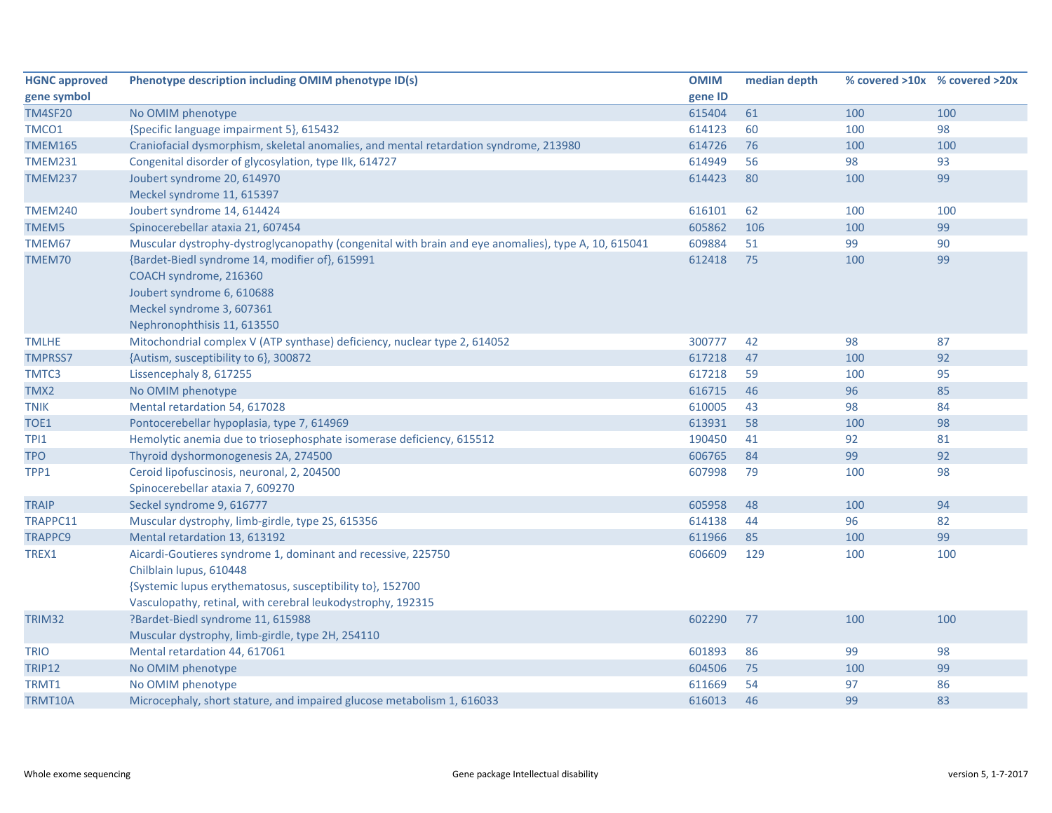| HGNC approved gene symbol | Phenotype description including OMIM phenotype ID(s) | OMIM gene ID | median depth | % covered >10x | % covered >20x |
|---|---|---|---|---|---|
| TM4SF20 | No OMIM phenotype | 615404 | 61 | 100 | 100 |
| TMCO1 | {Specific language impairment 5}, 615432 | 614123 | 60 | 100 | 98 |
| TMEM165 | Craniofacial dysmorphism, skeletal anomalies, and mental retardation syndrome, 213980 | 614726 | 76 | 100 | 100 |
| TMEM231 | Congenital disorder of glycosylation, type IIk, 614727 | 614949 | 56 | 98 | 93 |
| TMEM237 | Joubert syndrome 20, 614970<br>Meckel syndrome 11, 615397 | 614423 | 80 | 100 | 99 |
| TMEM240 | Joubert syndrome 14, 614424 | 616101 | 62 | 100 | 100 |
| TMEM5 | Spinocerebellar ataxia 21, 607454 | 605862 | 106 | 100 | 99 |
| TMEM67 | Muscular dystrophy-dystroglycanopathy (congenital with brain and eye anomalies), type A, 10, 615041 | 609884 | 51 | 99 | 90 |
| TMEM70 | {Bardet-Biedl syndrome 14, modifier of}, 615991<br>COACH syndrome, 216360<br>Joubert syndrome 6, 610688<br>Meckel syndrome 3, 607361<br>Nephronophthisis 11, 613550 | 612418 | 75 | 100 | 99 |
| TMLHE | Mitochondrial complex V (ATP synthase) deficiency, nuclear type 2, 614052 | 300777 | 42 | 98 | 87 |
| TMPRSS7 | {Autism, susceptibility to 6}, 300872 | 617218 | 47 | 100 | 92 |
| TMTC3 | Lissencephaly 8, 617255 | 617218 | 59 | 100 | 95 |
| TMX2 | No OMIM phenotype | 616715 | 46 | 96 | 85 |
| TNIK | Mental retardation 54, 617028 | 610005 | 43 | 98 | 84 |
| TOE1 | Pontocerebellar hypoplasia, type 7, 614969 | 613931 | 58 | 100 | 98 |
| TPI1 | Hemolytic anemia due to triosephosphate isomerase deficiency, 615512 | 190450 | 41 | 92 | 81 |
| TPO | Thyroid dyshormonogenesis 2A, 274500 | 606765 | 84 | 99 | 92 |
| TPP1 | Ceroid lipofuscinosis, neuronal, 2, 204500<br>Spinocerebellar ataxia 7, 609270 | 607998 | 79 | 100 | 98 |
| TRAIP | Seckel syndrome 9, 616777 | 605958 | 48 | 100 | 94 |
| TRAPPC11 | Muscular dystrophy, limb-girdle, type 2S, 615356 | 614138 | 44 | 96 | 82 |
| TRAPPC9 | Mental retardation 13, 613192 | 611966 | 85 | 100 | 99 |
| TREX1 | Aicardi-Goutieres syndrome 1, dominant and recessive, 225750<br>Chilblain lupus, 610448<br>{Systemic lupus erythematosus, susceptibility to}, 152700<br>Vasculopathy, retinal, with cerebral leukodystrophy, 192315 | 606609 | 129 | 100 | 100 |
| TRIM32 | ?Bardet-Biedl syndrome 11, 615988<br>Muscular dystrophy, limb-girdle, type 2H, 254110 | 602290 | 77 | 100 | 100 |
| TRIO | Mental retardation 44, 617061 | 601893 | 86 | 99 | 98 |
| TRIP12 | No OMIM phenotype | 604506 | 75 | 100 | 99 |
| TRMT1 | No OMIM phenotype | 611669 | 54 | 97 | 86 |
| TRMT10A | Microcephaly, short stature, and impaired glucose metabolism 1, 616033 | 616013 | 46 | 99 | 83 |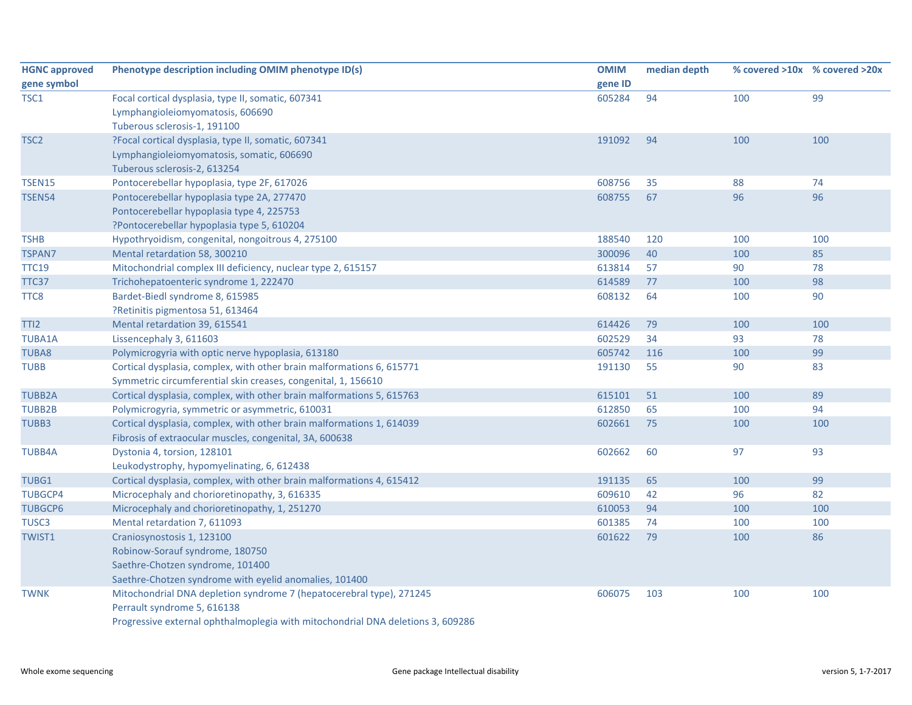| HGNC approved gene symbol | Phenotype description including OMIM phenotype ID(s) | OMIM gene ID | median depth | % covered >10x | % covered >20x |
|---|---|---|---|---|---|
| TSC1 | Focal cortical dysplasia, type II, somatic, 607341<br>Lymphangioleiomyomatosis, 606690<br>Tuberous sclerosis-1, 191100 | 605284 | 94 | 100 | 99 |
| TSC2 | ?Focal cortical dysplasia, type II, somatic, 607341<br>Lymphangioleiomyomatosis, somatic, 606690<br>Tuberous sclerosis-2, 613254 | 191092 | 94 | 100 | 100 |
| TSEN15 | Pontocerebellar hypoplasia, type 2F, 617026 | 608756 | 35 | 88 | 74 |
| TSEN54 | Pontocerebellar hypoplasia type 2A, 277470<br>Pontocerebellar hypoplasia type 4, 225753<br>?Pontocerebellar hypoplasia type 5, 610204 | 608755 | 67 | 96 | 96 |
| TSHB | Hypothyroidism, congenital, nongoitrous 4, 275100 | 188540 | 120 | 100 | 100 |
| TSPAN7 | Mental retardation 58, 300210 | 300096 | 40 | 100 | 85 |
| TTC19 | Mitochondrial complex III deficiency, nuclear type 2, 615157 | 613814 | 57 | 90 | 78 |
| TTC37 | Trichohepatoenteric syndrome 1, 222470 | 614589 | 77 | 100 | 98 |
| TTC8 | Bardet-Biedl syndrome 8, 615985<br>?Retinitis pigmentosa 51, 613464 | 608132 | 64 | 100 | 90 |
| TTI2 | Mental retardation 39, 615541 | 614426 | 79 | 100 | 100 |
| TUBA1A | Lissencephaly 3, 611603 | 602529 | 34 | 93 | 78 |
| TUBA8 | Polymicrogyria with optic nerve hypoplasia, 613180 | 605742 | 116 | 100 | 99 |
| TUBB | Cortical dysplasia, complex, with other brain malformations 6, 615771<br>Symmetric circumferential skin creases, congenital, 1, 156610 | 191130 | 55 | 90 | 83 |
| TUBB2A | Cortical dysplasia, complex, with other brain malformations 5, 615763 | 615101 | 51 | 100 | 89 |
| TUBB2B | Polymicrogyria, symmetric or asymmetric, 610031 | 612850 | 65 | 100 | 94 |
| TUBB3 | Cortical dysplasia, complex, with other brain malformations 1, 614039<br>Fibrosis of extraocular muscles, congenital, 3A, 600638 | 602661 | 75 | 100 | 100 |
| TUBB4A | Dystonia 4, torsion, 128101<br>Leukodystrophy, hypomyelinating, 6, 612438 | 602662 | 60 | 97 | 93 |
| TUBG1 | Cortical dysplasia, complex, with other brain malformations 4, 615412 | 191135 | 65 | 100 | 99 |
| TUBGCP4 | Microcephaly and chorioretinopathy, 3, 616335 | 609610 | 42 | 96 | 82 |
| TUBGCP6 | Microcephaly and chorioretinopathy, 1, 251270 | 610053 | 94 | 100 | 100 |
| TUSC3 | Mental retardation 7, 611093 | 601385 | 74 | 100 | 100 |
| TWIST1 | Craniosynostosis 1, 123100<br>Robinow-Sorauf syndrome, 180750<br>Saethre-Chotzen syndrome, 101400<br>Saethre-Chotzen syndrome with eyelid anomalies, 101400 | 601622 | 79 | 100 | 86 |
| TWNK | Mitochondrial DNA depletion syndrome 7 (hepatocerebral type), 271245<br>Perrault syndrome 5, 616138<br>Progressive external ophthalmoplegia with mitochondrial DNA deletions 3, 609286 | 606075 | 103 | 100 | 100 |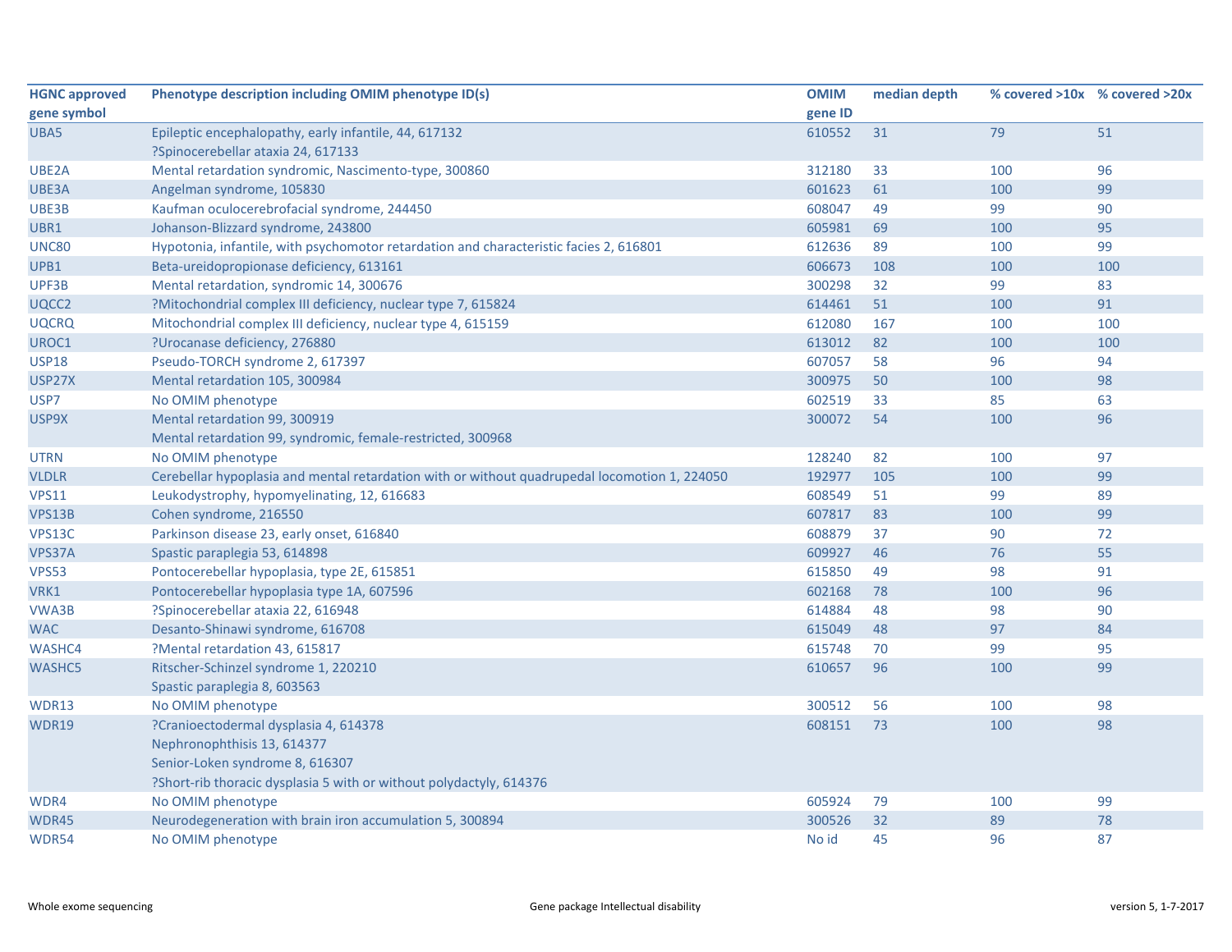| HGNC approved gene symbol | Phenotype description including OMIM phenotype ID(s) | OMIM gene ID | median depth | % covered >10x | % covered >20x |
|---|---|---|---|---|---|
| UBA5 | Epileptic encephalopathy, early infantile, 44, 617132<br>?Spinocerebellar ataxia 24, 617133 | 610552 | 31 | 79 | 51 |
| UBE2A | Mental retardation syndromic, Nascimento-type, 300860 | 312180 | 33 | 100 | 96 |
| UBE3A | Angelman syndrome, 105830 | 601623 | 61 | 100 | 99 |
| UBE3B | Kaufman oculocerebrofacial syndrome, 244450 | 608047 | 49 | 99 | 90 |
| UBR1 | Johanson-Blizzard syndrome, 243800 | 605981 | 69 | 100 | 95 |
| UNC80 | Hypotonia, infantile, with psychomotor retardation and characteristic facies 2, 616801 | 612636 | 89 | 100 | 99 |
| UPB1 | Beta-ureidopropionase deficiency, 613161 | 606673 | 108 | 100 | 100 |
| UPF3B | Mental retardation, syndromic 14, 300676 | 300298 | 32 | 99 | 83 |
| UQCC2 | ?Mitochondrial complex III deficiency, nuclear type 7, 615824 | 614461 | 51 | 100 | 91 |
| UQCRQ | Mitochondrial complex III deficiency, nuclear type 4, 615159 | 612080 | 167 | 100 | 100 |
| UROC1 | ?Urocanase deficiency, 276880 | 613012 | 82 | 100 | 100 |
| USP18 | Pseudo-TORCH syndrome 2, 617397 | 607057 | 58 | 96 | 94 |
| USP27X | Mental retardation 105, 300984 | 300975 | 50 | 100 | 98 |
| USP7 | No OMIM phenotype | 602519 | 33 | 85 | 63 |
| USP9X | Mental retardation 99, 300919<br>Mental retardation 99, syndromic, female-restricted, 300968 | 300072 | 54 | 100 | 96 |
| UTRN | No OMIM phenotype | 128240 | 82 | 100 | 97 |
| VLDLR | Cerebellar hypoplasia and mental retardation with or without quadrupedal locomotion 1, 224050 | 192977 | 105 | 100 | 99 |
| VPS11 | Leukodystrophy, hypomyelinating, 12, 616683 | 608549 | 51 | 99 | 89 |
| VPS13B | Cohen syndrome, 216550 | 607817 | 83 | 100 | 99 |
| VPS13C | Parkinson disease 23, early onset, 616840 | 608879 | 37 | 90 | 72 |
| VPS37A | Spastic paraplegia 53, 614898 | 609927 | 46 | 76 | 55 |
| VPS53 | Pontocerebellar hypoplasia, type 2E, 615851 | 615850 | 49 | 98 | 91 |
| VRK1 | Pontocerebellar hypoplasia type 1A, 607596 | 602168 | 78 | 100 | 96 |
| VWA3B | ?Spinocerebellar ataxia 22, 616948 | 614884 | 48 | 98 | 90 |
| WAC | Desanto-Shinawi syndrome, 616708 | 615049 | 48 | 97 | 84 |
| WASHC4 | ?Mental retardation 43, 615817 | 615748 | 70 | 99 | 95 |
| WASHC5 | Ritscher-Schinzel syndrome 1, 220210<br>Spastic paraplegia 8, 603563 | 610657 | 96 | 100 | 99 |
| WDR13 | No OMIM phenotype | 300512 | 56 | 100 | 98 |
| WDR19 | ?Cranioectodermal dysplasia 4, 614378<br>Nephronophthisis 13, 614377<br>Senior-Loken syndrome 8, 616307<br>?Short-rib thoracic dysplasia 5 with or without polydactyly, 614376 | 608151 | 73 | 100 | 98 |
| WDR4 | No OMIM phenotype | 605924 | 79 | 100 | 99 |
| WDR45 | Neurodegeneration with brain iron accumulation 5, 300894 | 300526 | 32 | 89 | 78 |
| WDR54 | No OMIM phenotype | No id | 45 | 96 | 87 |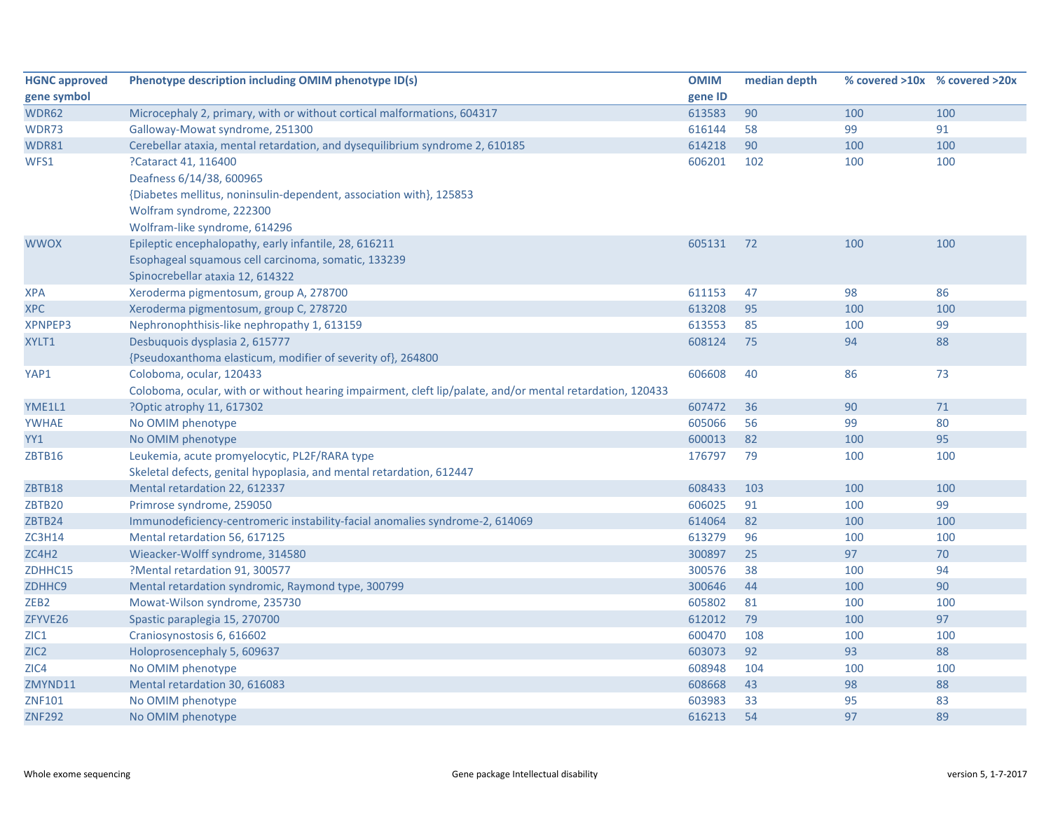| HGNC approved gene symbol | Phenotype description including OMIM phenotype ID(s) | OMIM gene ID | median depth | % covered >10x | % covered >20x |
|---|---|---|---|---|---|
| WDR62 | Microcephaly 2, primary, with or without cortical malformations, 604317 | 613583 | 90 | 100 | 100 |
| WDR73 | Galloway-Mowat syndrome, 251300 | 616144 | 58 | 99 | 91 |
| WDR81 | Cerebellar ataxia, mental retardation, and dysequilibrium syndrome 2, 610185 | 614218 | 90 | 100 | 100 |
| WFS1 | ?Cataract 41, 116400<br>Deafness 6/14/38, 600965<br>{Diabetes mellitus, noninsulin-dependent, association with}, 125853<br>Wolfram syndrome, 222300<br>Wolfram-like syndrome, 614296 | 606201 | 102 | 100 | 100 |
| WWOX | Epileptic encephalopathy, early infantile, 28, 616211<br>Esophageal squamous cell carcinoma, somatic, 133239<br>Spinocrebellar ataxia 12, 614322 | 605131 | 72 | 100 | 100 |
| XPA | Xeroderma pigmentosum, group A, 278700 | 611153 | 47 | 98 | 86 |
| XPC | Xeroderma pigmentosum, group C, 278720 | 613208 | 95 | 100 | 100 |
| XPNPEP3 | Nephronophthisis-like nephropathy 1, 613159 | 613553 | 85 | 100 | 99 |
| XYLT1 | Desbuquois dysplasia 2, 615777<br>{Pseudoxanthoma elasticum, modifier of severity of}, 264800 | 608124 | 75 | 94 | 88 |
| YAP1 | Coloboma, ocular, 120433<br>Coloboma, ocular, with or without hearing impairment, cleft lip/palate, and/or mental retardation, 120433 | 606608 | 40 | 86 | 73 |
| YME1L1 | ?Optic atrophy 11, 617302 | 607472 | 36 | 90 | 71 |
| YWHAE | No OMIM phenotype | 605066 | 56 | 99 | 80 |
| YY1 | No OMIM phenotype | 600013 | 82 | 100 | 95 |
| ZBTB16 | Leukemia, acute promyelocytic, PL2F/RARA type<br>Skeletal defects, genital hypoplasia, and mental retardation, 612447 | 176797 | 79 | 100 | 100 |
| ZBTB18 | Mental retardation 22, 612337 | 608433 | 103 | 100 | 100 |
| ZBTB20 | Primrose syndrome, 259050 | 606025 | 91 | 100 | 99 |
| ZBTB24 | Immunodeficiency-centromeric instability-facial anomalies syndrome-2, 614069 | 614064 | 82 | 100 | 100 |
| ZC3H14 | Mental retardation 56, 617125 | 613279 | 96 | 100 | 100 |
| ZC4H2 | Wieacker-Wolff syndrome, 314580 | 300897 | 25 | 97 | 70 |
| ZDHHC15 | ?Mental retardation 91, 300577 | 300576 | 38 | 100 | 94 |
| ZDHHC9 | Mental retardation syndromic, Raymond type, 300799 | 300646 | 44 | 100 | 90 |
| ZEB2 | Mowat-Wilson syndrome, 235730 | 605802 | 81 | 100 | 100 |
| ZFYVE26 | Spastic paraplegia 15, 270700 | 612012 | 79 | 100 | 97 |
| ZIC1 | Craniosynostosis 6, 616602 | 600470 | 108 | 100 | 100 |
| ZIC2 | Holoprosencephaly 5, 609637 | 603073 | 92 | 93 | 88 |
| ZIC4 | No OMIM phenotype | 608948 | 104 | 100 | 100 |
| ZMYND11 | Mental retardation 30, 616083 | 608668 | 43 | 98 | 88 |
| ZNF101 | No OMIM phenotype | 603983 | 33 | 95 | 83 |
| ZNF292 | No OMIM phenotype | 616213 | 54 | 97 | 89 |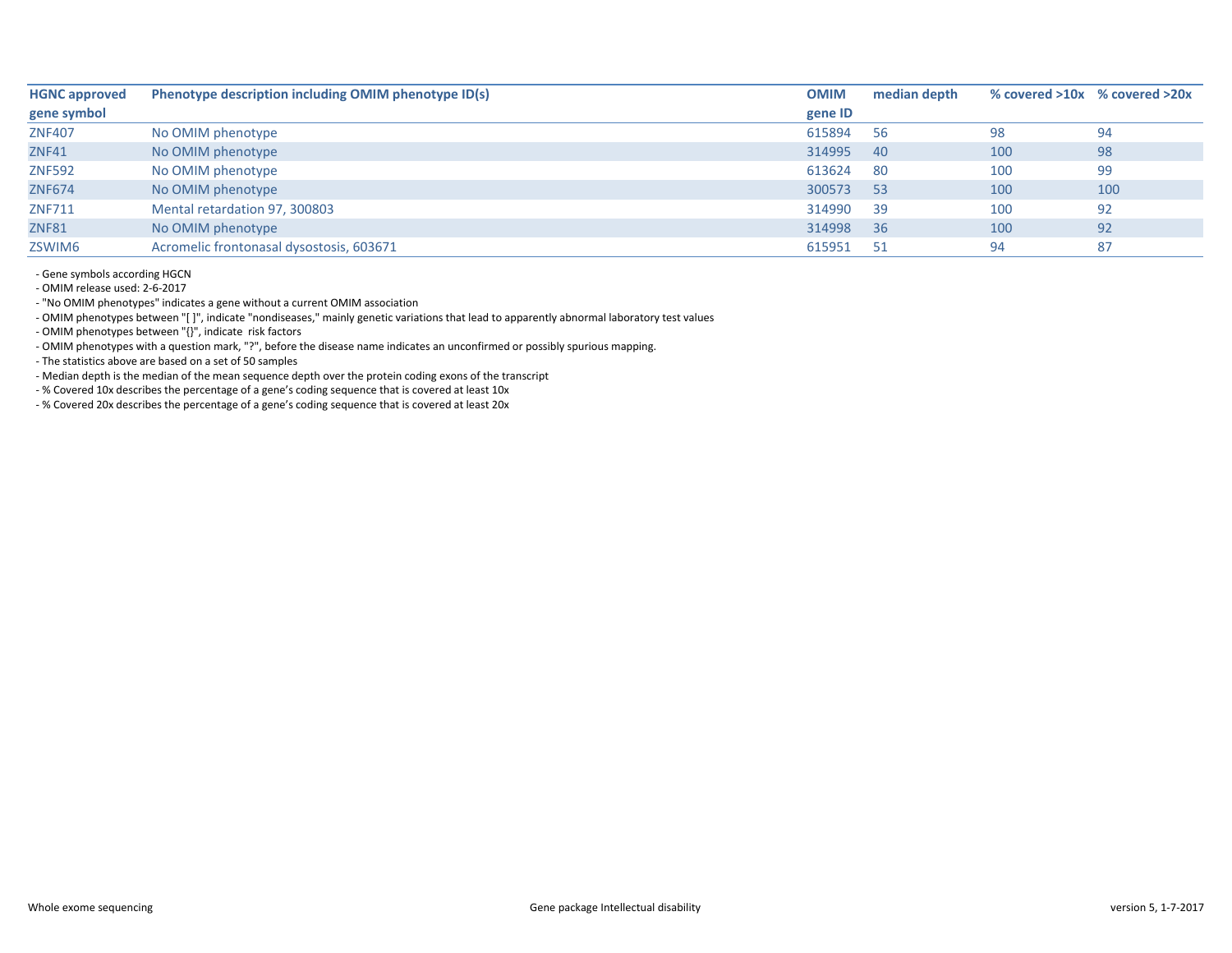| HGNC approved gene symbol | Phenotype description including OMIM phenotype ID(s) | OMIM gene ID | median depth | % covered >10x | % covered >20x |
|---|---|---|---|---|---|
| ZNF407 | No OMIM phenotype | 615894 | 56 | 98 | 94 |
| ZNF41 | No OMIM phenotype | 314995 | 40 | 100 | 98 |
| ZNF592 | No OMIM phenotype | 613624 | 80 | 100 | 99 |
| ZNF674 | No OMIM phenotype | 300573 | 53 | 100 | 100 |
| ZNF711 | Mental retardation 97, 300803 | 314990 | 39 | 100 | 92 |
| ZNF81 | No OMIM phenotype | 314998 | 36 | 100 | 92 |
| ZSWIM6 | Acromelic frontonasal dysostosis, 603671 | 615951 | 51 | 94 | 87 |

- Gene symbols according HGCN
- OMIM release used: 2-6-2017
- "No OMIM phenotypes" indicates a gene without a current OMIM association
- OMIM phenotypes between "[ ]", indicate "nondiseases," mainly genetic variations that lead to apparently abnormal laboratory test values
- OMIM phenotypes between "{}", indicate risk factors
- OMIM phenotypes with a question mark, "?", before the disease name indicates an unconfirmed or possibly spurious mapping.
- The statistics above are based on a set of 50 samples
- Median depth is the median of the mean sequence depth over the protein coding exons of the transcript
- % Covered 10x describes the percentage of a gene's coding sequence that is covered at least 10x
- % Covered 20x describes the percentage of a gene's coding sequence that is covered at least 20x